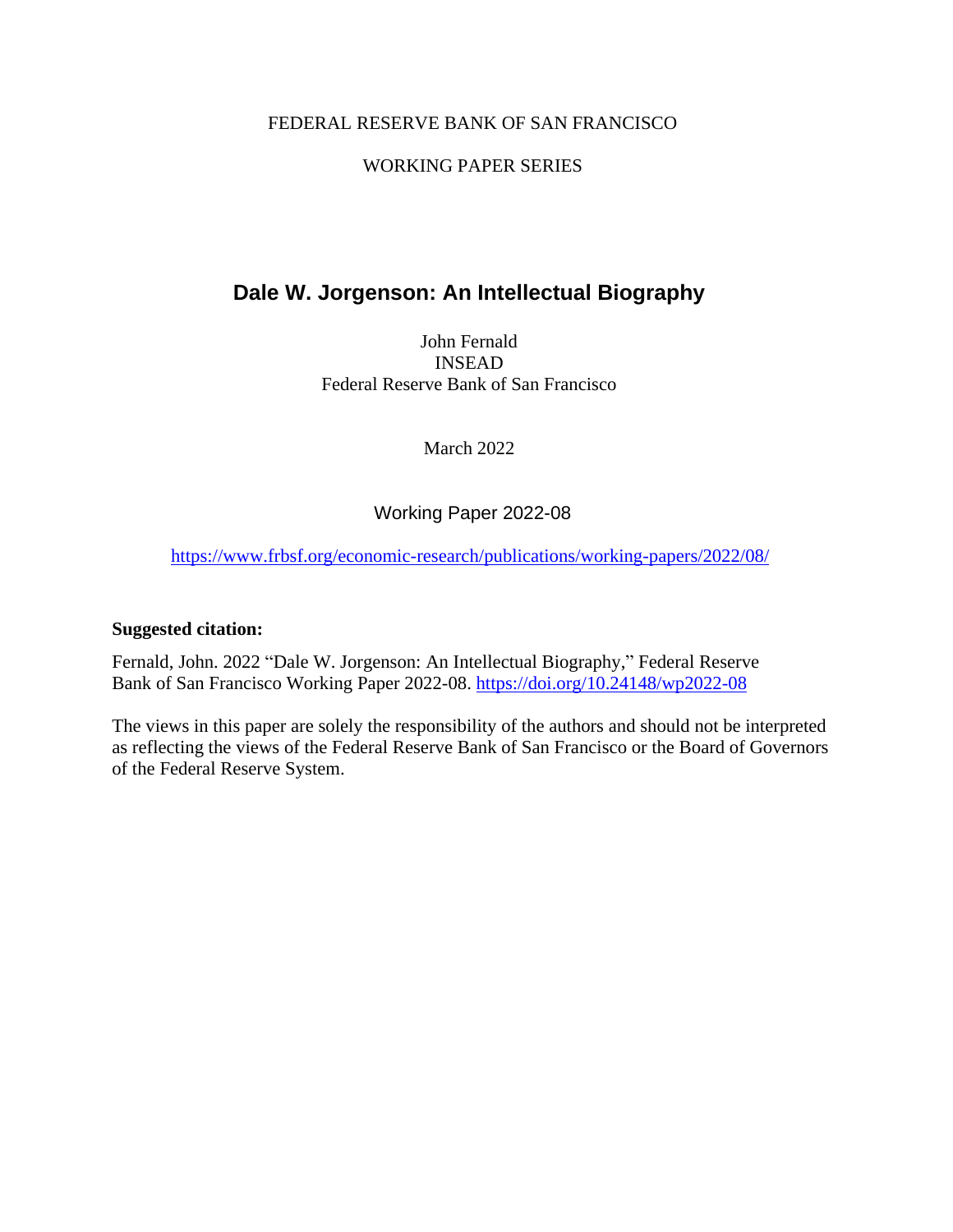FEDERAL RESERVE BANK OF SAN FRANCISCO

WORKING PAPER SERIES

# Dale W. Jorgenson: An Intellectual Biography

John Fernald
INSEAD
Federal Reserve Bank of San Francisco

March 2022

Working Paper 2022-08

https://www.frbsf.org/economic-research/publications/working-papers/2022/08/

**Suggested citation:**

Fernald, John. 2022 "Dale W. Jorgenson: An Intellectual Biography," Federal Reserve Bank of San Francisco Working Paper 2022-08. https://doi.org/10.24148/wp2022-08

The views in this paper are solely the responsibility of the authors and should not be interpreted as reflecting the views of the Federal Reserve Bank of San Francisco or the Board of Governors of the Federal Reserve System.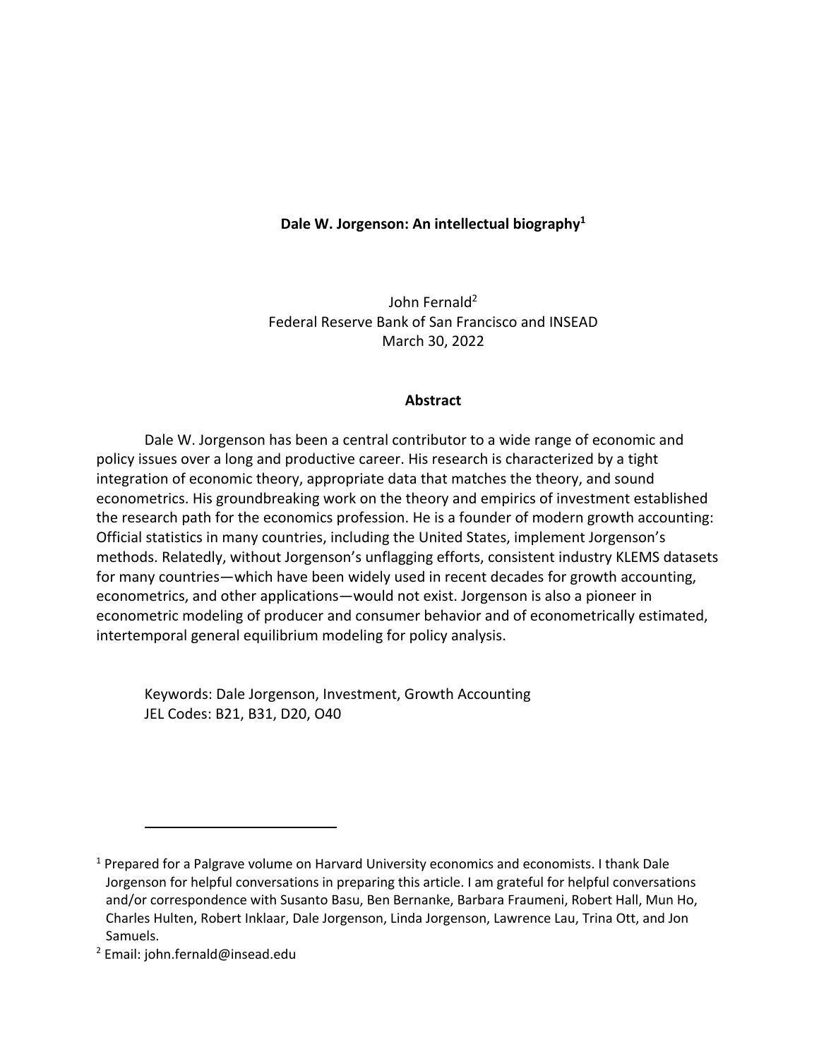**Dale W. Jorgenson: An intellectual biography[1]**

John Fernald[2]
Federal Reserve Bank of San Francisco and INSEAD
March 30, 2022

**Abstract**

Dale W. Jorgenson has been a central contributor to a wide range of economic and policy issues over a long and productive career. His research is characterized by a tight integration of economic theory, appropriate data that matches the theory, and sound econometrics. His groundbreaking work on the theory and empirics of investment established the research path for the economics profession. He is a founder of modern growth accounting: Official statistics in many countries, including the United States, implement Jorgenson's methods. Relatedly, without Jorgenson's unflagging efforts, consistent industry KLEMS datasets for many countries—which have been widely used in recent decades for growth accounting, econometrics, and other applications—would not exist. Jorgenson is also a pioneer in econometric modeling of producer and consumer behavior and of econometrically estimated, intertemporal general equilibrium modeling for policy analysis.

Keywords: Dale Jorgenson, Investment, Growth Accounting
JEL Codes: B21, B31, D20, O40

---

[1] Prepared for a Palgrave volume on Harvard University economics and economists. I thank Dale Jorgenson for helpful conversations in preparing this article. I am grateful for helpful conversations and/or correspondence with Susanto Basu, Ben Bernanke, Barbara Fraumeni, Robert Hall, Mun Ho, Charles Hulten, Robert Inklaar, Dale Jorgenson, Linda Jorgenson, Lawrence Lau, Trina Ott, and Jon Samuels.

[2] Email: john.fernald@insead.edu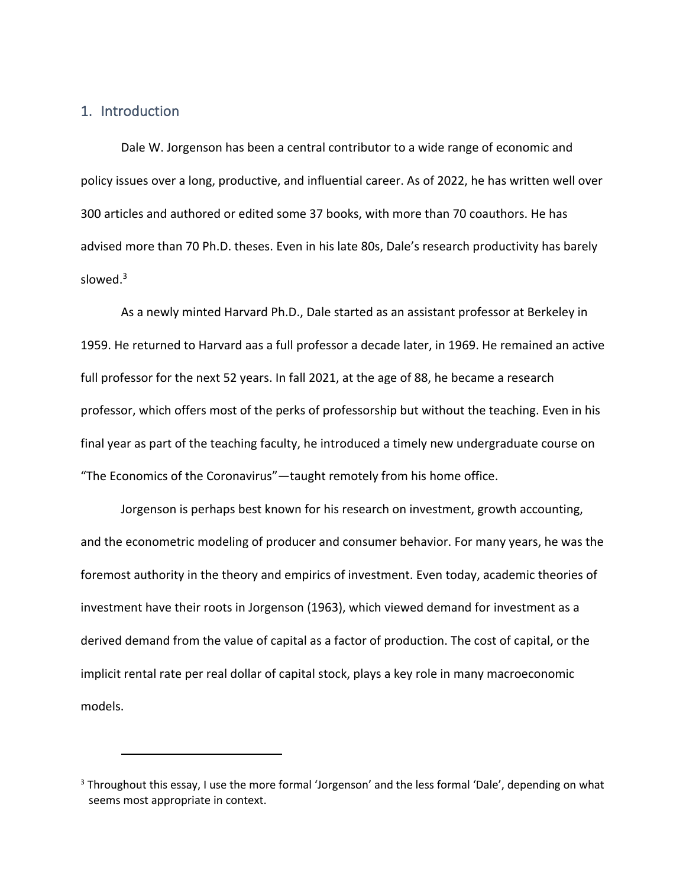## 1. Introduction

Dale W. Jorgenson has been a central contributor to a wide range of economic and policy issues over a long, productive, and influential career. As of 2022, he has written well over 300 articles and authored or edited some 37 books, with more than 70 coauthors. He has advised more than 70 Ph.D. theses. Even in his late 80s, Dale's research productivity has barely slowed.[3]

As a newly minted Harvard Ph.D., Dale started as an assistant professor at Berkeley in 1959. He returned to Harvard aas a full professor a decade later, in 1969. He remained an active full professor for the next 52 years. In fall 2021, at the age of 88, he became a research professor, which offers most of the perks of professorship but without the teaching. Even in his final year as part of the teaching faculty, he introduced a timely new undergraduate course on "The Economics of the Coronavirus"—taught remotely from his home office.

Jorgenson is perhaps best known for his research on investment, growth accounting, and the econometric modeling of producer and consumer behavior. For many years, he was the foremost authority in the theory and empirics of investment. Even today, academic theories of investment have their roots in Jorgenson (1963), which viewed demand for investment as a derived demand from the value of capital as a factor of production. The cost of capital, or the implicit rental rate per real dollar of capital stock, plays a key role in many macroeconomic models.

---

[3] Throughout this essay, I use the more formal 'Jorgenson' and the less formal 'Dale', depending on what seems most appropriate in context.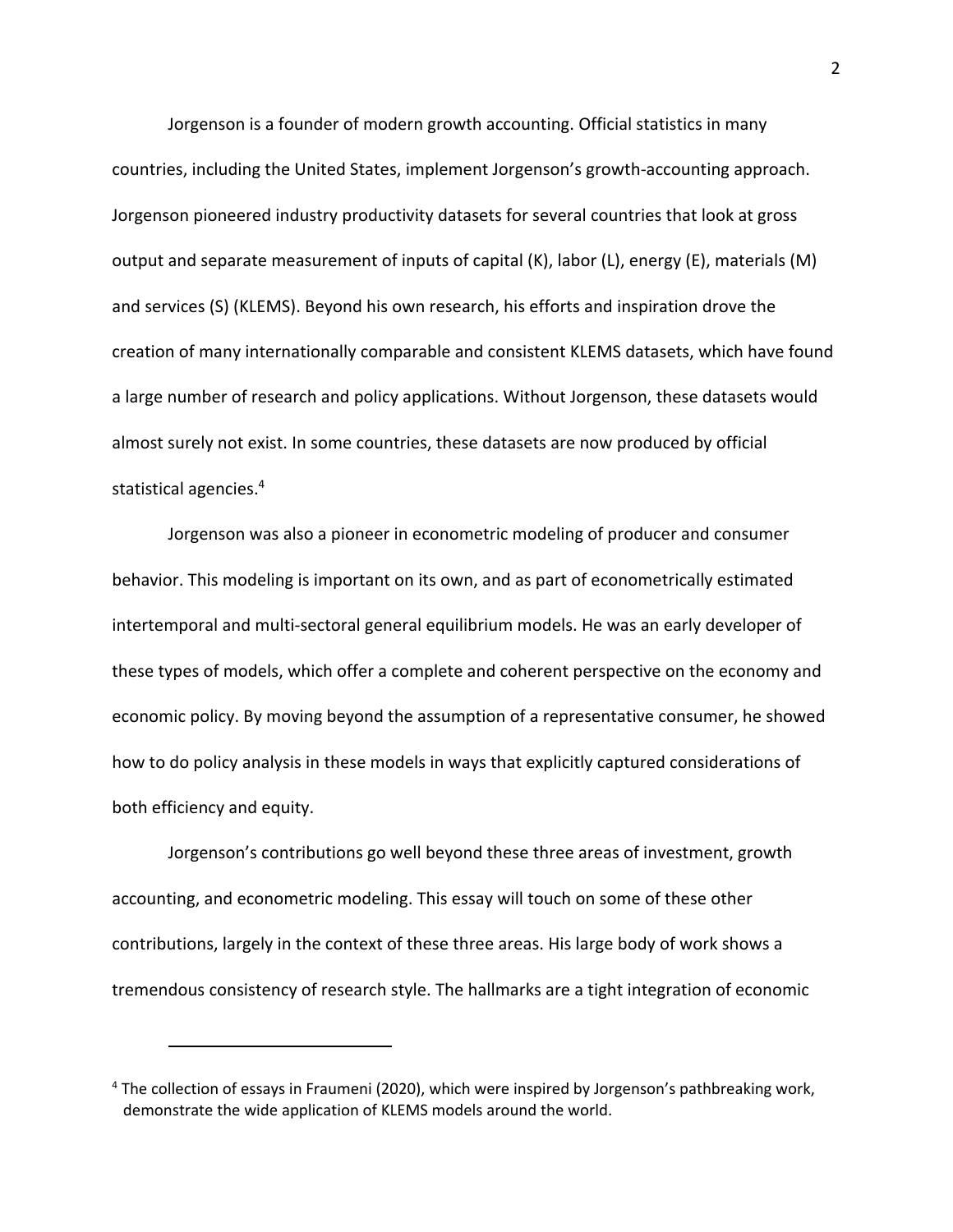Jorgenson is a founder of modern growth accounting. Official statistics in many countries, including the United States, implement Jorgenson's growth-accounting approach. Jorgenson pioneered industry productivity datasets for several countries that look at gross output and separate measurement of inputs of capital (K), labor (L), energy (E), materials (M) and services (S) (KLEMS). Beyond his own research, his efforts and inspiration drove the creation of many internationally comparable and consistent KLEMS datasets, which have found a large number of research and policy applications. Without Jorgenson, these datasets would almost surely not exist. In some countries, these datasets are now produced by official statistical agencies.[4]

Jorgenson was also a pioneer in econometric modeling of producer and consumer behavior. This modeling is important on its own, and as part of econometrically estimated intertemporal and multi-sectoral general equilibrium models. He was an early developer of these types of models, which offer a complete and coherent perspective on the economy and economic policy. By moving beyond the assumption of a representative consumer, he showed how to do policy analysis in these models in ways that explicitly captured considerations of both efficiency and equity.

Jorgenson's contributions go well beyond these three areas of investment, growth accounting, and econometric modeling. This essay will touch on some of these other contributions, largely in the context of these three areas. His large body of work shows a tremendous consistency of research style. The hallmarks are a tight integration of economic

[4] The collection of essays in Fraumeni (2020), which were inspired by Jorgenson's pathbreaking work, demonstrate the wide application of KLEMS models around the world.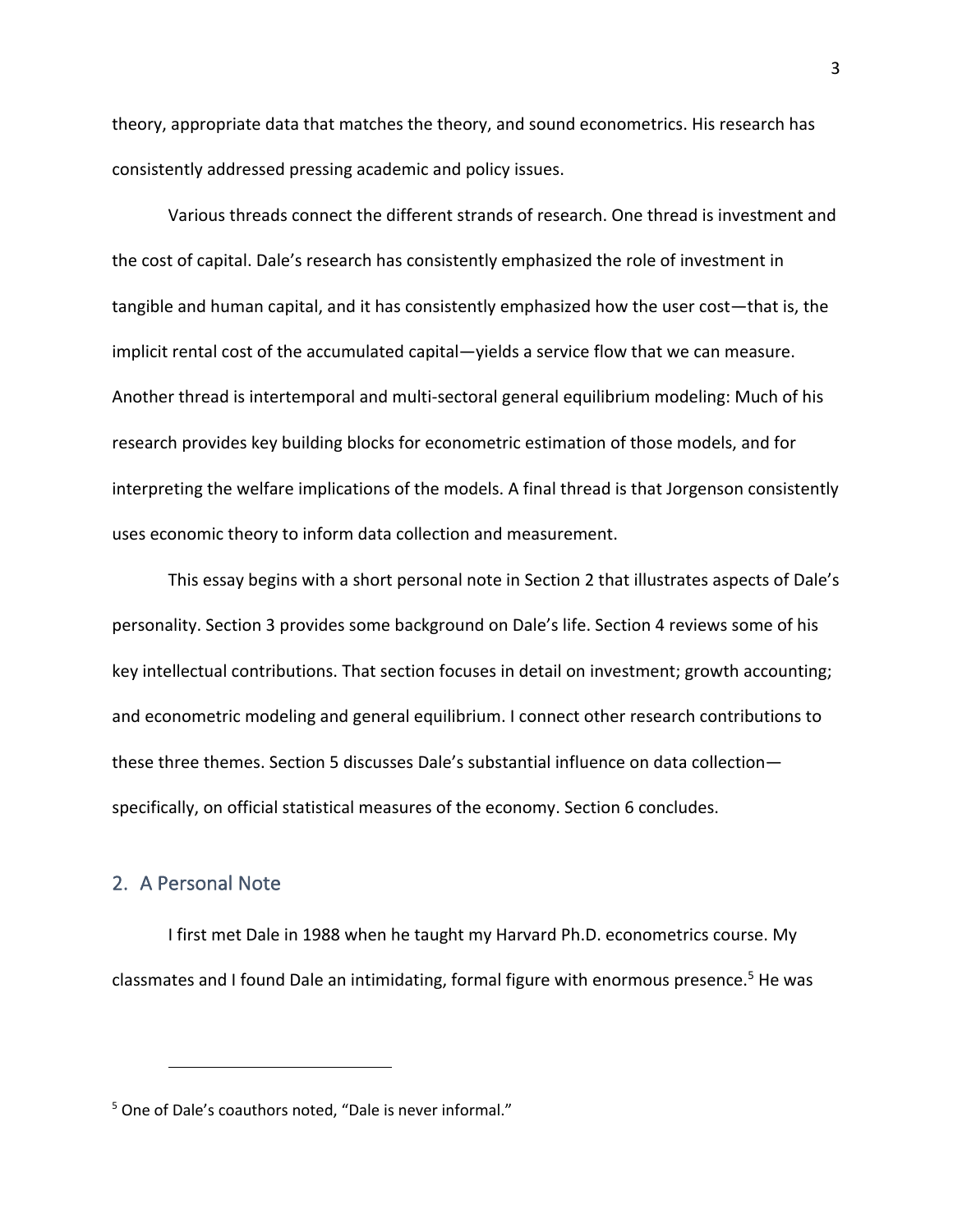theory, appropriate data that matches the theory, and sound econometrics. His research has consistently addressed pressing academic and policy issues.

Various threads connect the different strands of research. One thread is investment and the cost of capital. Dale's research has consistently emphasized the role of investment in tangible and human capital, and it has consistently emphasized how the user cost—that is, the implicit rental cost of the accumulated capital—yields a service flow that we can measure. Another thread is intertemporal and multi-sectoral general equilibrium modeling: Much of his research provides key building blocks for econometric estimation of those models, and for interpreting the welfare implications of the models. A final thread is that Jorgenson consistently uses economic theory to inform data collection and measurement.

This essay begins with a short personal note in Section 2 that illustrates aspects of Dale's personality. Section 3 provides some background on Dale's life. Section 4 reviews some of his key intellectual contributions. That section focuses in detail on investment; growth accounting; and econometric modeling and general equilibrium. I connect other research contributions to these three themes. Section 5 discusses Dale's substantial influence on data collection—specifically, on official statistical measures of the economy. Section 6 concludes.

## 2. A Personal Note

I first met Dale in 1988 when he taught my Harvard Ph.D. econometrics course. My classmates and I found Dale an intimidating, formal figure with enormous presence.[5] He was

[5] One of Dale's coauthors noted, "Dale is never informal."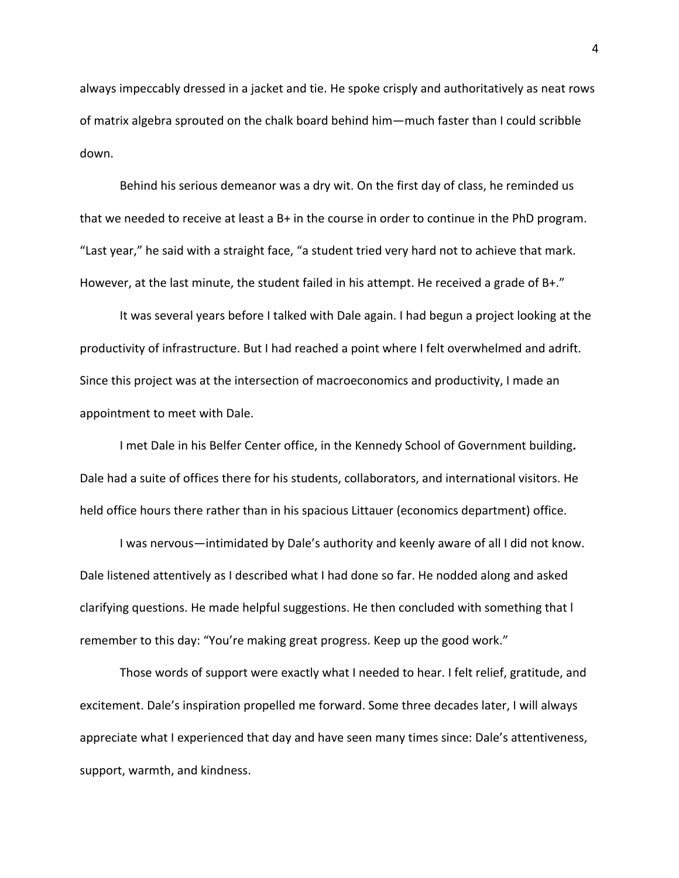always impeccably dressed in a jacket and tie. He spoke crisply and authoritatively as neat rows of matrix algebra sprouted on the chalk board behind him—much faster than I could scribble down.

Behind his serious demeanor was a dry wit. On the first day of class, he reminded us that we needed to receive at least a B+ in the course in order to continue in the PhD program. "Last year," he said with a straight face, "a student tried very hard not to achieve that mark. However, at the last minute, the student failed in his attempt. He received a grade of B+."

It was several years before I talked with Dale again. I had begun a project looking at the productivity of infrastructure. But I had reached a point where I felt overwhelmed and adrift. Since this project was at the intersection of macroeconomics and productivity, I made an appointment to meet with Dale.

I met Dale in his Belfer Center office, in the Kennedy School of Government building**.** Dale had a suite of offices there for his students, collaborators, and international visitors. He held office hours there rather than in his spacious Littauer (economics department) office.

I was nervous—intimidated by Dale's authority and keenly aware of all I did not know. Dale listened attentively as I described what I had done so far. He nodded along and asked clarifying questions. He made helpful suggestions. He then concluded with something that I remember to this day: "You're making great progress. Keep up the good work."

Those words of support were exactly what I needed to hear. I felt relief, gratitude, and excitement. Dale's inspiration propelled me forward. Some three decades later, I will always appreciate what I experienced that day and have seen many times since: Dale's attentiveness, support, warmth, and kindness.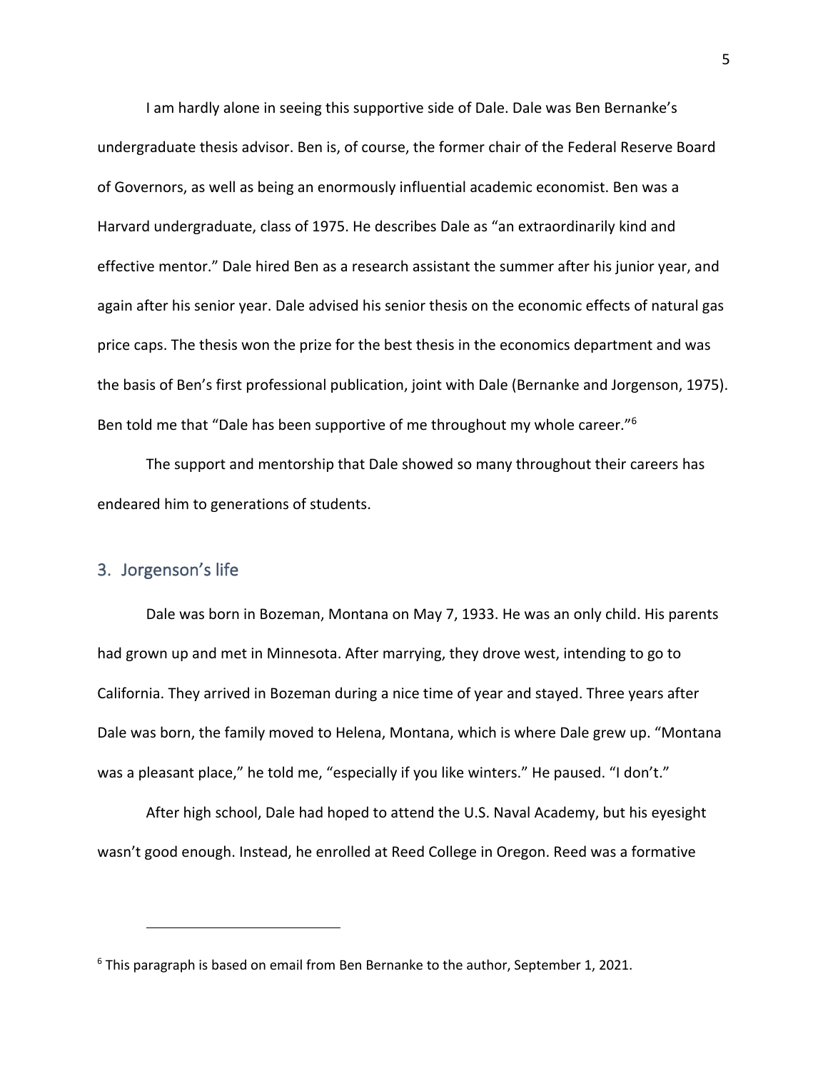I am hardly alone in seeing this supportive side of Dale. Dale was Ben Bernanke's undergraduate thesis advisor. Ben is, of course, the former chair of the Federal Reserve Board of Governors, as well as being an enormously influential academic economist. Ben was a Harvard undergraduate, class of 1975. He describes Dale as "an extraordinarily kind and effective mentor." Dale hired Ben as a research assistant the summer after his junior year, and again after his senior year. Dale advised his senior thesis on the economic effects of natural gas price caps. The thesis won the prize for the best thesis in the economics department and was the basis of Ben's first professional publication, joint with Dale (Bernanke and Jorgenson, 1975). Ben told me that "Dale has been supportive of me throughout my whole career."[6]

The support and mentorship that Dale showed so many throughout their careers has endeared him to generations of students.

## 3. Jorgenson's life

Dale was born in Bozeman, Montana on May 7, 1933. He was an only child. His parents had grown up and met in Minnesota. After marrying, they drove west, intending to go to California. They arrived in Bozeman during a nice time of year and stayed. Three years after Dale was born, the family moved to Helena, Montana, which is where Dale grew up. "Montana was a pleasant place," he told me, "especially if you like winters." He paused. "I don't."

After high school, Dale had hoped to attend the U.S. Naval Academy, but his eyesight wasn't good enough. Instead, he enrolled at Reed College in Oregon. Reed was a formative

---

[6] This paragraph is based on email from Ben Bernanke to the author, September 1, 2021.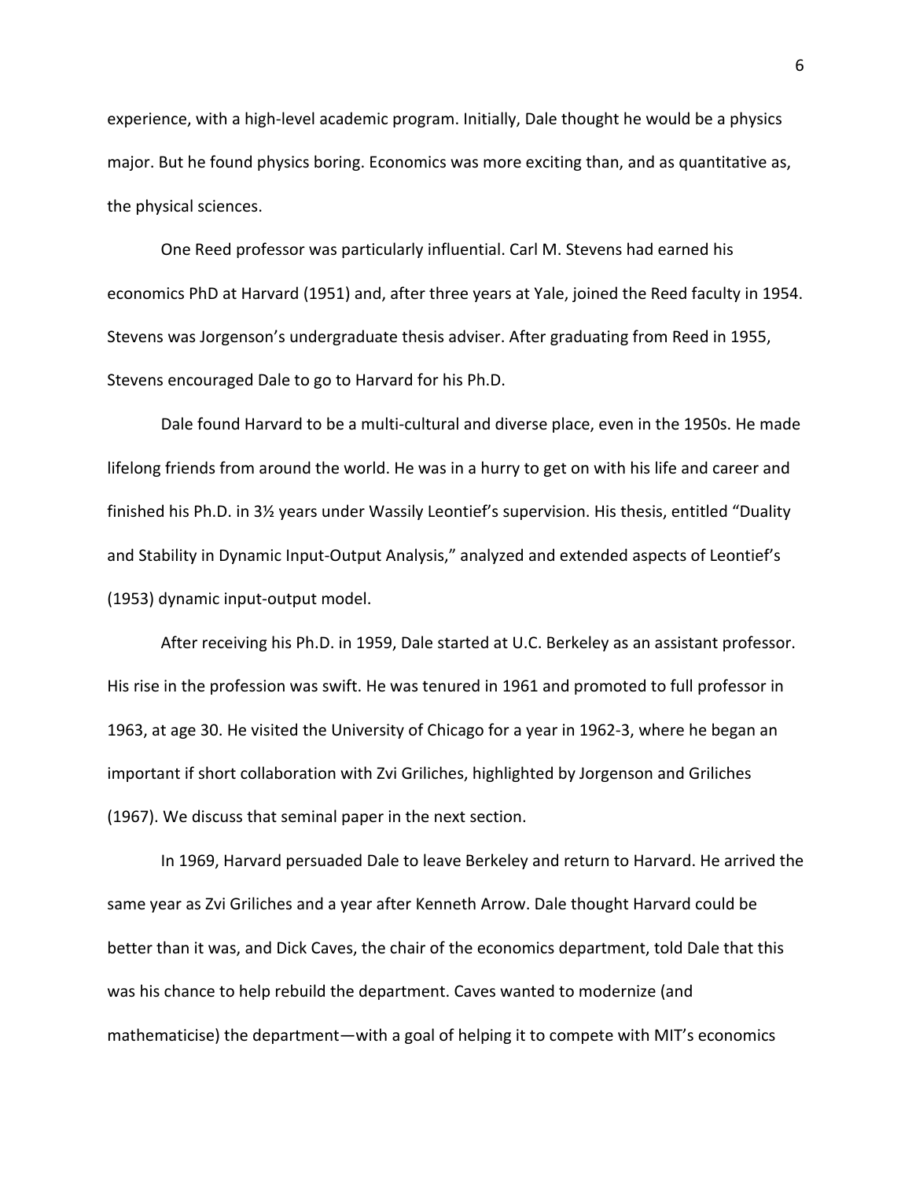experience, with a high-level academic program. Initially, Dale thought he would be a physics major. But he found physics boring. Economics was more exciting than, and as quantitative as, the physical sciences.

One Reed professor was particularly influential. Carl M. Stevens had earned his economics PhD at Harvard (1951) and, after three years at Yale, joined the Reed faculty in 1954. Stevens was Jorgenson's undergraduate thesis adviser. After graduating from Reed in 1955, Stevens encouraged Dale to go to Harvard for his Ph.D.

Dale found Harvard to be a multi-cultural and diverse place, even in the 1950s. He made lifelong friends from around the world. He was in a hurry to get on with his life and career and finished his Ph.D. in 3½ years under Wassily Leontief's supervision. His thesis, entitled "Duality and Stability in Dynamic Input-Output Analysis," analyzed and extended aspects of Leontief's (1953) dynamic input-output model.

After receiving his Ph.D. in 1959, Dale started at U.C. Berkeley as an assistant professor. His rise in the profession was swift. He was tenured in 1961 and promoted to full professor in 1963, at age 30. He visited the University of Chicago for a year in 1962-3, where he began an important if short collaboration with Zvi Griliches, highlighted by Jorgenson and Griliches (1967). We discuss that seminal paper in the next section.

In 1969, Harvard persuaded Dale to leave Berkeley and return to Harvard. He arrived the same year as Zvi Griliches and a year after Kenneth Arrow. Dale thought Harvard could be better than it was, and Dick Caves, the chair of the economics department, told Dale that this was his chance to help rebuild the department. Caves wanted to modernize (and mathematicise) the department—with a goal of helping it to compete with MIT's economics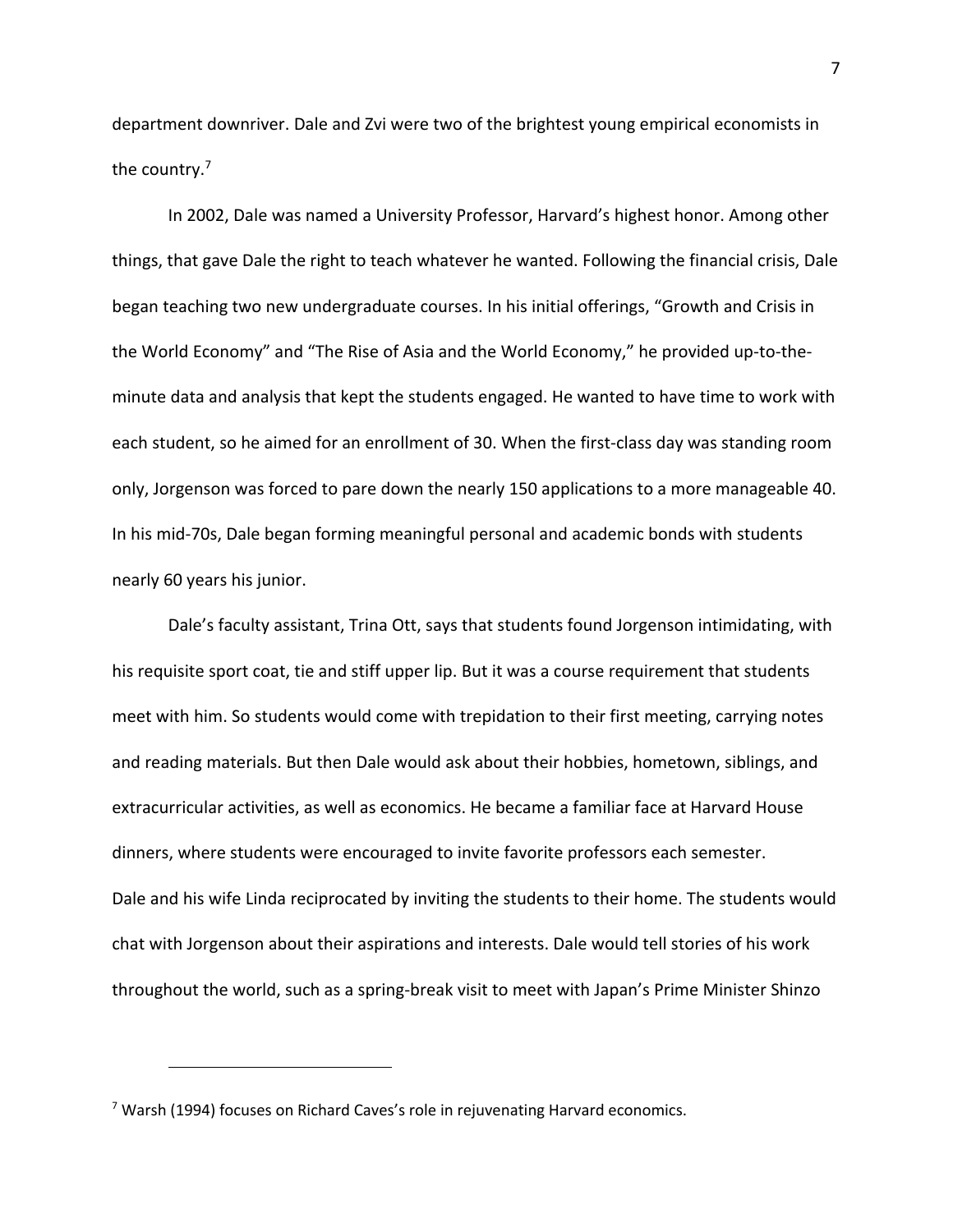department downriver. Dale and Zvi were two of the brightest young empirical economists in the country.[7]

In 2002, Dale was named a University Professor, Harvard's highest honor. Among other things, that gave Dale the right to teach whatever he wanted. Following the financial crisis, Dale began teaching two new undergraduate courses. In his initial offerings, "Growth and Crisis in the World Economy" and "The Rise of Asia and the World Economy," he provided up-to-the-minute data and analysis that kept the students engaged. He wanted to have time to work with each student, so he aimed for an enrollment of 30. When the first-class day was standing room only, Jorgenson was forced to pare down the nearly 150 applications to a more manageable 40. In his mid-70s, Dale began forming meaningful personal and academic bonds with students nearly 60 years his junior.

Dale's faculty assistant, Trina Ott, says that students found Jorgenson intimidating, with his requisite sport coat, tie and stiff upper lip. But it was a course requirement that students meet with him. So students would come with trepidation to their first meeting, carrying notes and reading materials. But then Dale would ask about their hobbies, hometown, siblings, and extracurricular activities, as well as economics. He became a familiar face at Harvard House dinners, where students were encouraged to invite favorite professors each semester. Dale and his wife Linda reciprocated by inviting the students to their home. The students would chat with Jorgenson about their aspirations and interests. Dale would tell stories of his work throughout the world, such as a spring-break visit to meet with Japan's Prime Minister Shinzo

---

[7] Warsh (1994) focuses on Richard Caves's role in rejuvenating Harvard economics.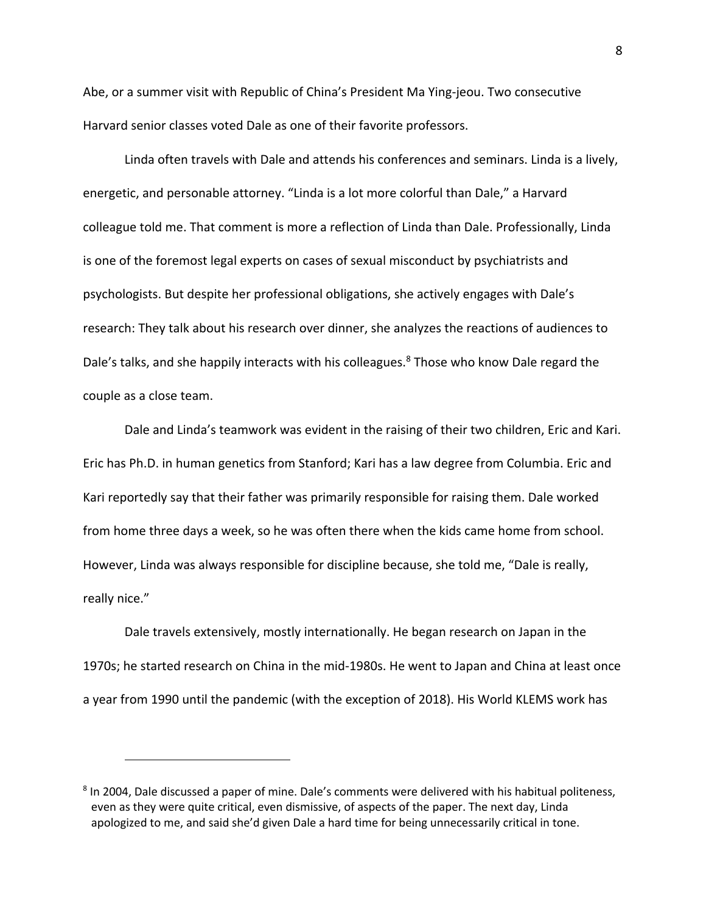Abe, or a summer visit with Republic of China's President Ma Ying-jeou. Two consecutive Harvard senior classes voted Dale as one of their favorite professors.

Linda often travels with Dale and attends his conferences and seminars. Linda is a lively, energetic, and personable attorney. "Linda is a lot more colorful than Dale," a Harvard colleague told me. That comment is more a reflection of Linda than Dale. Professionally, Linda is one of the foremost legal experts on cases of sexual misconduct by psychiatrists and psychologists. But despite her professional obligations, she actively engages with Dale's research: They talk about his research over dinner, she analyzes the reactions of audiences to Dale's talks, and she happily interacts with his colleagues.[8] Those who know Dale regard the couple as a close team.

Dale and Linda's teamwork was evident in the raising of their two children, Eric and Kari. Eric has Ph.D. in human genetics from Stanford; Kari has a law degree from Columbia. Eric and Kari reportedly say that their father was primarily responsible for raising them. Dale worked from home three days a week, so he was often there when the kids came home from school. However, Linda was always responsible for discipline because, she told me, "Dale is really, really nice."

Dale travels extensively, mostly internationally. He began research on Japan in the 1970s; he started research on China in the mid-1980s. He went to Japan and China at least once a year from 1990 until the pandemic (with the exception of 2018). His World KLEMS work has

---

[8] In 2004, Dale discussed a paper of mine. Dale's comments were delivered with his habitual politeness, even as they were quite critical, even dismissive, of aspects of the paper. The next day, Linda apologized to me, and said she'd given Dale a hard time for being unnecessarily critical in tone.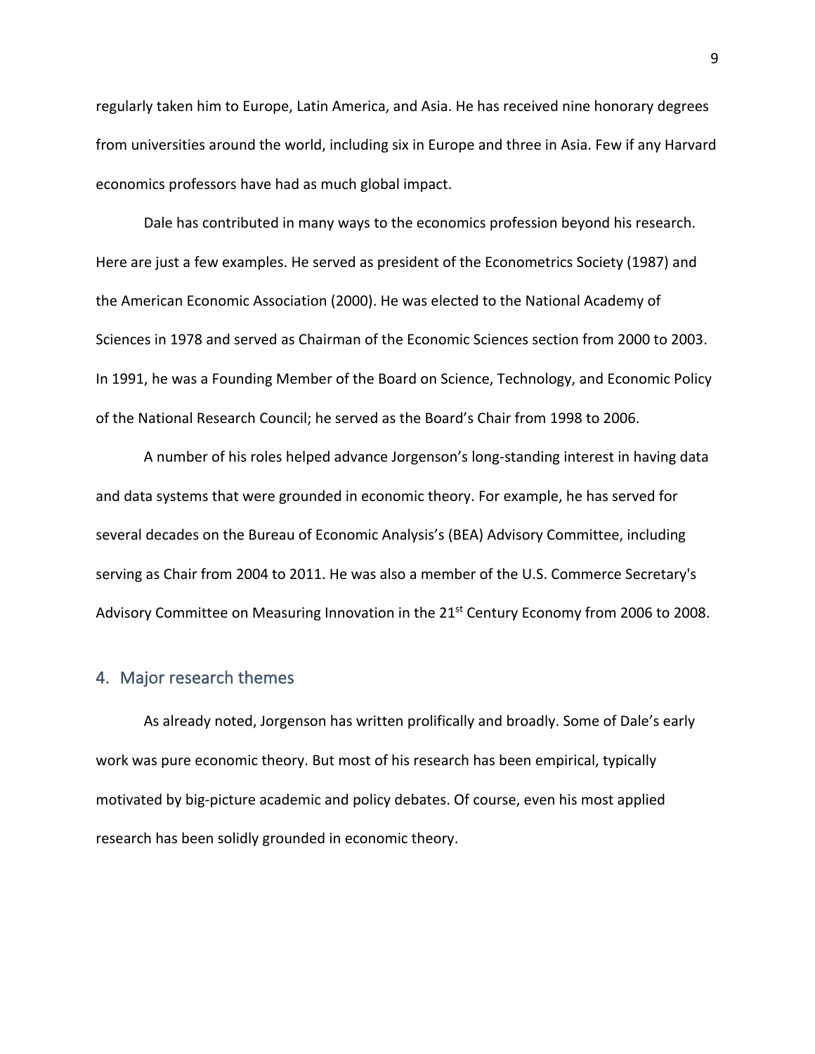regularly taken him to Europe, Latin America, and Asia. He has received nine honorary degrees from universities around the world, including six in Europe and three in Asia. Few if any Harvard economics professors have had as much global impact.

Dale has contributed in many ways to the economics profession beyond his research. Here are just a few examples. He served as president of the Econometrics Society (1987) and the American Economic Association (2000). He was elected to the National Academy of Sciences in 1978 and served as Chairman of the Economic Sciences section from 2000 to 2003. In 1991, he was a Founding Member of the Board on Science, Technology, and Economic Policy of the National Research Council; he served as the Board's Chair from 1998 to 2006.

A number of his roles helped advance Jorgenson's long-standing interest in having data and data systems that were grounded in economic theory. For example, he has served for several decades on the Bureau of Economic Analysis's (BEA) Advisory Committee, including serving as Chair from 2004 to 2011. He was also a member of the U.S. Commerce Secretary's Advisory Committee on Measuring Innovation in the 21st Century Economy from 2006 to 2008.

## 4. Major research themes

As already noted, Jorgenson has written prolifically and broadly. Some of Dale's early work was pure economic theory. But most of his research has been empirical, typically motivated by big-picture academic and policy debates. Of course, even his most applied research has been solidly grounded in economic theory.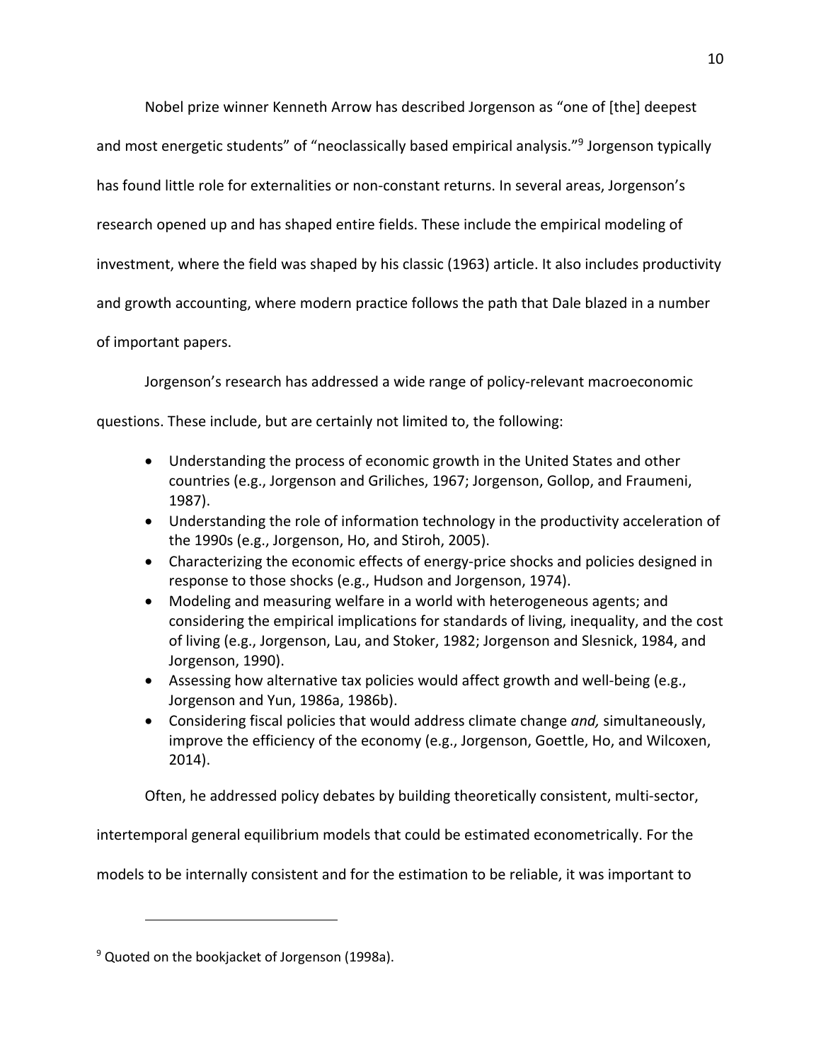Nobel prize winner Kenneth Arrow has described Jorgenson as "one of [the] deepest and most energetic students" of "neoclassically based empirical analysis."[9] Jorgenson typically has found little role for externalities or non-constant returns. In several areas, Jorgenson's research opened up and has shaped entire fields. These include the empirical modeling of investment, where the field was shaped by his classic (1963) article. It also includes productivity and growth accounting, where modern practice follows the path that Dale blazed in a number of important papers.

Jorgenson's research has addressed a wide range of policy-relevant macroeconomic questions. These include, but are certainly not limited to, the following:

- Understanding the process of economic growth in the United States and other countries (e.g., Jorgenson and Griliches, 1967; Jorgenson, Gollop, and Fraumeni, 1987).
- Understanding the role of information technology in the productivity acceleration of the 1990s (e.g., Jorgenson, Ho, and Stiroh, 2005).
- Characterizing the economic effects of energy-price shocks and policies designed in response to those shocks (e.g., Hudson and Jorgenson, 1974).
- Modeling and measuring welfare in a world with heterogeneous agents; and considering the empirical implications for standards of living, inequality, and the cost of living (e.g., Jorgenson, Lau, and Stoker, 1982; Jorgenson and Slesnick, 1984, and Jorgenson, 1990).
- Assessing how alternative tax policies would affect growth and well-being (e.g., Jorgenson and Yun, 1986a, 1986b).
- Considering fiscal policies that would address climate change *and,* simultaneously, improve the efficiency of the economy (e.g., Jorgenson, Goettle, Ho, and Wilcoxen, 2014).

Often, he addressed policy debates by building theoretically consistent, multi-sector, intertemporal general equilibrium models that could be estimated econometrically. For the models to be internally consistent and for the estimation to be reliable, it was important to

[9] Quoted on the bookjacket of Jorgenson (1998a).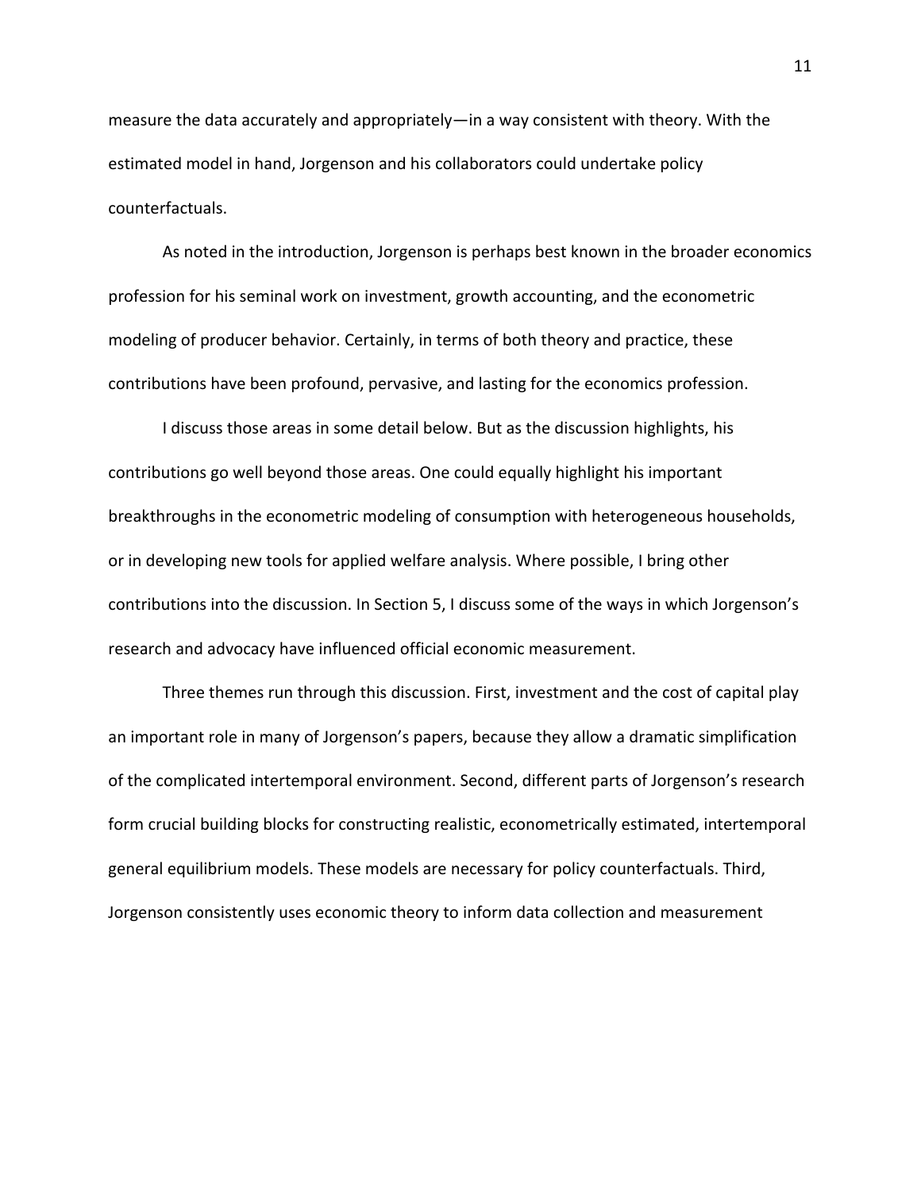measure the data accurately and appropriately—in a way consistent with theory. With the estimated model in hand, Jorgenson and his collaborators could undertake policy counterfactuals.

As noted in the introduction, Jorgenson is perhaps best known in the broader economics profession for his seminal work on investment, growth accounting, and the econometric modeling of producer behavior. Certainly, in terms of both theory and practice, these contributions have been profound, pervasive, and lasting for the economics profession.

I discuss those areas in some detail below. But as the discussion highlights, his contributions go well beyond those areas. One could equally highlight his important breakthroughs in the econometric modeling of consumption with heterogeneous households, or in developing new tools for applied welfare analysis. Where possible, I bring other contributions into the discussion. In Section 5, I discuss some of the ways in which Jorgenson's research and advocacy have influenced official economic measurement.

Three themes run through this discussion. First, investment and the cost of capital play an important role in many of Jorgenson's papers, because they allow a dramatic simplification of the complicated intertemporal environment. Second, different parts of Jorgenson's research form crucial building blocks for constructing realistic, econometrically estimated, intertemporal general equilibrium models. These models are necessary for policy counterfactuals. Third, Jorgenson consistently uses economic theory to inform data collection and measurement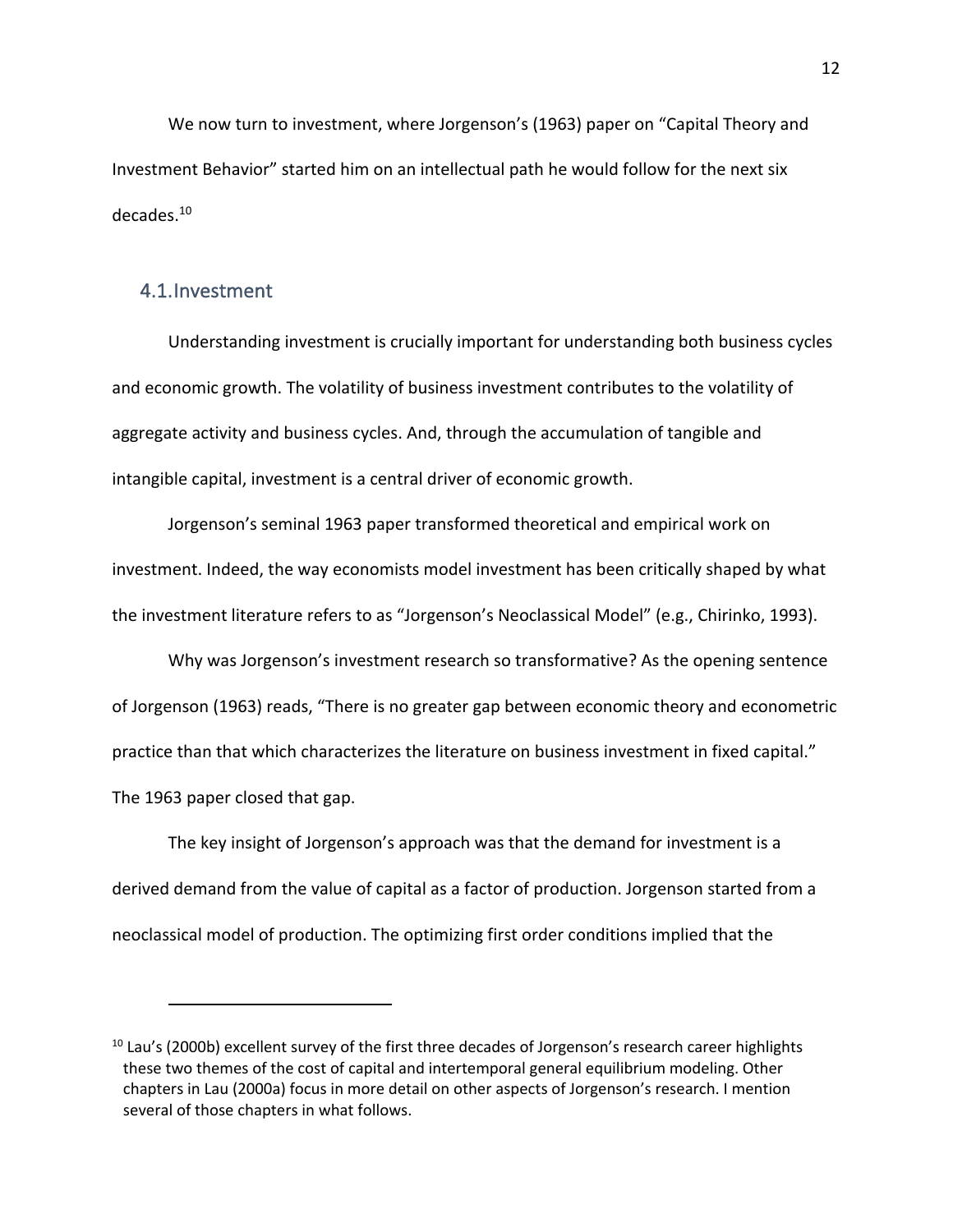We now turn to investment, where Jorgenson's (1963) paper on "Capital Theory and Investment Behavior" started him on an intellectual path he would follow for the next six decades.[10]

## 4.1. Investment

Understanding investment is crucially important for understanding both business cycles and economic growth. The volatility of business investment contributes to the volatility of aggregate activity and business cycles. And, through the accumulation of tangible and intangible capital, investment is a central driver of economic growth.

Jorgenson's seminal 1963 paper transformed theoretical and empirical work on investment. Indeed, the way economists model investment has been critically shaped by what the investment literature refers to as "Jorgenson's Neoclassical Model" (e.g., Chirinko, 1993).

Why was Jorgenson's investment research so transformative? As the opening sentence of Jorgenson (1963) reads, "There is no greater gap between economic theory and econometric practice than that which characterizes the literature on business investment in fixed capital." The 1963 paper closed that gap.

The key insight of Jorgenson's approach was that the demand for investment is a derived demand from the value of capital as a factor of production. Jorgenson started from a neoclassical model of production. The optimizing first order conditions implied that the

[10] Lau's (2000b) excellent survey of the first three decades of Jorgenson's research career highlights these two themes of the cost of capital and intertemporal general equilibrium modeling. Other chapters in Lau (2000a) focus in more detail on other aspects of Jorgenson's research. I mention several of those chapters in what follows.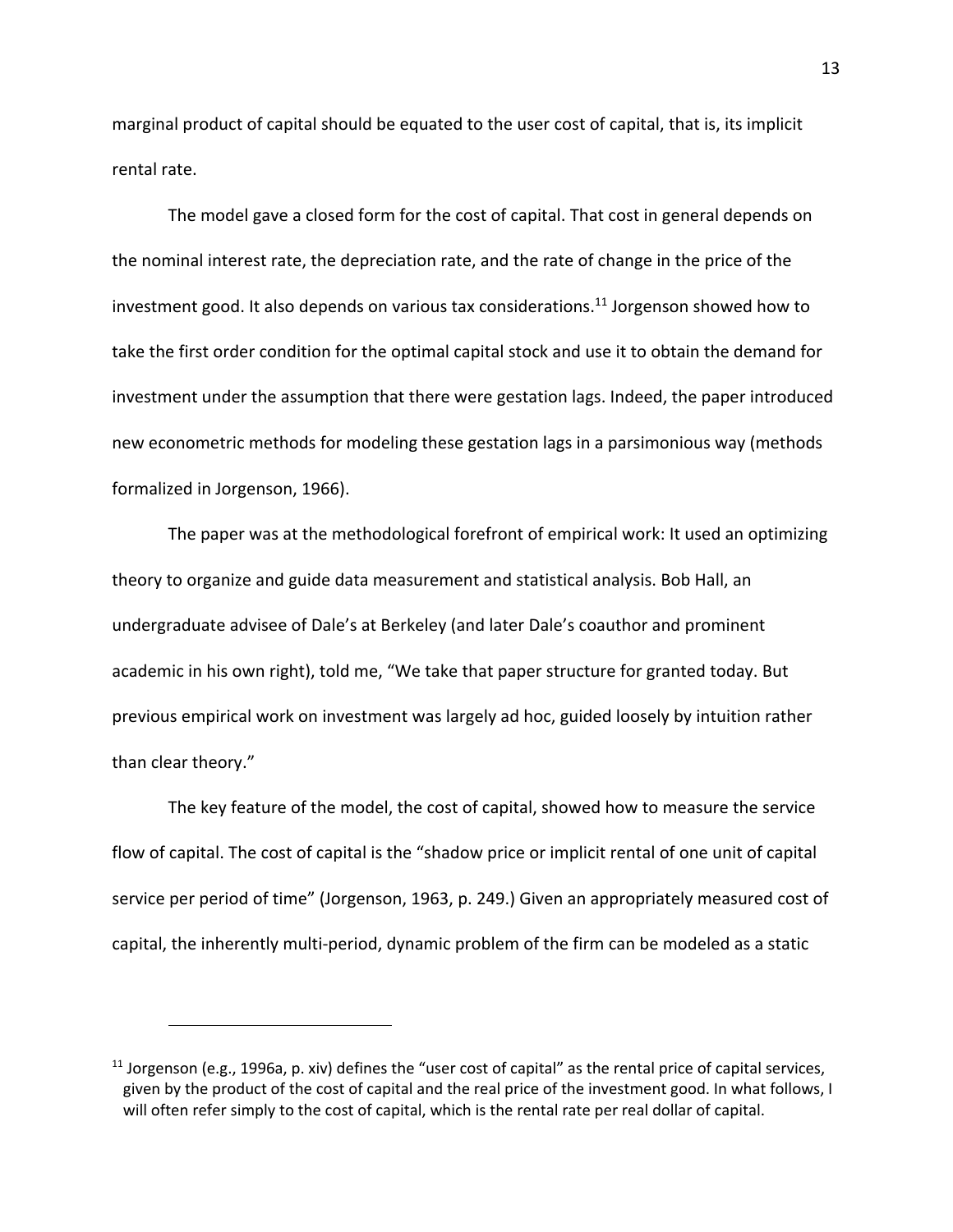marginal product of capital should be equated to the user cost of capital, that is, its implicit rental rate.

The model gave a closed form for the cost of capital. That cost in general depends on the nominal interest rate, the depreciation rate, and the rate of change in the price of the investment good. It also depends on various tax considerations.[11] Jorgenson showed how to take the first order condition for the optimal capital stock and use it to obtain the demand for investment under the assumption that there were gestation lags. Indeed, the paper introduced new econometric methods for modeling these gestation lags in a parsimonious way (methods formalized in Jorgenson, 1966).

The paper was at the methodological forefront of empirical work: It used an optimizing theory to organize and guide data measurement and statistical analysis. Bob Hall, an undergraduate advisee of Dale's at Berkeley (and later Dale's coauthor and prominent academic in his own right), told me, "We take that paper structure for granted today. But previous empirical work on investment was largely ad hoc, guided loosely by intuition rather than clear theory."

The key feature of the model, the cost of capital, showed how to measure the service flow of capital. The cost of capital is the "shadow price or implicit rental of one unit of capital service per period of time" (Jorgenson, 1963, p. 249.) Given an appropriately measured cost of capital, the inherently multi-period, dynamic problem of the firm can be modeled as a static

[11] Jorgenson (e.g., 1996a, p. xiv) defines the "user cost of capital" as the rental price of capital services, given by the product of the cost of capital and the real price of the investment good. In what follows, I will often refer simply to the cost of capital, which is the rental rate per real dollar of capital.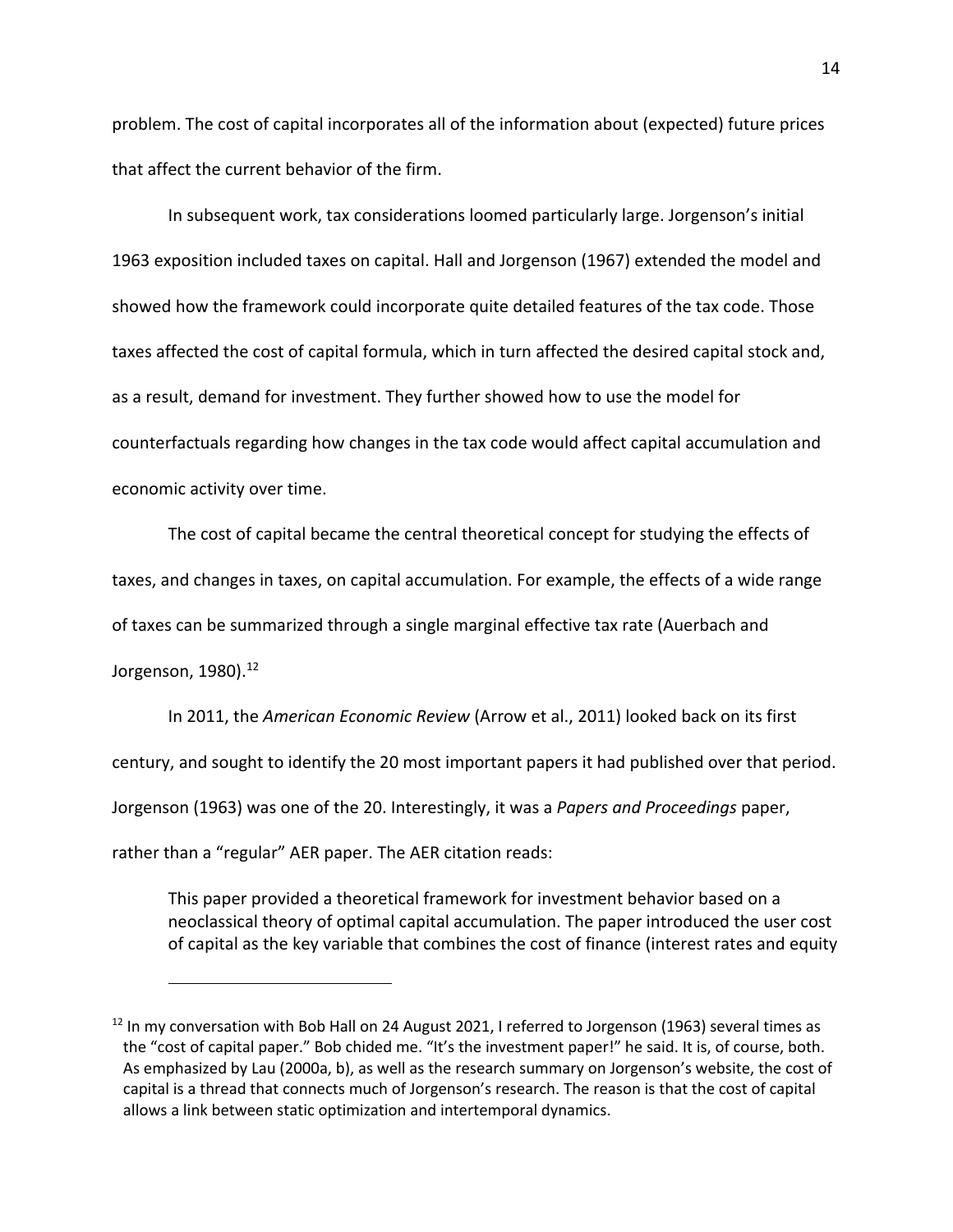problem. The cost of capital incorporates all of the information about (expected) future prices that affect the current behavior of the firm.

In subsequent work, tax considerations loomed particularly large. Jorgenson's initial 1963 exposition included taxes on capital. Hall and Jorgenson (1967) extended the model and showed how the framework could incorporate quite detailed features of the tax code. Those taxes affected the cost of capital formula, which in turn affected the desired capital stock and, as a result, demand for investment. They further showed how to use the model for counterfactuals regarding how changes in the tax code would affect capital accumulation and economic activity over time.

The cost of capital became the central theoretical concept for studying the effects of taxes, and changes in taxes, on capital accumulation. For example, the effects of a wide range of taxes can be summarized through a single marginal effective tax rate (Auerbach and Jorgenson, 1980).[12]

In 2011, the *American Economic Review* (Arrow et al., 2011) looked back on its first century, and sought to identify the 20 most important papers it had published over that period. Jorgenson (1963) was one of the 20. Interestingly, it was a *Papers and Proceedings* paper, rather than a "regular" AER paper. The AER citation reads:

> This paper provided a theoretical framework for investment behavior based on a neoclassical theory of optimal capital accumulation. The paper introduced the user cost of capital as the key variable that combines the cost of finance (interest rates and equity

[12] In my conversation with Bob Hall on 24 August 2021, I referred to Jorgenson (1963) several times as the "cost of capital paper." Bob chided me. "It's the investment paper!" he said. It is, of course, both. As emphasized by Lau (2000a, b), as well as the research summary on Jorgenson's website, the cost of capital is a thread that connects much of Jorgenson's research. The reason is that the cost of capital allows a link between static optimization and intertemporal dynamics.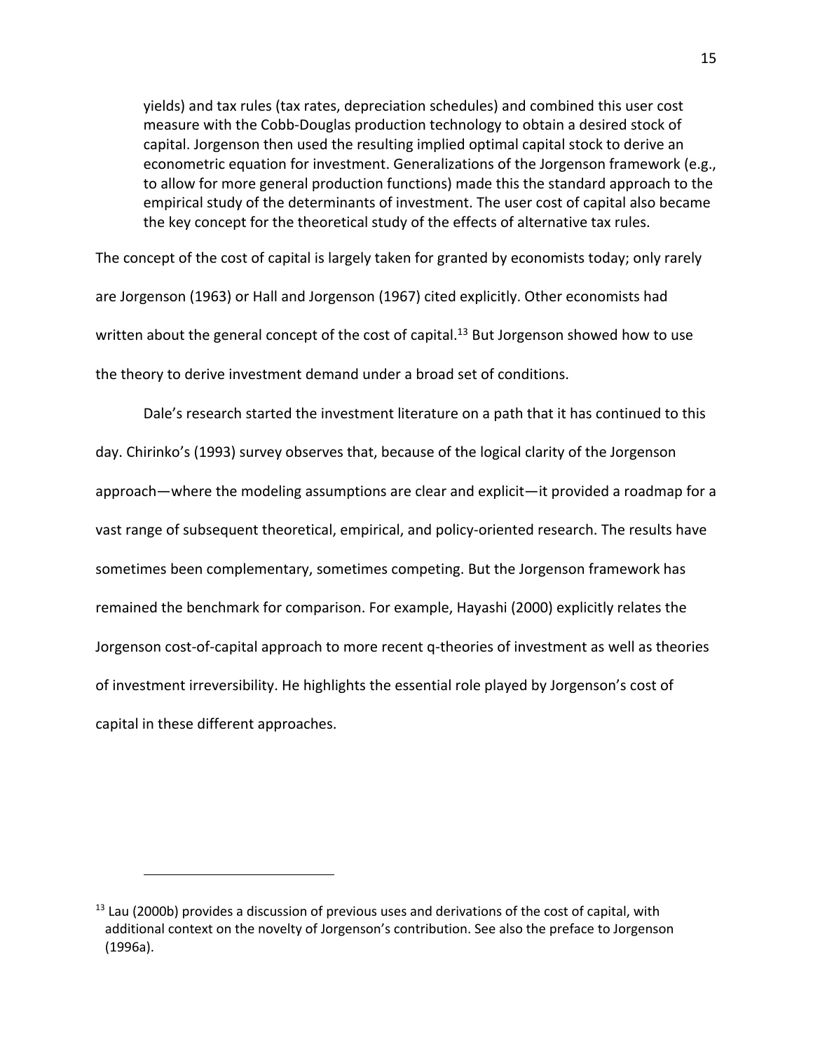> yields) and tax rules (tax rates, depreciation schedules) and combined this user cost measure with the Cobb-Douglas production technology to obtain a desired stock of capital. Jorgenson then used the resulting implied optimal capital stock to derive an econometric equation for investment. Generalizations of the Jorgenson framework (e.g., to allow for more general production functions) made this the standard approach to the empirical study of the determinants of investment. The user cost of capital also became the key concept for the theoretical study of the effects of alternative tax rules.

The concept of the cost of capital is largely taken for granted by economists today; only rarely are Jorgenson (1963) or Hall and Jorgenson (1967) cited explicitly. Other economists had written about the general concept of the cost of capital.[13] But Jorgenson showed how to use the theory to derive investment demand under a broad set of conditions.

Dale's research started the investment literature on a path that it has continued to this day. Chirinko's (1993) survey observes that, because of the logical clarity of the Jorgenson approach—where the modeling assumptions are clear and explicit—it provided a roadmap for a vast range of subsequent theoretical, empirical, and policy-oriented research. The results have sometimes been complementary, sometimes competing. But the Jorgenson framework has remained the benchmark for comparison. For example, Hayashi (2000) explicitly relates the Jorgenson cost-of-capital approach to more recent q-theories of investment as well as theories of investment irreversibility. He highlights the essential role played by Jorgenson's cost of capital in these different approaches.

---

[13] Lau (2000b) provides a discussion of previous uses and derivations of the cost of capital, with additional context on the novelty of Jorgenson's contribution. See also the preface to Jorgenson (1996a).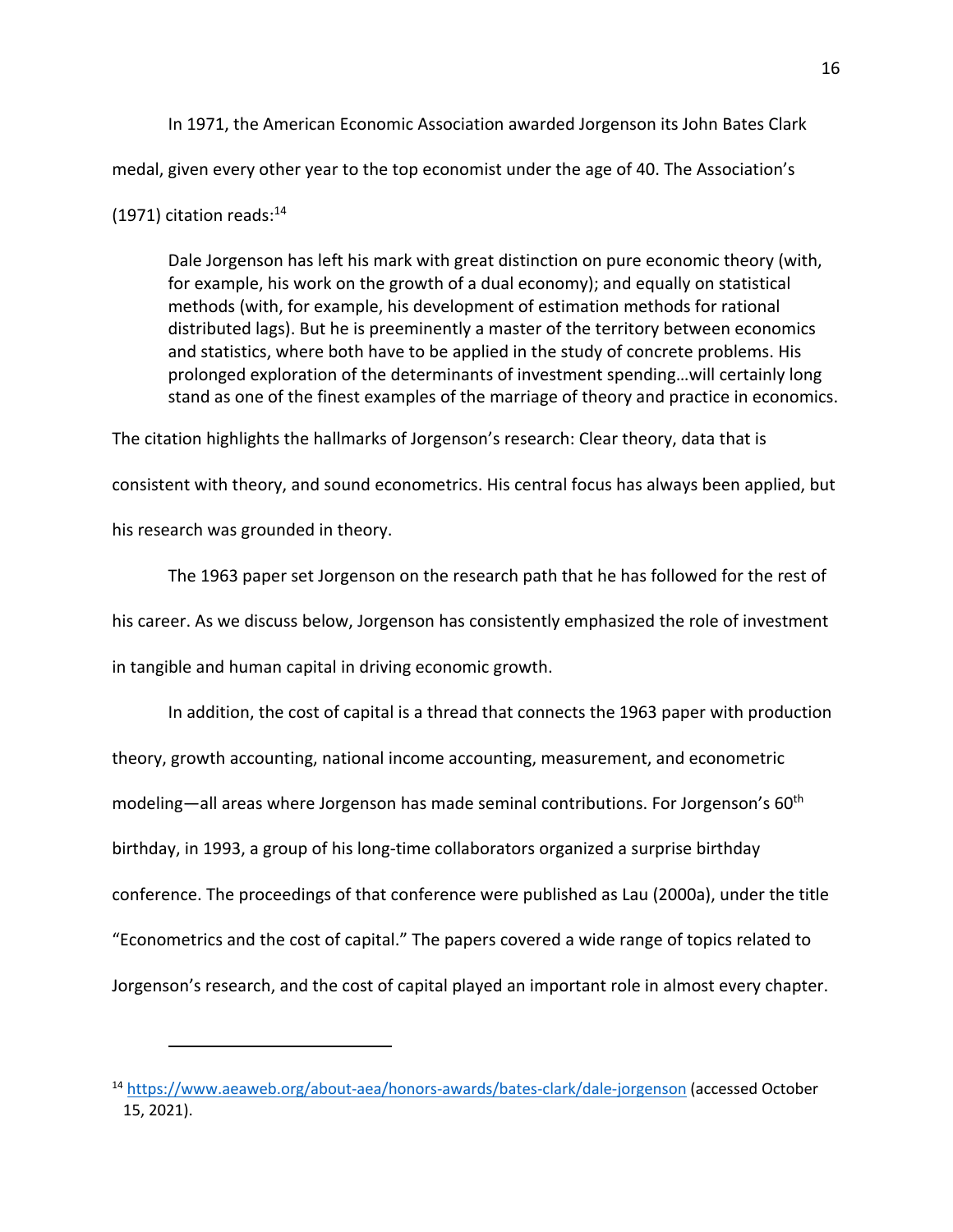In 1971, the American Economic Association awarded Jorgenson its John Bates Clark medal, given every other year to the top economist under the age of 40. The Association's (1971) citation reads:[14]

> Dale Jorgenson has left his mark with great distinction on pure economic theory (with, for example, his work on the growth of a dual economy); and equally on statistical methods (with, for example, his development of estimation methods for rational distributed lags). But he is preeminently a master of the territory between economics and statistics, where both have to be applied in the study of concrete problems. His prolonged exploration of the determinants of investment spending…will certainly long stand as one of the finest examples of the marriage of theory and practice in economics.

The citation highlights the hallmarks of Jorgenson's research: Clear theory, data that is consistent with theory, and sound econometrics. His central focus has always been applied, but his research was grounded in theory.

The 1963 paper set Jorgenson on the research path that he has followed for the rest of his career. As we discuss below, Jorgenson has consistently emphasized the role of investment in tangible and human capital in driving economic growth.

In addition, the cost of capital is a thread that connects the 1963 paper with production theory, growth accounting, national income accounting, measurement, and econometric modeling—all areas where Jorgenson has made seminal contributions. For Jorgenson's 60th birthday, in 1993, a group of his long-time collaborators organized a surprise birthday conference. The proceedings of that conference were published as Lau (2000a), under the title "Econometrics and the cost of capital." The papers covered a wide range of topics related to Jorgenson's research, and the cost of capital played an important role in almost every chapter.

---

[14] https://www.aeaweb.org/about-aea/honors-awards/bates-clark/dale-jorgenson (accessed October 15, 2021).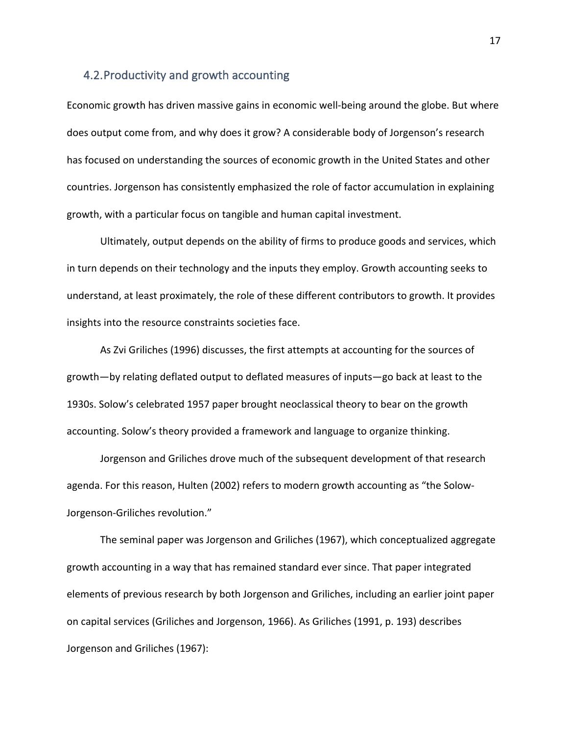## 4.2. Productivity and growth accounting

Economic growth has driven massive gains in economic well-being around the globe. But where does output come from, and why does it grow? A considerable body of Jorgenson's research has focused on understanding the sources of economic growth in the United States and other countries. Jorgenson has consistently emphasized the role of factor accumulation in explaining growth, with a particular focus on tangible and human capital investment.

Ultimately, output depends on the ability of firms to produce goods and services, which in turn depends on their technology and the inputs they employ. Growth accounting seeks to understand, at least proximately, the role of these different contributors to growth. It provides insights into the resource constraints societies face.

As Zvi Griliches (1996) discusses, the first attempts at accounting for the sources of growth—by relating deflated output to deflated measures of inputs—go back at least to the 1930s. Solow's celebrated 1957 paper brought neoclassical theory to bear on the growth accounting. Solow's theory provided a framework and language to organize thinking.

Jorgenson and Griliches drove much of the subsequent development of that research agenda. For this reason, Hulten (2002) refers to modern growth accounting as "the Solow-Jorgenson-Griliches revolution."

The seminal paper was Jorgenson and Griliches (1967), which conceptualized aggregate growth accounting in a way that has remained standard ever since. That paper integrated elements of previous research by both Jorgenson and Griliches, including an earlier joint paper on capital services (Griliches and Jorgenson, 1966). As Griliches (1991, p. 193) describes Jorgenson and Griliches (1967):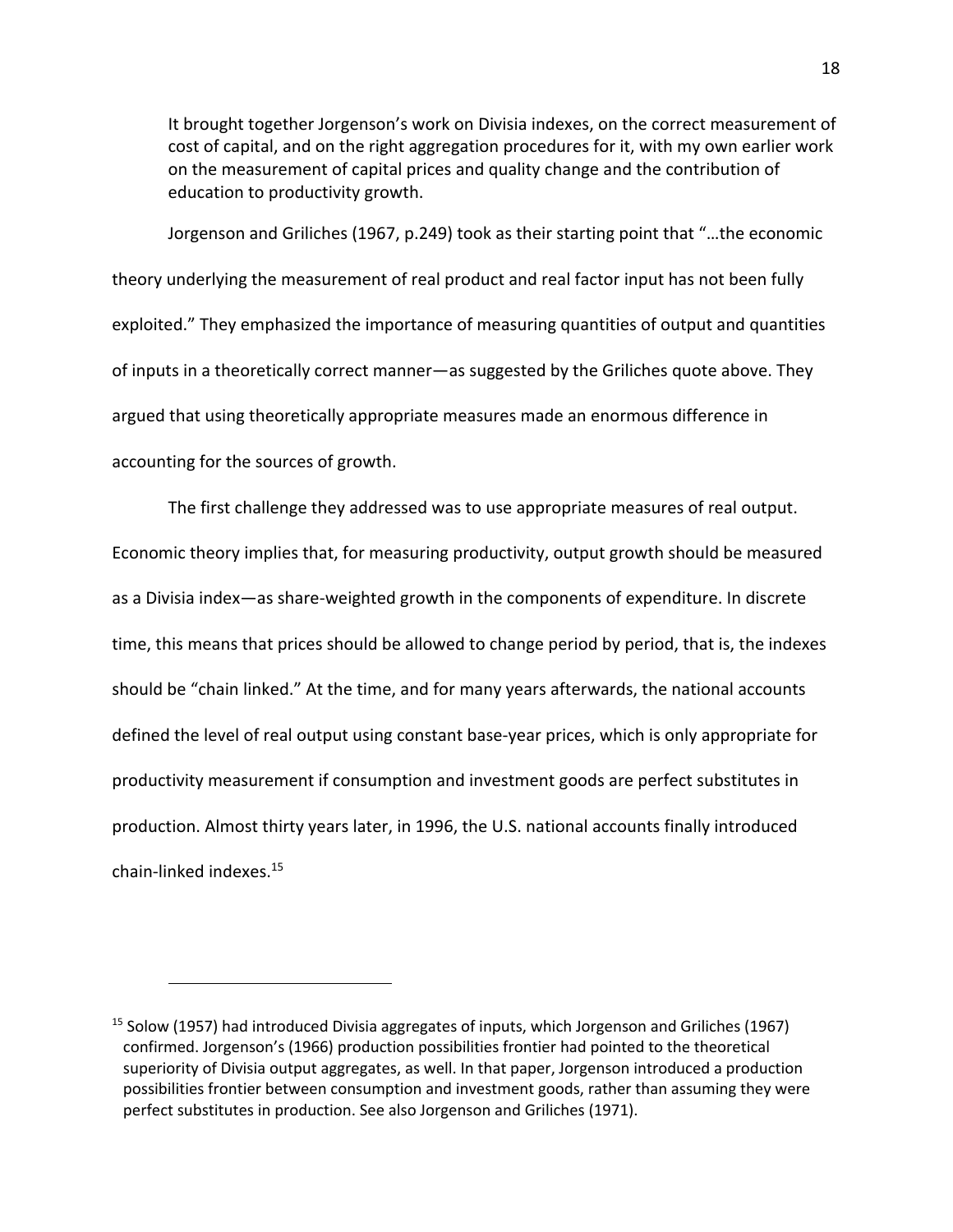> It brought together Jorgenson's work on Divisia indexes, on the correct measurement of cost of capital, and on the right aggregation procedures for it, with my own earlier work on the measurement of capital prices and quality change and the contribution of education to productivity growth.

Jorgenson and Griliches (1967, p.249) took as their starting point that "…the economic theory underlying the measurement of real product and real factor input has not been fully exploited." They emphasized the importance of measuring quantities of output and quantities of inputs in a theoretically correct manner—as suggested by the Griliches quote above. They argued that using theoretically appropriate measures made an enormous difference in accounting for the sources of growth.

The first challenge they addressed was to use appropriate measures of real output. Economic theory implies that, for measuring productivity, output growth should be measured as a Divisia index—as share-weighted growth in the components of expenditure. In discrete time, this means that prices should be allowed to change period by period, that is, the indexes should be "chain linked." At the time, and for many years afterwards, the national accounts defined the level of real output using constant base-year prices, which is only appropriate for productivity measurement if consumption and investment goods are perfect substitutes in production. Almost thirty years later, in 1996, the U.S. national accounts finally introduced chain-linked indexes.[15]

[15] Solow (1957) had introduced Divisia aggregates of inputs, which Jorgenson and Griliches (1967) confirmed. Jorgenson's (1966) production possibilities frontier had pointed to the theoretical superiority of Divisia output aggregates, as well. In that paper, Jorgenson introduced a production possibilities frontier between consumption and investment goods, rather than assuming they were perfect substitutes in production. See also Jorgenson and Griliches (1971).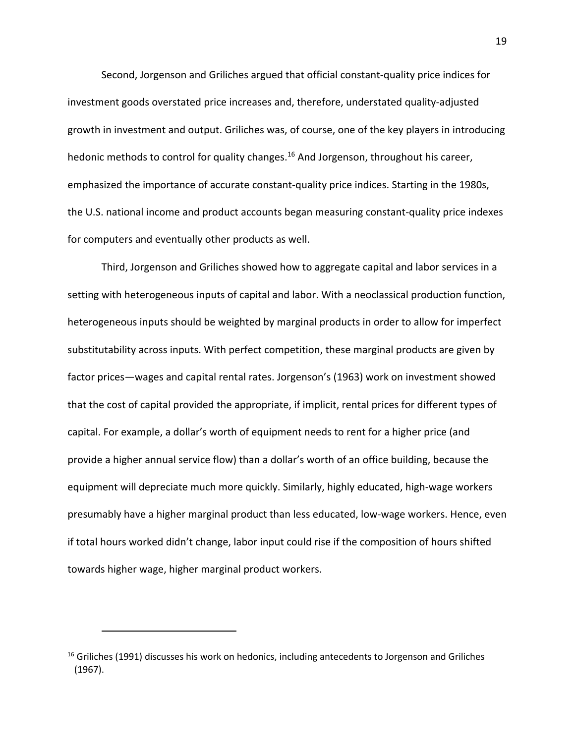Second, Jorgenson and Griliches argued that official constant-quality price indices for investment goods overstated price increases and, therefore, understated quality-adjusted growth in investment and output. Griliches was, of course, one of the key players in introducing hedonic methods to control for quality changes.[16] And Jorgenson, throughout his career, emphasized the importance of accurate constant-quality price indices. Starting in the 1980s, the U.S. national income and product accounts began measuring constant-quality price indexes for computers and eventually other products as well.

Third, Jorgenson and Griliches showed how to aggregate capital and labor services in a setting with heterogeneous inputs of capital and labor. With a neoclassical production function, heterogeneous inputs should be weighted by marginal products in order to allow for imperfect substitutability across inputs. With perfect competition, these marginal products are given by factor prices—wages and capital rental rates. Jorgenson's (1963) work on investment showed that the cost of capital provided the appropriate, if implicit, rental prices for different types of capital. For example, a dollar's worth of equipment needs to rent for a higher price (and provide a higher annual service flow) than a dollar's worth of an office building, because the equipment will depreciate much more quickly. Similarly, highly educated, high-wage workers presumably have a higher marginal product than less educated, low-wage workers. Hence, even if total hours worked didn't change, labor input could rise if the composition of hours shifted towards higher wage, higher marginal product workers.

---

[16] Griliches (1991) discusses his work on hedonics, including antecedents to Jorgenson and Griliches (1967).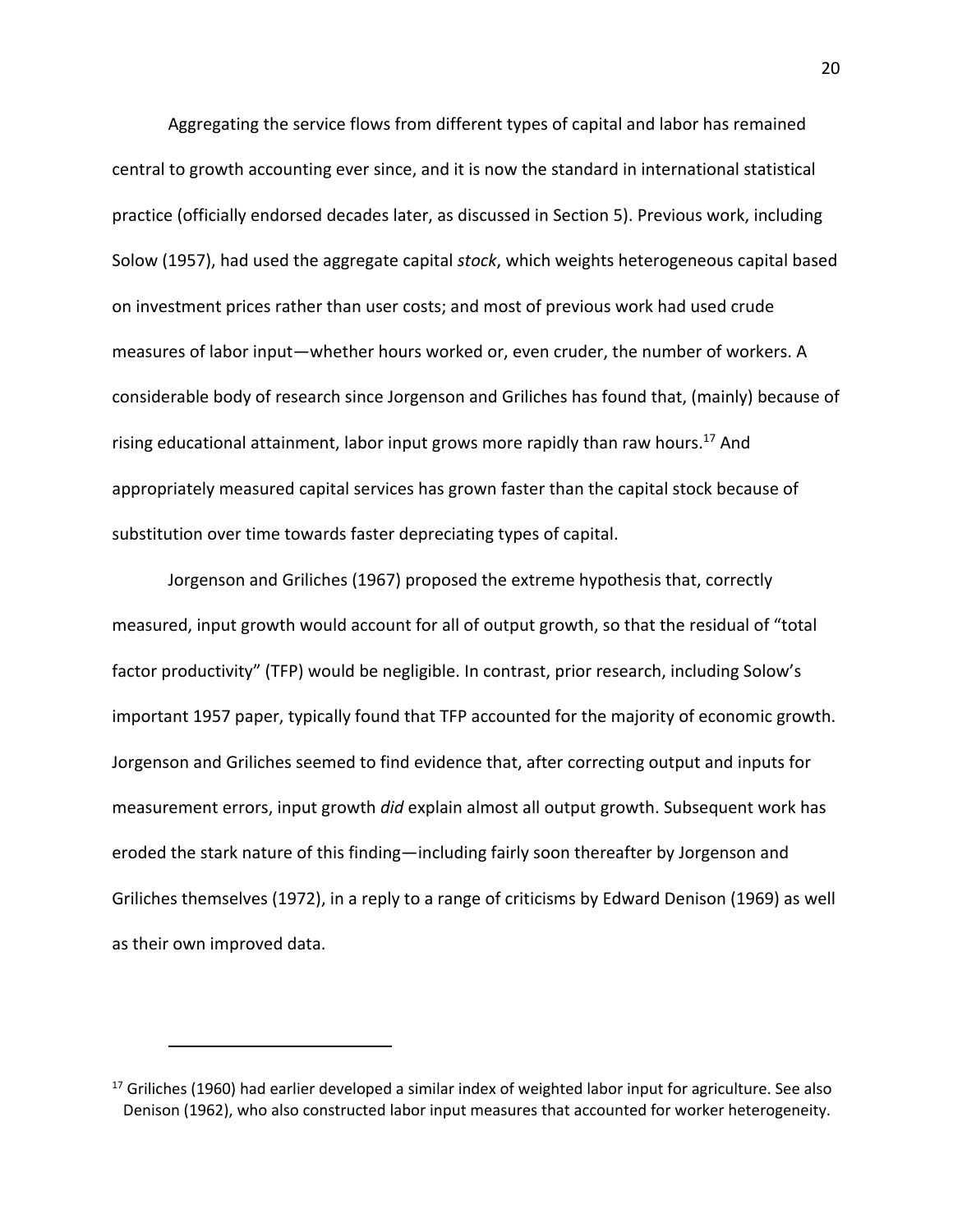Aggregating the service flows from different types of capital and labor has remained central to growth accounting ever since, and it is now the standard in international statistical practice (officially endorsed decades later, as discussed in Section 5). Previous work, including Solow (1957), had used the aggregate capital *stock*, which weights heterogeneous capital based on investment prices rather than user costs; and most of previous work had used crude measures of labor input—whether hours worked or, even cruder, the number of workers. A considerable body of research since Jorgenson and Griliches has found that, (mainly) because of rising educational attainment, labor input grows more rapidly than raw hours.[17] And appropriately measured capital services has grown faster than the capital stock because of substitution over time towards faster depreciating types of capital.

Jorgenson and Griliches (1967) proposed the extreme hypothesis that, correctly measured, input growth would account for all of output growth, so that the residual of "total factor productivity" (TFP) would be negligible. In contrast, prior research, including Solow's important 1957 paper, typically found that TFP accounted for the majority of economic growth. Jorgenson and Griliches seemed to find evidence that, after correcting output and inputs for measurement errors, input growth *did* explain almost all output growth. Subsequent work has eroded the stark nature of this finding—including fairly soon thereafter by Jorgenson and Griliches themselves (1972), in a reply to a range of criticisms by Edward Denison (1969) as well as their own improved data.

---

[17] Griliches (1960) had earlier developed a similar index of weighted labor input for agriculture. See also Denison (1962), who also constructed labor input measures that accounted for worker heterogeneity.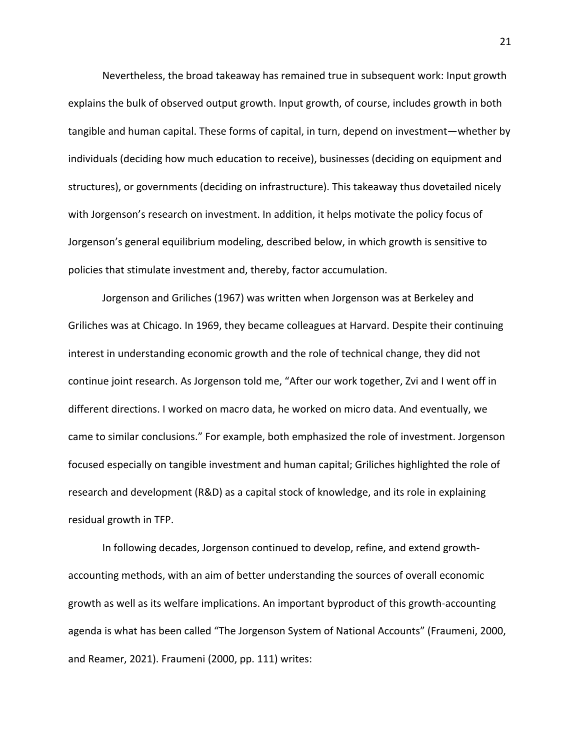Nevertheless, the broad takeaway has remained true in subsequent work: Input growth explains the bulk of observed output growth. Input growth, of course, includes growth in both tangible and human capital. These forms of capital, in turn, depend on investment—whether by individuals (deciding how much education to receive), businesses (deciding on equipment and structures), or governments (deciding on infrastructure). This takeaway thus dovetailed nicely with Jorgenson's research on investment. In addition, it helps motivate the policy focus of Jorgenson's general equilibrium modeling, described below, in which growth is sensitive to policies that stimulate investment and, thereby, factor accumulation.

Jorgenson and Griliches (1967) was written when Jorgenson was at Berkeley and Griliches was at Chicago. In 1969, they became colleagues at Harvard. Despite their continuing interest in understanding economic growth and the role of technical change, they did not continue joint research. As Jorgenson told me, "After our work together, Zvi and I went off in different directions. I worked on macro data, he worked on micro data. And eventually, we came to similar conclusions." For example, both emphasized the role of investment. Jorgenson focused especially on tangible investment and human capital; Griliches highlighted the role of research and development (R&D) as a capital stock of knowledge, and its role in explaining residual growth in TFP.

In following decades, Jorgenson continued to develop, refine, and extend growth-accounting methods, with an aim of better understanding the sources of overall economic growth as well as its welfare implications. An important byproduct of this growth-accounting agenda is what has been called "The Jorgenson System of National Accounts" (Fraumeni, 2000, and Reamer, 2021). Fraumeni (2000, pp. 111) writes: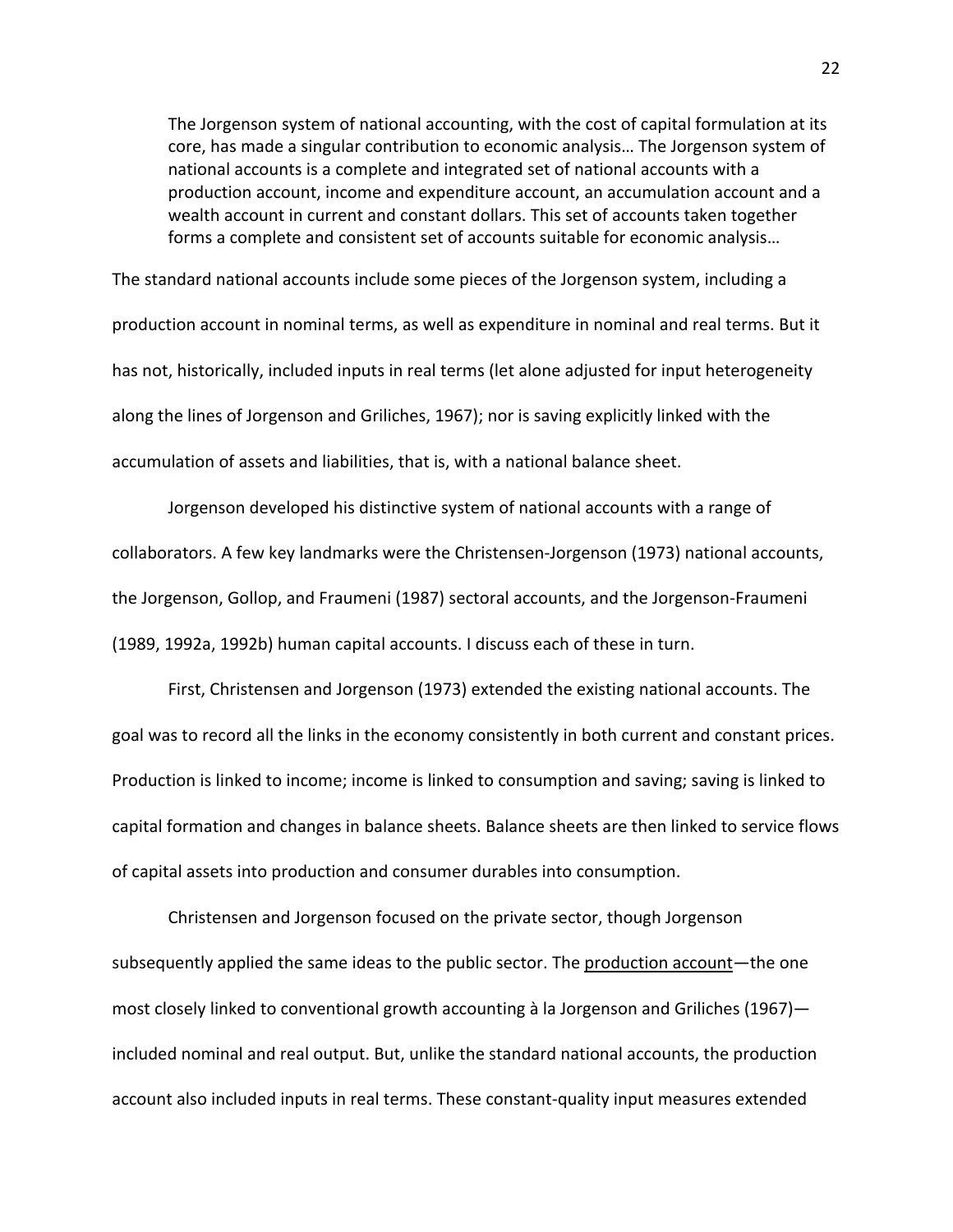> The Jorgenson system of national accounting, with the cost of capital formulation at its core, has made a singular contribution to economic analysis… The Jorgenson system of national accounts is a complete and integrated set of national accounts with a production account, income and expenditure account, an accumulation account and a wealth account in current and constant dollars. This set of accounts taken together forms a complete and consistent set of accounts suitable for economic analysis…

The standard national accounts include some pieces of the Jorgenson system, including a production account in nominal terms, as well as expenditure in nominal and real terms. But it has not, historically, included inputs in real terms (let alone adjusted for input heterogeneity along the lines of Jorgenson and Griliches, 1967); nor is saving explicitly linked with the accumulation of assets and liabilities, that is, with a national balance sheet.

Jorgenson developed his distinctive system of national accounts with a range of collaborators. A few key landmarks were the Christensen-Jorgenson (1973) national accounts, the Jorgenson, Gollop, and Fraumeni (1987) sectoral accounts, and the Jorgenson-Fraumeni (1989, 1992a, 1992b) human capital accounts. I discuss each of these in turn.

First, Christensen and Jorgenson (1973) extended the existing national accounts. The goal was to record all the links in the economy consistently in both current and constant prices. Production is linked to income; income is linked to consumption and saving; saving is linked to capital formation and changes in balance sheets. Balance sheets are then linked to service flows of capital assets into production and consumer durables into consumption.

Christensen and Jorgenson focused on the private sector, though Jorgenson subsequently applied the same ideas to the public sector. The <u>production account</u>—the one most closely linked to conventional growth accounting à la Jorgenson and Griliches (1967)—included nominal and real output. But, unlike the standard national accounts, the production account also included inputs in real terms. These constant-quality input measures extended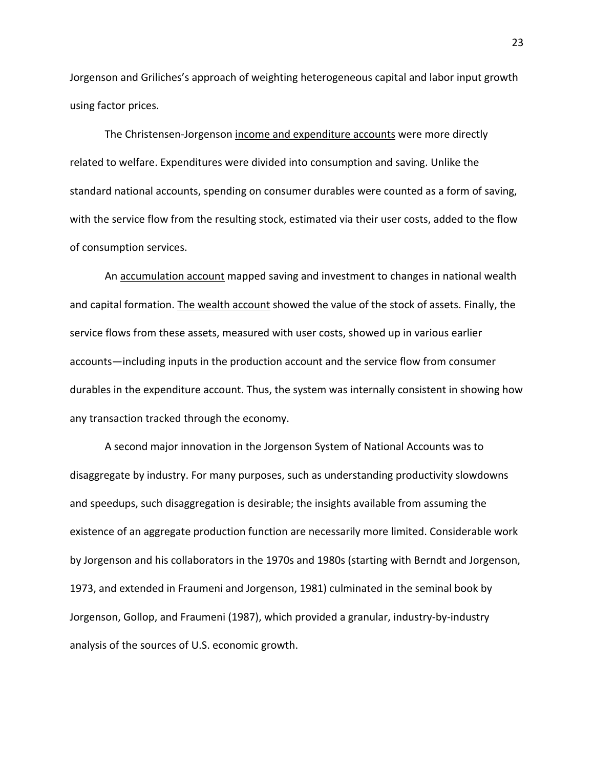Jorgenson and Griliches's approach of weighting heterogeneous capital and labor input growth using factor prices.

The Christensen-Jorgenson <u>income and expenditure accounts</u> were more directly related to welfare. Expenditures were divided into consumption and saving. Unlike the standard national accounts, spending on consumer durables were counted as a form of saving, with the service flow from the resulting stock, estimated via their user costs, added to the flow of consumption services.

An <u>accumulation account</u> mapped saving and investment to changes in national wealth and capital formation. <u>The wealth account</u> showed the value of the stock of assets. Finally, the service flows from these assets, measured with user costs, showed up in various earlier accounts—including inputs in the production account and the service flow from consumer durables in the expenditure account. Thus, the system was internally consistent in showing how any transaction tracked through the economy.

A second major innovation in the Jorgenson System of National Accounts was to disaggregate by industry. For many purposes, such as understanding productivity slowdowns and speedups, such disaggregation is desirable; the insights available from assuming the existence of an aggregate production function are necessarily more limited. Considerable work by Jorgenson and his collaborators in the 1970s and 1980s (starting with Berndt and Jorgenson, 1973, and extended in Fraumeni and Jorgenson, 1981) culminated in the seminal book by Jorgenson, Gollop, and Fraumeni (1987), which provided a granular, industry-by-industry analysis of the sources of U.S. economic growth.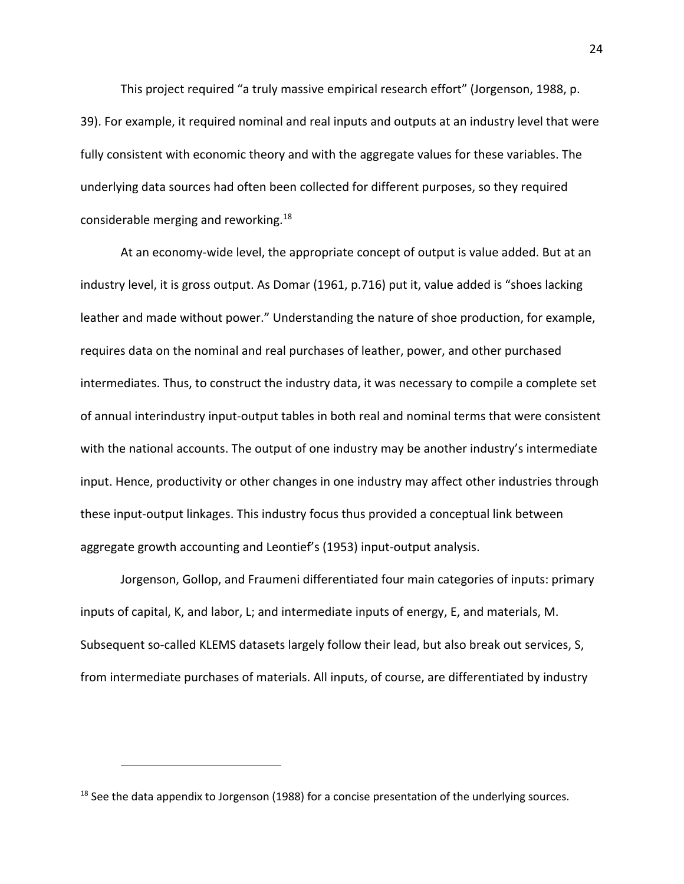This project required "a truly massive empirical research effort" (Jorgenson, 1988, p. 39). For example, it required nominal and real inputs and outputs at an industry level that were fully consistent with economic theory and with the aggregate values for these variables. The underlying data sources had often been collected for different purposes, so they required considerable merging and reworking.[18]

At an economy-wide level, the appropriate concept of output is value added. But at an industry level, it is gross output. As Domar (1961, p.716) put it, value added is "shoes lacking leather and made without power." Understanding the nature of shoe production, for example, requires data on the nominal and real purchases of leather, power, and other purchased intermediates. Thus, to construct the industry data, it was necessary to compile a complete set of annual interindustry input-output tables in both real and nominal terms that were consistent with the national accounts. The output of one industry may be another industry's intermediate input. Hence, productivity or other changes in one industry may affect other industries through these input-output linkages. This industry focus thus provided a conceptual link between aggregate growth accounting and Leontief's (1953) input-output analysis.

Jorgenson, Gollop, and Fraumeni differentiated four main categories of inputs: primary inputs of capital, K, and labor, L; and intermediate inputs of energy, E, and materials, M. Subsequent so-called KLEMS datasets largely follow their lead, but also break out services, S, from intermediate purchases of materials. All inputs, of course, are differentiated by industry

[18] See the data appendix to Jorgenson (1988) for a concise presentation of the underlying sources.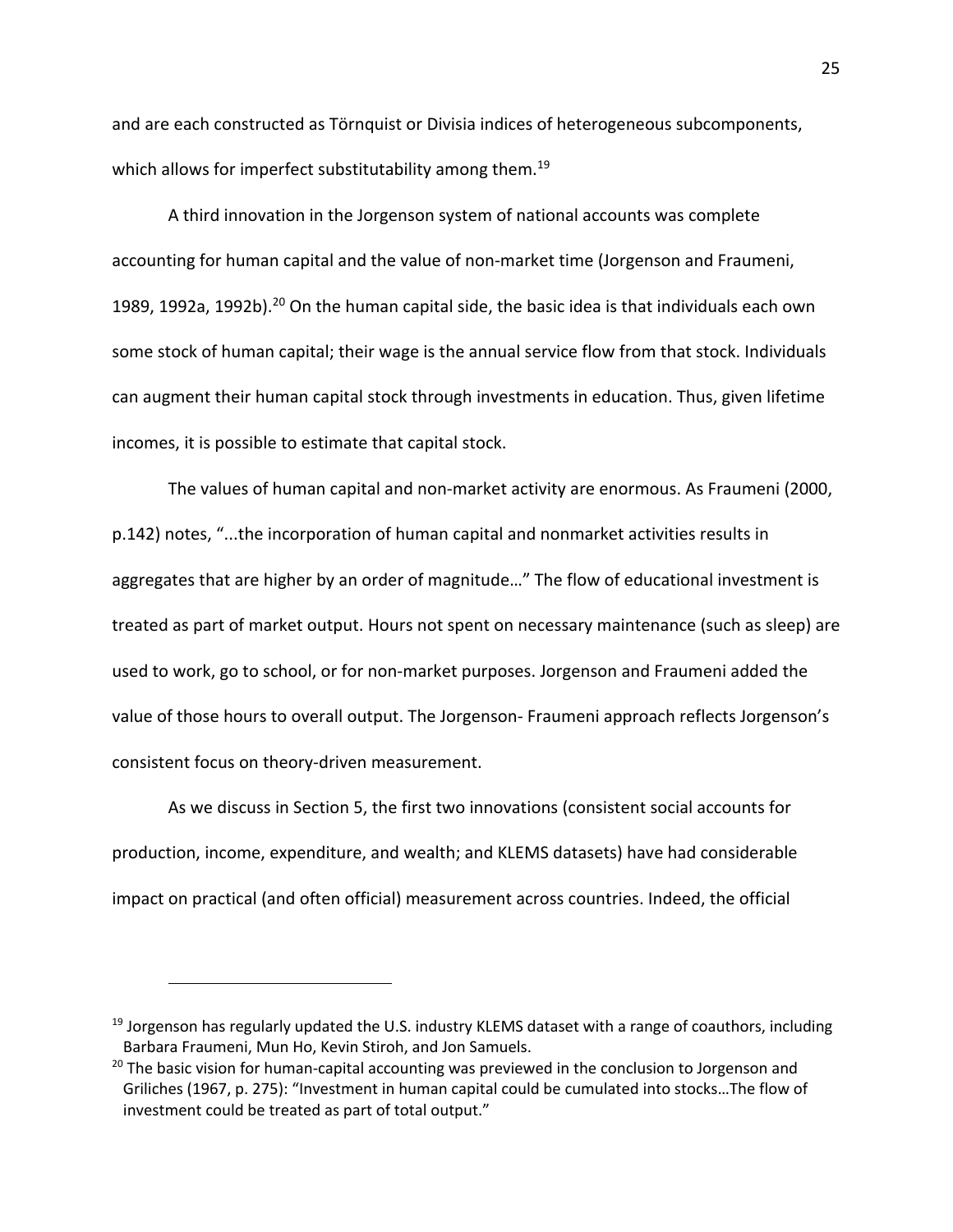and are each constructed as Törnquist or Divisia indices of heterogeneous subcomponents, which allows for imperfect substitutability among them.[19]

A third innovation in the Jorgenson system of national accounts was complete accounting for human capital and the value of non-market time (Jorgenson and Fraumeni, 1989, 1992a, 1992b).[20] On the human capital side, the basic idea is that individuals each own some stock of human capital; their wage is the annual service flow from that stock. Individuals can augment their human capital stock through investments in education. Thus, given lifetime incomes, it is possible to estimate that capital stock.

The values of human capital and non-market activity are enormous. As Fraumeni (2000, p.142) notes, "...the incorporation of human capital and nonmarket activities results in aggregates that are higher by an order of magnitude…" The flow of educational investment is treated as part of market output. Hours not spent on necessary maintenance (such as sleep) are used to work, go to school, or for non-market purposes. Jorgenson and Fraumeni added the value of those hours to overall output. The Jorgenson- Fraumeni approach reflects Jorgenson's consistent focus on theory-driven measurement.

As we discuss in Section 5, the first two innovations (consistent social accounts for production, income, expenditure, and wealth; and KLEMS datasets) have had considerable impact on practical (and often official) measurement across countries. Indeed, the official

---

[19] Jorgenson has regularly updated the U.S. industry KLEMS dataset with a range of coauthors, including Barbara Fraumeni, Mun Ho, Kevin Stiroh, and Jon Samuels.

[20] The basic vision for human-capital accounting was previewed in the conclusion to Jorgenson and Griliches (1967, p. 275): "Investment in human capital could be cumulated into stocks…The flow of investment could be treated as part of total output."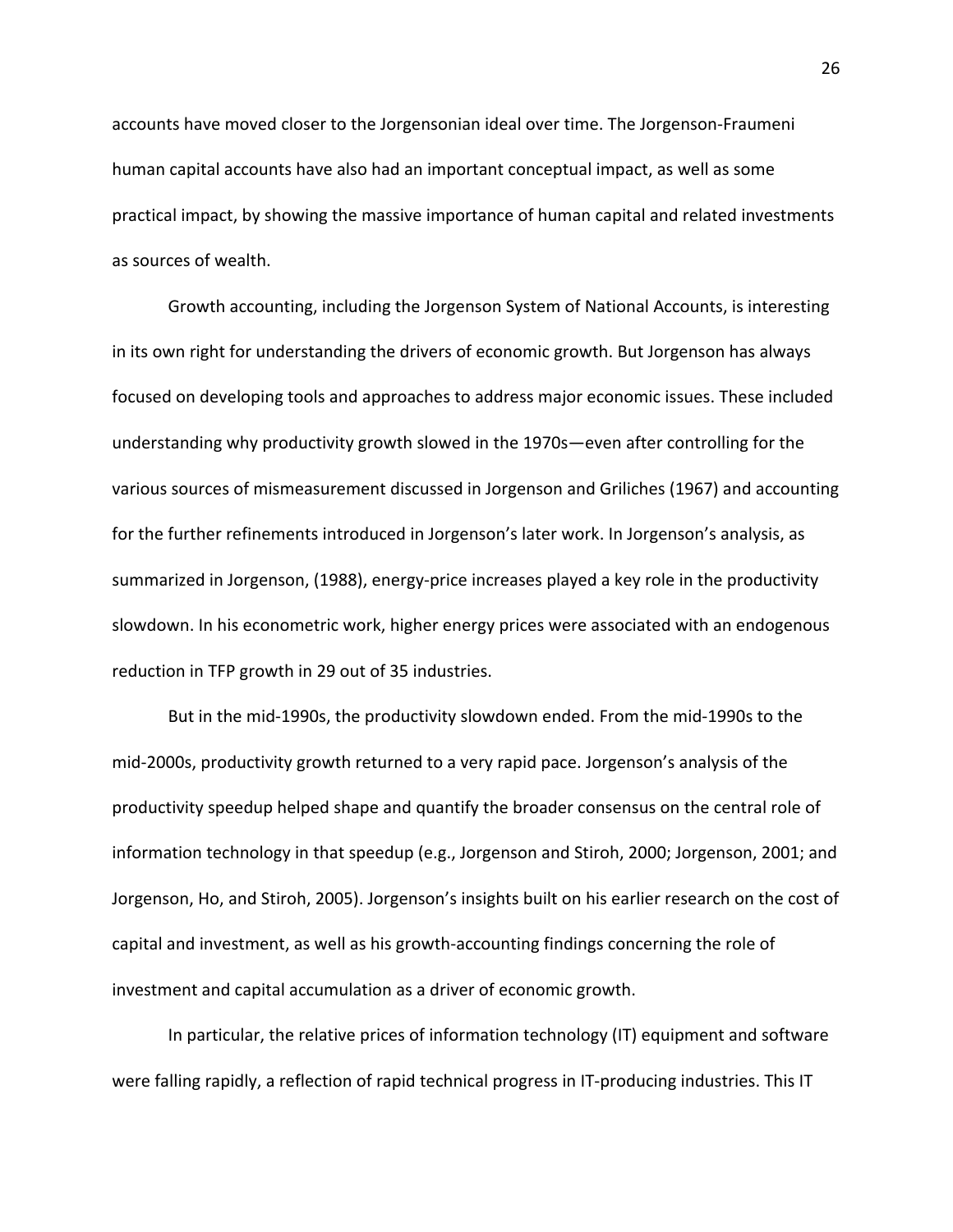accounts have moved closer to the Jorgensonian ideal over time. The Jorgenson-Fraumeni human capital accounts have also had an important conceptual impact, as well as some practical impact, by showing the massive importance of human capital and related investments as sources of wealth.

Growth accounting, including the Jorgenson System of National Accounts, is interesting in its own right for understanding the drivers of economic growth. But Jorgenson has always focused on developing tools and approaches to address major economic issues. These included understanding why productivity growth slowed in the 1970s—even after controlling for the various sources of mismeasurement discussed in Jorgenson and Griliches (1967) and accounting for the further refinements introduced in Jorgenson's later work. In Jorgenson's analysis, as summarized in Jorgenson, (1988), energy-price increases played a key role in the productivity slowdown. In his econometric work, higher energy prices were associated with an endogenous reduction in TFP growth in 29 out of 35 industries.

But in the mid-1990s, the productivity slowdown ended. From the mid-1990s to the mid-2000s, productivity growth returned to a very rapid pace. Jorgenson's analysis of the productivity speedup helped shape and quantify the broader consensus on the central role of information technology in that speedup (e.g., Jorgenson and Stiroh, 2000; Jorgenson, 2001; and Jorgenson, Ho, and Stiroh, 2005). Jorgenson's insights built on his earlier research on the cost of capital and investment, as well as his growth-accounting findings concerning the role of investment and capital accumulation as a driver of economic growth.

In particular, the relative prices of information technology (IT) equipment and software were falling rapidly, a reflection of rapid technical progress in IT-producing industries. This IT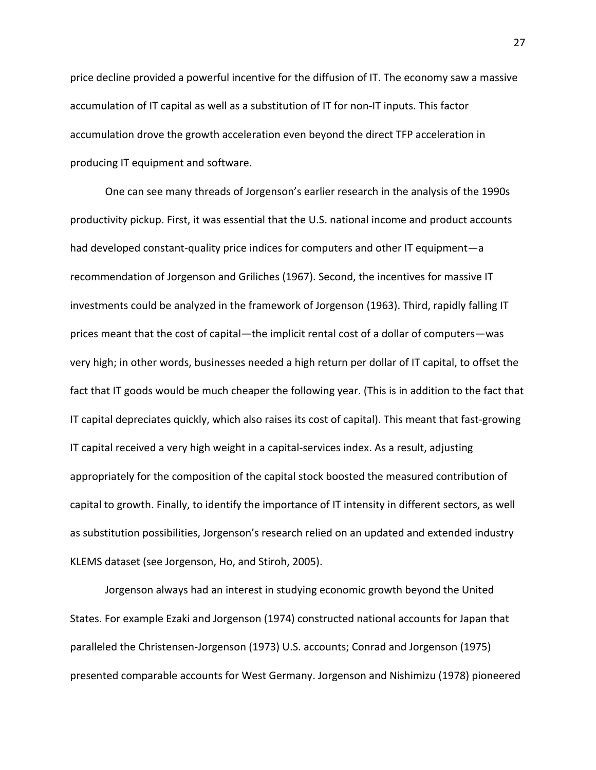price decline provided a powerful incentive for the diffusion of IT. The economy saw a massive accumulation of IT capital as well as a substitution of IT for non-IT inputs. This factor accumulation drove the growth acceleration even beyond the direct TFP acceleration in producing IT equipment and software.

One can see many threads of Jorgenson's earlier research in the analysis of the 1990s productivity pickup. First, it was essential that the U.S. national income and product accounts had developed constant-quality price indices for computers and other IT equipment—a recommendation of Jorgenson and Griliches (1967). Second, the incentives for massive IT investments could be analyzed in the framework of Jorgenson (1963). Third, rapidly falling IT prices meant that the cost of capital—the implicit rental cost of a dollar of computers—was very high; in other words, businesses needed a high return per dollar of IT capital, to offset the fact that IT goods would be much cheaper the following year. (This is in addition to the fact that IT capital depreciates quickly, which also raises its cost of capital). This meant that fast-growing IT capital received a very high weight in a capital-services index. As a result, adjusting appropriately for the composition of the capital stock boosted the measured contribution of capital to growth. Finally, to identify the importance of IT intensity in different sectors, as well as substitution possibilities, Jorgenson's research relied on an updated and extended industry KLEMS dataset (see Jorgenson, Ho, and Stiroh, 2005).

Jorgenson always had an interest in studying economic growth beyond the United States. For example Ezaki and Jorgenson (1974) constructed national accounts for Japan that paralleled the Christensen-Jorgenson (1973) U.S. accounts; Conrad and Jorgenson (1975) presented comparable accounts for West Germany. Jorgenson and Nishimizu (1978) pioneered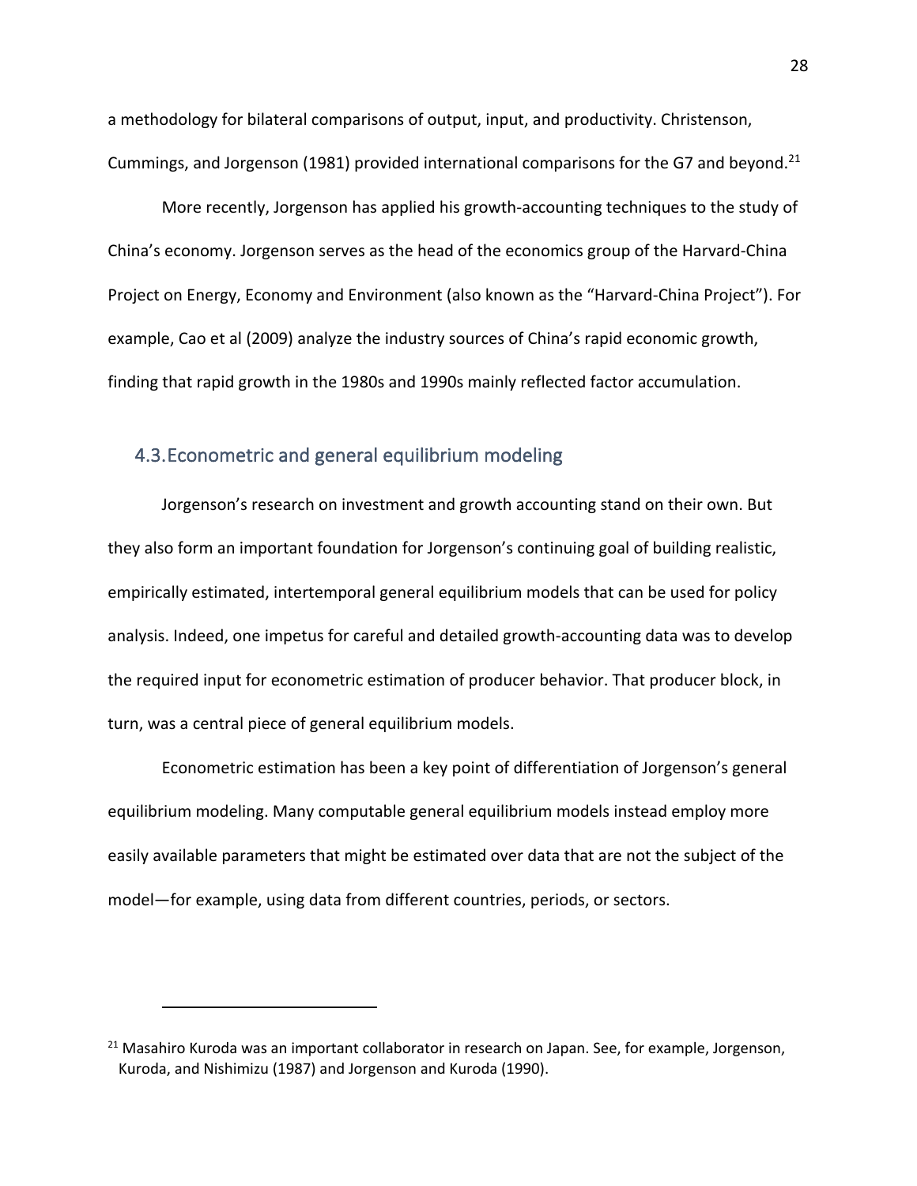a methodology for bilateral comparisons of output, input, and productivity. Christenson, Cummings, and Jorgenson (1981) provided international comparisons for the G7 and beyond.[21]

More recently, Jorgenson has applied his growth-accounting techniques to the study of China's economy. Jorgenson serves as the head of the economics group of the Harvard-China Project on Energy, Economy and Environment (also known as the "Harvard-China Project"). For example, Cao et al (2009) analyze the industry sources of China's rapid economic growth, finding that rapid growth in the 1980s and 1990s mainly reflected factor accumulation.

## 4.3. Econometric and general equilibrium modeling

Jorgenson's research on investment and growth accounting stand on their own. But they also form an important foundation for Jorgenson's continuing goal of building realistic, empirically estimated, intertemporal general equilibrium models that can be used for policy analysis. Indeed, one impetus for careful and detailed growth-accounting data was to develop the required input for econometric estimation of producer behavior. That producer block, in turn, was a central piece of general equilibrium models.

Econometric estimation has been a key point of differentiation of Jorgenson's general equilibrium modeling. Many computable general equilibrium models instead employ more easily available parameters that might be estimated over data that are not the subject of the model—for example, using data from different countries, periods, or sectors.

---

[21] Masahiro Kuroda was an important collaborator in research on Japan. See, for example, Jorgenson, Kuroda, and Nishimizu (1987) and Jorgenson and Kuroda (1990).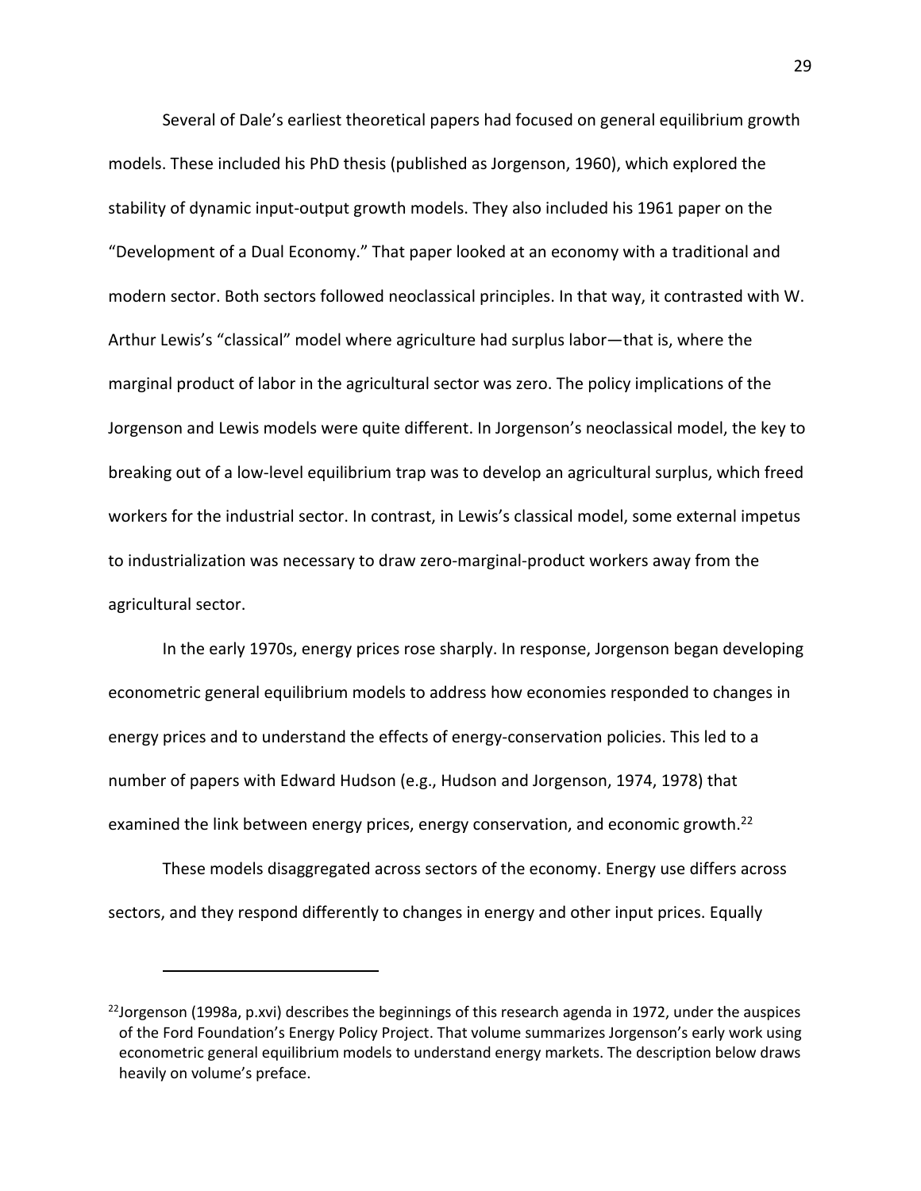Several of Dale's earliest theoretical papers had focused on general equilibrium growth models. These included his PhD thesis (published as Jorgenson, 1960), which explored the stability of dynamic input-output growth models. They also included his 1961 paper on the "Development of a Dual Economy." That paper looked at an economy with a traditional and modern sector. Both sectors followed neoclassical principles. In that way, it contrasted with W. Arthur Lewis's "classical" model where agriculture had surplus labor—that is, where the marginal product of labor in the agricultural sector was zero. The policy implications of the Jorgenson and Lewis models were quite different. In Jorgenson's neoclassical model, the key to breaking out of a low-level equilibrium trap was to develop an agricultural surplus, which freed workers for the industrial sector. In contrast, in Lewis's classical model, some external impetus to industrialization was necessary to draw zero-marginal-product workers away from the agricultural sector.

In the early 1970s, energy prices rose sharply. In response, Jorgenson began developing econometric general equilibrium models to address how economies responded to changes in energy prices and to understand the effects of energy-conservation policies. This led to a number of papers with Edward Hudson (e.g., Hudson and Jorgenson, 1974, 1978) that examined the link between energy prices, energy conservation, and economic growth.[22]

These models disaggregated across sectors of the economy. Energy use differs across sectors, and they respond differently to changes in energy and other input prices. Equally

[22] Jorgenson (1998a, p.xvi) describes the beginnings of this research agenda in 1972, under the auspices of the Ford Foundation's Energy Policy Project. That volume summarizes Jorgenson's early work using econometric general equilibrium models to understand energy markets. The description below draws heavily on volume's preface.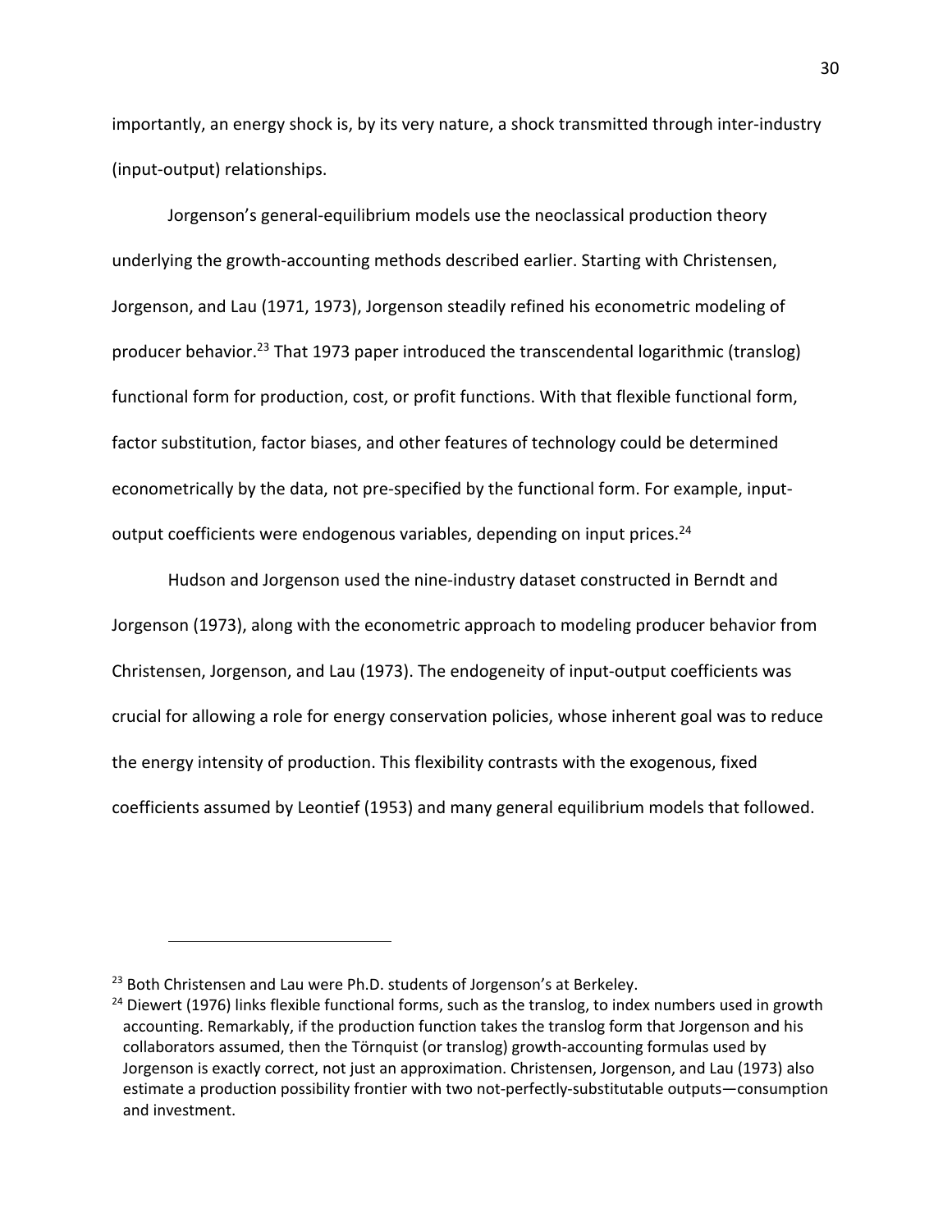importantly, an energy shock is, by its very nature, a shock transmitted through inter-industry (input-output) relationships.

Jorgenson's general-equilibrium models use the neoclassical production theory underlying the growth-accounting methods described earlier. Starting with Christensen, Jorgenson, and Lau (1971, 1973), Jorgenson steadily refined his econometric modeling of producer behavior.[23] That 1973 paper introduced the transcendental logarithmic (translog) functional form for production, cost, or profit functions. With that flexible functional form, factor substitution, factor biases, and other features of technology could be determined econometrically by the data, not pre-specified by the functional form. For example, input-output coefficients were endogenous variables, depending on input prices.[24]

Hudson and Jorgenson used the nine-industry dataset constructed in Berndt and Jorgenson (1973), along with the econometric approach to modeling producer behavior from Christensen, Jorgenson, and Lau (1973). The endogeneity of input-output coefficients was crucial for allowing a role for energy conservation policies, whose inherent goal was to reduce the energy intensity of production. This flexibility contrasts with the exogenous, fixed coefficients assumed by Leontief (1953) and many general equilibrium models that followed.

---

[23] Both Christensen and Lau were Ph.D. students of Jorgenson's at Berkeley.

[24] Diewert (1976) links flexible functional forms, such as the translog, to index numbers used in growth accounting. Remarkably, if the production function takes the translog form that Jorgenson and his collaborators assumed, then the Törnquist (or translog) growth-accounting formulas used by Jorgenson is exactly correct, not just an approximation. Christensen, Jorgenson, and Lau (1973) also estimate a production possibility frontier with two not-perfectly-substitutable outputs—consumption and investment.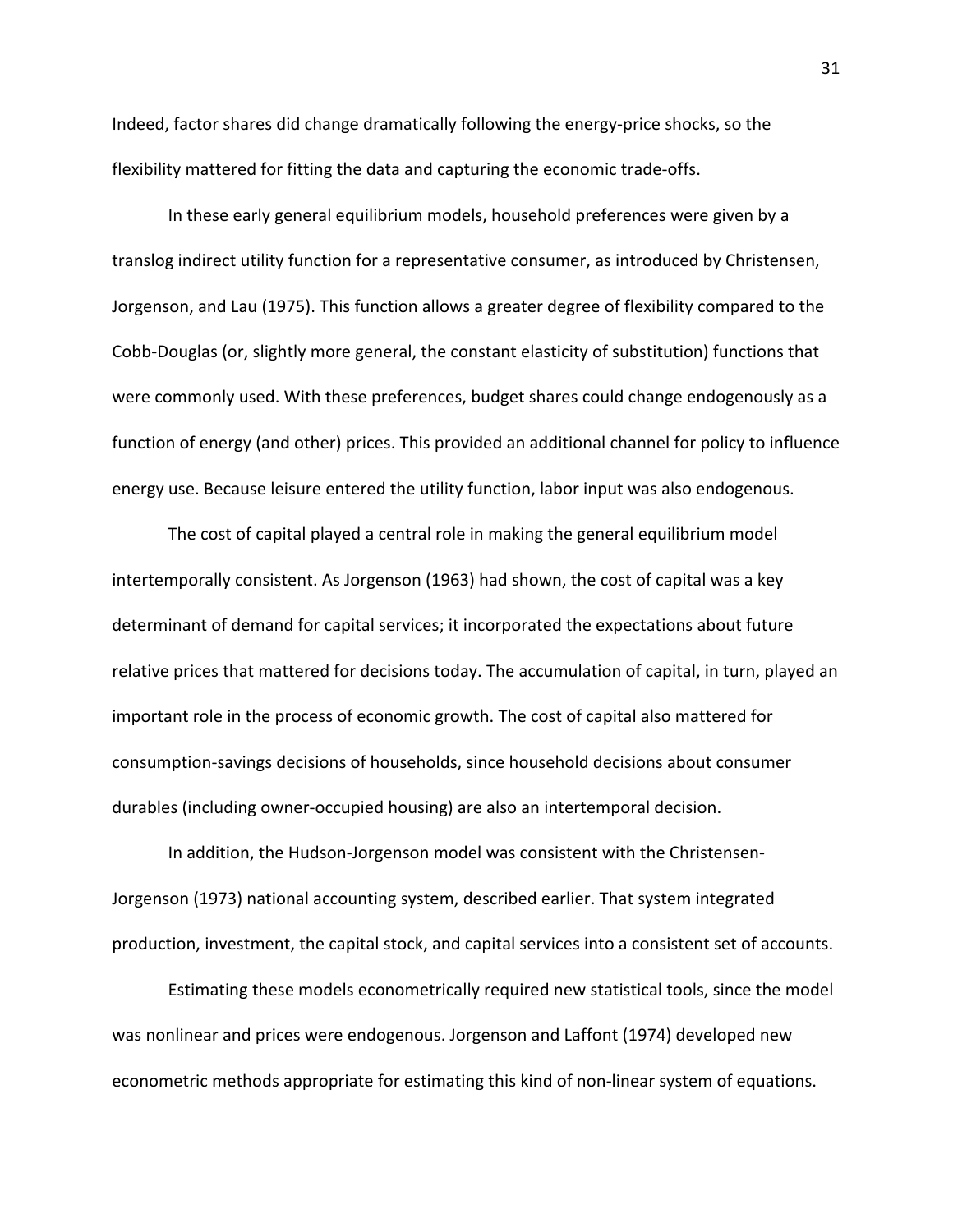Indeed, factor shares did change dramatically following the energy-price shocks, so the flexibility mattered for fitting the data and capturing the economic trade-offs.

In these early general equilibrium models, household preferences were given by a translog indirect utility function for a representative consumer, as introduced by Christensen, Jorgenson, and Lau (1975). This function allows a greater degree of flexibility compared to the Cobb-Douglas (or, slightly more general, the constant elasticity of substitution) functions that were commonly used. With these preferences, budget shares could change endogenously as a function of energy (and other) prices. This provided an additional channel for policy to influence energy use. Because leisure entered the utility function, labor input was also endogenous.

The cost of capital played a central role in making the general equilibrium model intertemporally consistent. As Jorgenson (1963) had shown, the cost of capital was a key determinant of demand for capital services; it incorporated the expectations about future relative prices that mattered for decisions today. The accumulation of capital, in turn, played an important role in the process of economic growth. The cost of capital also mattered for consumption-savings decisions of households, since household decisions about consumer durables (including owner-occupied housing) are also an intertemporal decision.

In addition, the Hudson-Jorgenson model was consistent with the Christensen-Jorgenson (1973) national accounting system, described earlier. That system integrated production, investment, the capital stock, and capital services into a consistent set of accounts.

Estimating these models econometrically required new statistical tools, since the model was nonlinear and prices were endogenous. Jorgenson and Laffont (1974) developed new econometric methods appropriate for estimating this kind of non-linear system of equations.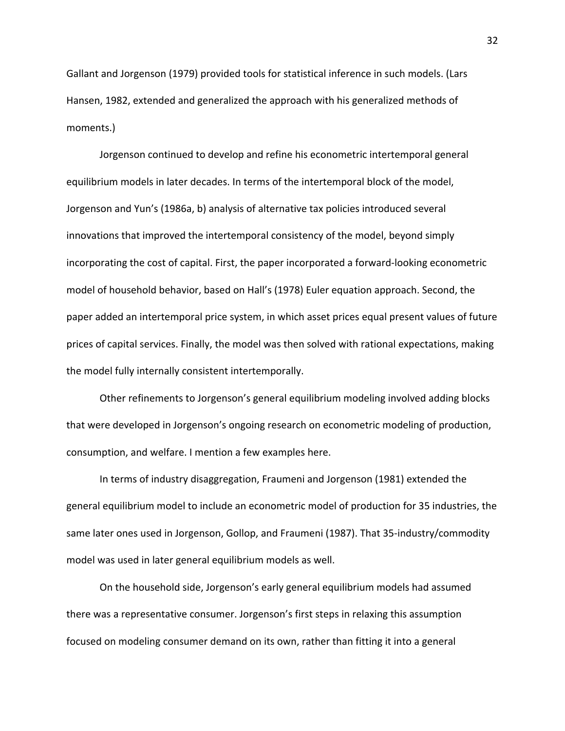Gallant and Jorgenson (1979) provided tools for statistical inference in such models. (Lars Hansen, 1982, extended and generalized the approach with his generalized methods of moments.)

Jorgenson continued to develop and refine his econometric intertemporal general equilibrium models in later decades. In terms of the intertemporal block of the model, Jorgenson and Yun's (1986a, b) analysis of alternative tax policies introduced several innovations that improved the intertemporal consistency of the model, beyond simply incorporating the cost of capital. First, the paper incorporated a forward-looking econometric model of household behavior, based on Hall's (1978) Euler equation approach. Second, the paper added an intertemporal price system, in which asset prices equal present values of future prices of capital services. Finally, the model was then solved with rational expectations, making the model fully internally consistent intertemporally.

Other refinements to Jorgenson's general equilibrium modeling involved adding blocks that were developed in Jorgenson's ongoing research on econometric modeling of production, consumption, and welfare. I mention a few examples here.

In terms of industry disaggregation, Fraumeni and Jorgenson (1981) extended the general equilibrium model to include an econometric model of production for 35 industries, the same later ones used in Jorgenson, Gollop, and Fraumeni (1987). That 35-industry/commodity model was used in later general equilibrium models as well.

On the household side, Jorgenson's early general equilibrium models had assumed there was a representative consumer. Jorgenson's first steps in relaxing this assumption focused on modeling consumer demand on its own, rather than fitting it into a general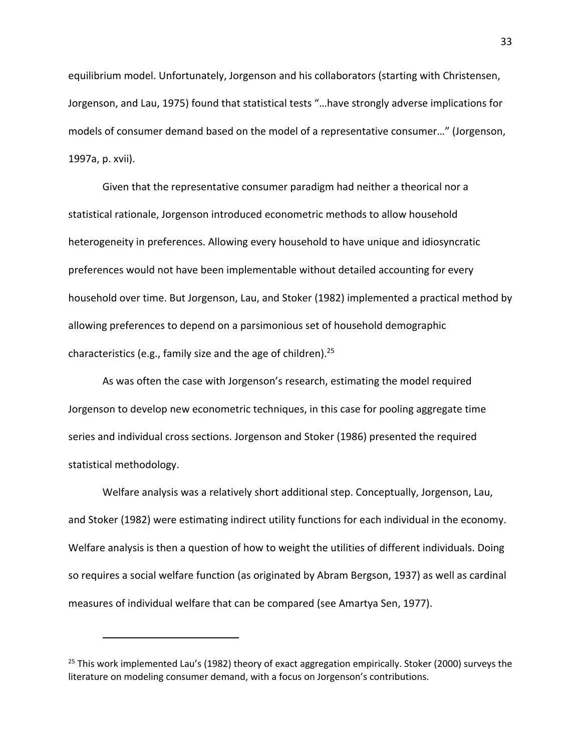equilibrium model. Unfortunately, Jorgenson and his collaborators (starting with Christensen, Jorgenson, and Lau, 1975) found that statistical tests "…have strongly adverse implications for models of consumer demand based on the model of a representative consumer…" (Jorgenson, 1997a, p. xvii).

Given that the representative consumer paradigm had neither a theorical nor a statistical rationale, Jorgenson introduced econometric methods to allow household heterogeneity in preferences. Allowing every household to have unique and idiosyncratic preferences would not have been implementable without detailed accounting for every household over time. But Jorgenson, Lau, and Stoker (1982) implemented a practical method by allowing preferences to depend on a parsimonious set of household demographic characteristics (e.g., family size and the age of children).[25]

As was often the case with Jorgenson's research, estimating the model required Jorgenson to develop new econometric techniques, in this case for pooling aggregate time series and individual cross sections. Jorgenson and Stoker (1986) presented the required statistical methodology.

Welfare analysis was a relatively short additional step. Conceptually, Jorgenson, Lau, and Stoker (1982) were estimating indirect utility functions for each individual in the economy. Welfare analysis is then a question of how to weight the utilities of different individuals. Doing so requires a social welfare function (as originated by Abram Bergson, 1937) as well as cardinal measures of individual welfare that can be compared (see Amartya Sen, 1977).

---

[25] This work implemented Lau's (1982) theory of exact aggregation empirically. Stoker (2000) surveys the literature on modeling consumer demand, with a focus on Jorgenson's contributions.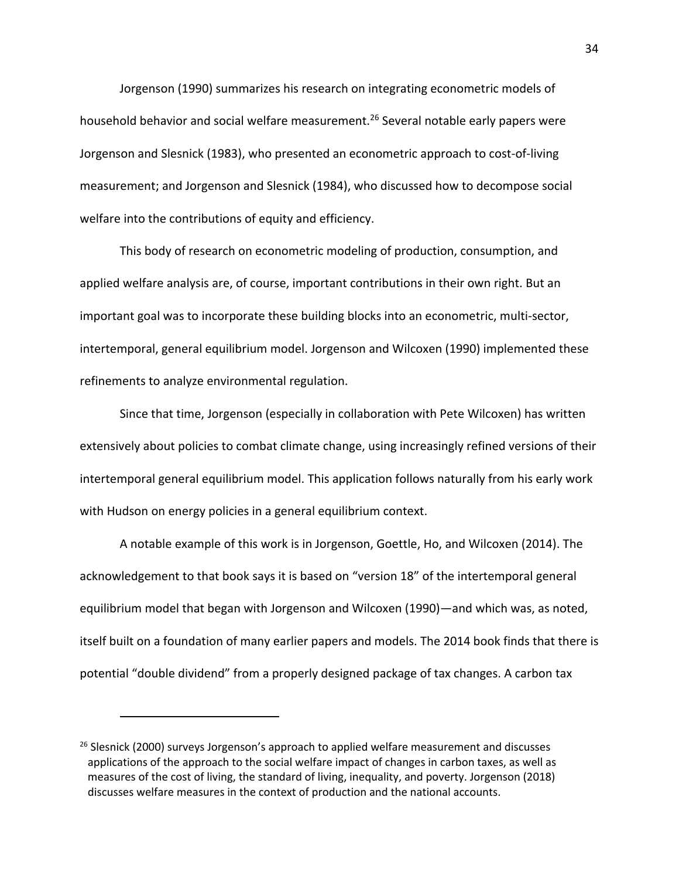Jorgenson (1990) summarizes his research on integrating econometric models of household behavior and social welfare measurement.[26] Several notable early papers were Jorgenson and Slesnick (1983), who presented an econometric approach to cost-of-living measurement; and Jorgenson and Slesnick (1984), who discussed how to decompose social welfare into the contributions of equity and efficiency.

This body of research on econometric modeling of production, consumption, and applied welfare analysis are, of course, important contributions in their own right. But an important goal was to incorporate these building blocks into an econometric, multi-sector, intertemporal, general equilibrium model. Jorgenson and Wilcoxen (1990) implemented these refinements to analyze environmental regulation.

Since that time, Jorgenson (especially in collaboration with Pete Wilcoxen) has written extensively about policies to combat climate change, using increasingly refined versions of their intertemporal general equilibrium model. This application follows naturally from his early work with Hudson on energy policies in a general equilibrium context.

A notable example of this work is in Jorgenson, Goettle, Ho, and Wilcoxen (2014). The acknowledgement to that book says it is based on "version 18" of the intertemporal general equilibrium model that began with Jorgenson and Wilcoxen (1990)—and which was, as noted, itself built on a foundation of many earlier papers and models. The 2014 book finds that there is potential "double dividend" from a properly designed package of tax changes. A carbon tax

---

[26] Slesnick (2000) surveys Jorgenson's approach to applied welfare measurement and discusses applications of the approach to the social welfare impact of changes in carbon taxes, as well as measures of the cost of living, the standard of living, inequality, and poverty. Jorgenson (2018) discusses welfare measures in the context of production and the national accounts.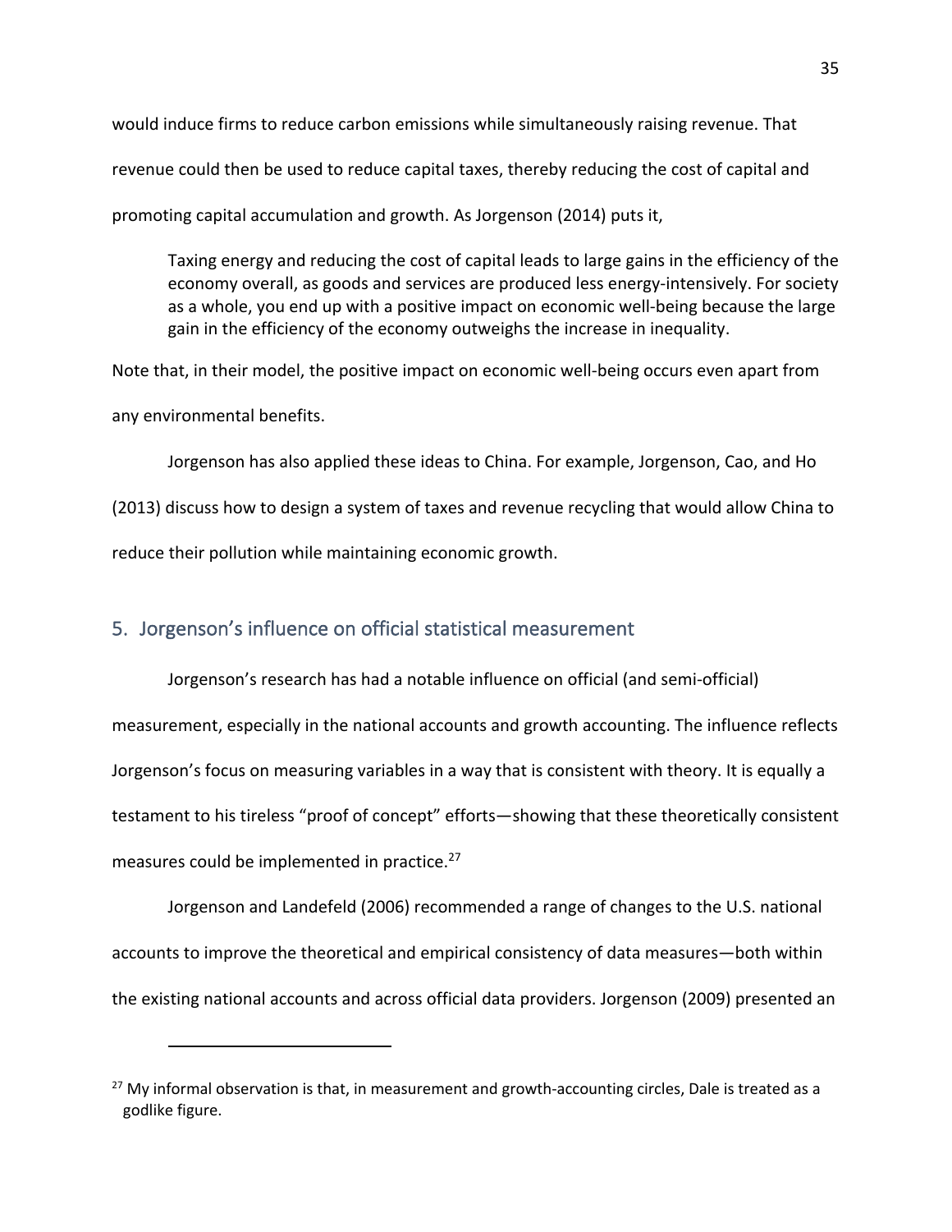would induce firms to reduce carbon emissions while simultaneously raising revenue. That revenue could then be used to reduce capital taxes, thereby reducing the cost of capital and promoting capital accumulation and growth. As Jorgenson (2014) puts it,

> Taxing energy and reducing the cost of capital leads to large gains in the efficiency of the economy overall, as goods and services are produced less energy-intensively. For society as a whole, you end up with a positive impact on economic well-being because the large gain in the efficiency of the economy outweighs the increase in inequality.

Note that, in their model, the positive impact on economic well-being occurs even apart from any environmental benefits.

Jorgenson has also applied these ideas to China. For example, Jorgenson, Cao, and Ho (2013) discuss how to design a system of taxes and revenue recycling that would allow China to reduce their pollution while maintaining economic growth.

## 5. Jorgenson's influence on official statistical measurement

Jorgenson's research has had a notable influence on official (and semi-official) measurement, especially in the national accounts and growth accounting. The influence reflects Jorgenson's focus on measuring variables in a way that is consistent with theory. It is equally a testament to his tireless "proof of concept" efforts—showing that these theoretically consistent measures could be implemented in practice.[27]

Jorgenson and Landefeld (2006) recommended a range of changes to the U.S. national accounts to improve the theoretical and empirical consistency of data measures—both within the existing national accounts and across official data providers. Jorgenson (2009) presented an

---

[27] My informal observation is that, in measurement and growth-accounting circles, Dale is treated as a godlike figure.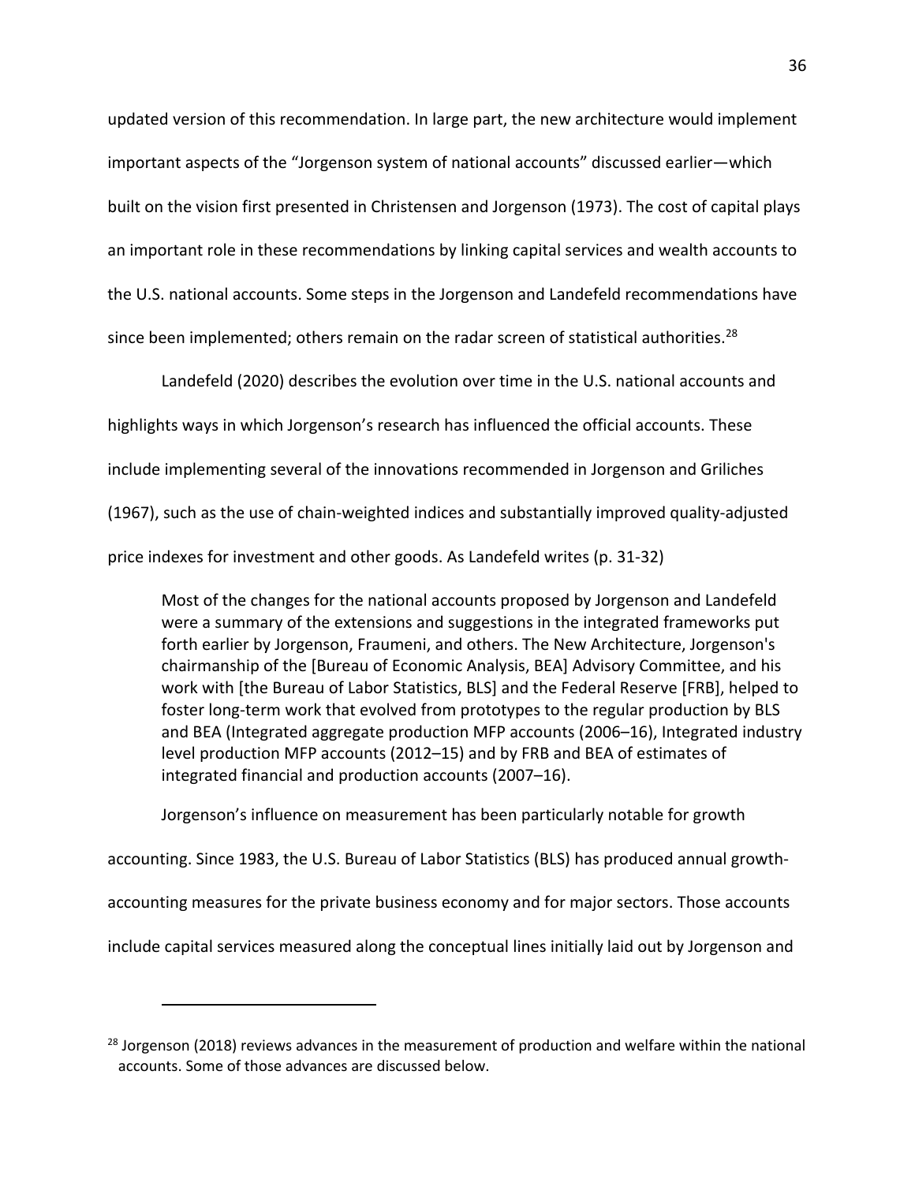updated version of this recommendation. In large part, the new architecture would implement important aspects of the "Jorgenson system of national accounts" discussed earlier—which built on the vision first presented in Christensen and Jorgenson (1973). The cost of capital plays an important role in these recommendations by linking capital services and wealth accounts to the U.S. national accounts. Some steps in the Jorgenson and Landefeld recommendations have since been implemented; others remain on the radar screen of statistical authorities.[28]

Landefeld (2020) describes the evolution over time in the U.S. national accounts and highlights ways in which Jorgenson's research has influenced the official accounts. These include implementing several of the innovations recommended in Jorgenson and Griliches (1967), such as the use of chain-weighted indices and substantially improved quality-adjusted price indexes for investment and other goods. As Landefeld writes (p. 31-32)

> Most of the changes for the national accounts proposed by Jorgenson and Landefeld were a summary of the extensions and suggestions in the integrated frameworks put forth earlier by Jorgenson, Fraumeni, and others. The New Architecture, Jorgenson's chairmanship of the [Bureau of Economic Analysis, BEA] Advisory Committee, and his work with [the Bureau of Labor Statistics, BLS] and the Federal Reserve [FRB], helped to foster long-term work that evolved from prototypes to the regular production by BLS and BEA (Integrated aggregate production MFP accounts (2006–16), Integrated industry level production MFP accounts (2012–15) and by FRB and BEA of estimates of integrated financial and production accounts (2007–16).

Jorgenson's influence on measurement has been particularly notable for growth accounting. Since 1983, the U.S. Bureau of Labor Statistics (BLS) has produced annual growth-accounting measures for the private business economy and for major sectors. Those accounts include capital services measured along the conceptual lines initially laid out by Jorgenson and

---

[28] Jorgenson (2018) reviews advances in the measurement of production and welfare within the national accounts. Some of those advances are discussed below.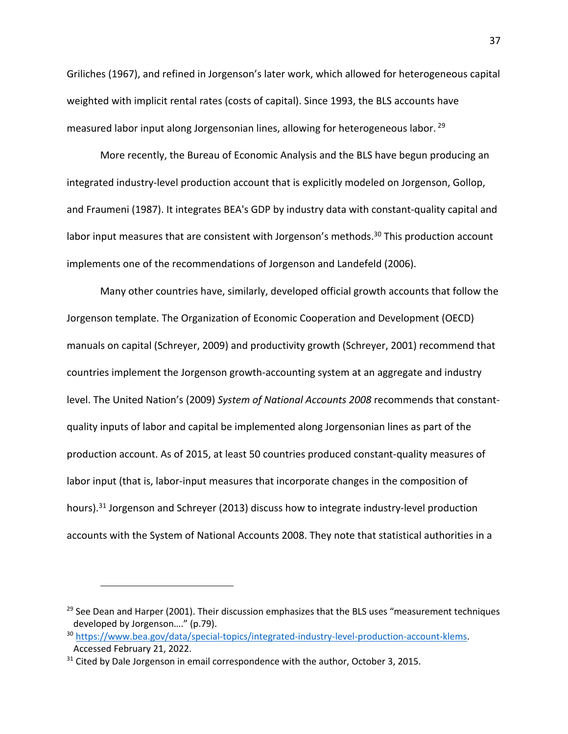Griliches (1967), and refined in Jorgenson's later work, which allowed for heterogeneous capital weighted with implicit rental rates (costs of capital). Since 1993, the BLS accounts have measured labor input along Jorgensonian lines, allowing for heterogeneous labor. [29]

More recently, the Bureau of Economic Analysis and the BLS have begun producing an integrated industry-level production account that is explicitly modeled on Jorgenson, Gollop, and Fraumeni (1987). It integrates BEA's GDP by industry data with constant-quality capital and labor input measures that are consistent with Jorgenson's methods.[30] This production account implements one of the recommendations of Jorgenson and Landefeld (2006).

Many other countries have, similarly, developed official growth accounts that follow the Jorgenson template. The Organization of Economic Cooperation and Development (OECD) manuals on capital (Schreyer, 2009) and productivity growth (Schreyer, 2001) recommend that countries implement the Jorgenson growth-accounting system at an aggregate and industry level. The United Nation's (2009) *System of National Accounts 2008* recommends that constant-quality inputs of labor and capital be implemented along Jorgensonian lines as part of the production account. As of 2015, at least 50 countries produced constant-quality measures of labor input (that is, labor-input measures that incorporate changes in the composition of hours).[31] Jorgenson and Schreyer (2013) discuss how to integrate industry-level production accounts with the System of National Accounts 2008. They note that statistical authorities in a

---

[29] See Dean and Harper (2001). Their discussion emphasizes that the BLS uses "measurement techniques developed by Jorgenson…." (p.79).

[30] https://www.bea.gov/data/special-topics/integrated-industry-level-production-account-klems. Accessed February 21, 2022.

[31] Cited by Dale Jorgenson in email correspondence with the author, October 3, 2015.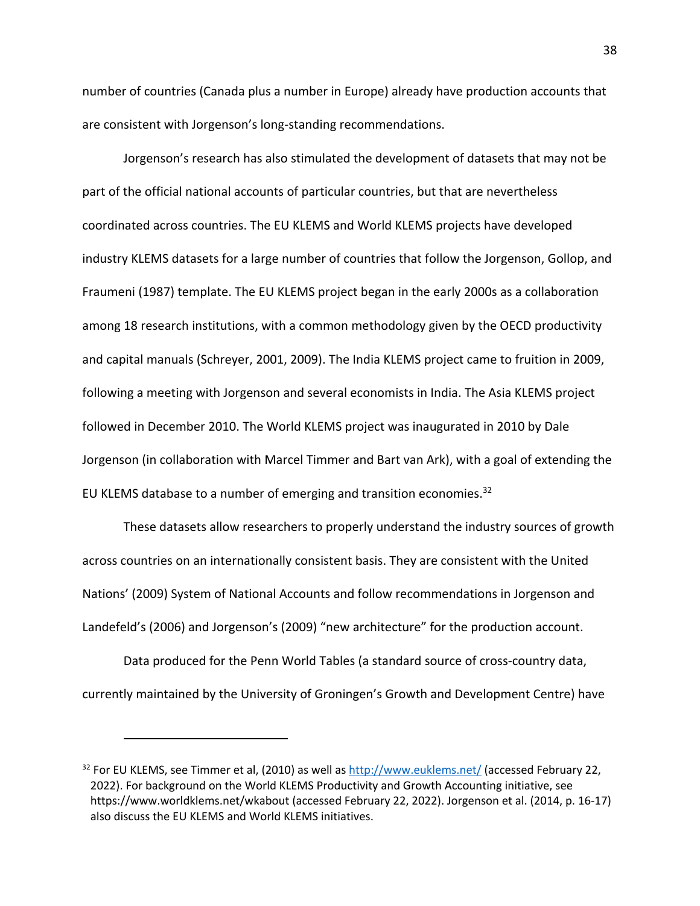number of countries (Canada plus a number in Europe) already have production accounts that are consistent with Jorgenson's long-standing recommendations.

Jorgenson's research has also stimulated the development of datasets that may not be part of the official national accounts of particular countries, but that are nevertheless coordinated across countries. The EU KLEMS and World KLEMS projects have developed industry KLEMS datasets for a large number of countries that follow the Jorgenson, Gollop, and Fraumeni (1987) template. The EU KLEMS project began in the early 2000s as a collaboration among 18 research institutions, with a common methodology given by the OECD productivity and capital manuals (Schreyer, 2001, 2009). The India KLEMS project came to fruition in 2009, following a meeting with Jorgenson and several economists in India. The Asia KLEMS project followed in December 2010. The World KLEMS project was inaugurated in 2010 by Dale Jorgenson (in collaboration with Marcel Timmer and Bart van Ark), with a goal of extending the EU KLEMS database to a number of emerging and transition economies.[32]

These datasets allow researchers to properly understand the industry sources of growth across countries on an internationally consistent basis. They are consistent with the United Nations' (2009) System of National Accounts and follow recommendations in Jorgenson and Landefeld's (2006) and Jorgenson's (2009) "new architecture" for the production account.

Data produced for the Penn World Tables (a standard source of cross-country data, currently maintained by the University of Groningen's Growth and Development Centre) have

---

[32] For EU KLEMS, see Timmer et al, (2010) as well as http://www.euklems.net/ (accessed February 22, 2022). For background on the World KLEMS Productivity and Growth Accounting initiative, see https://www.worldklems.net/wkabout (accessed February 22, 2022). Jorgenson et al. (2014, p. 16-17) also discuss the EU KLEMS and World KLEMS initiatives.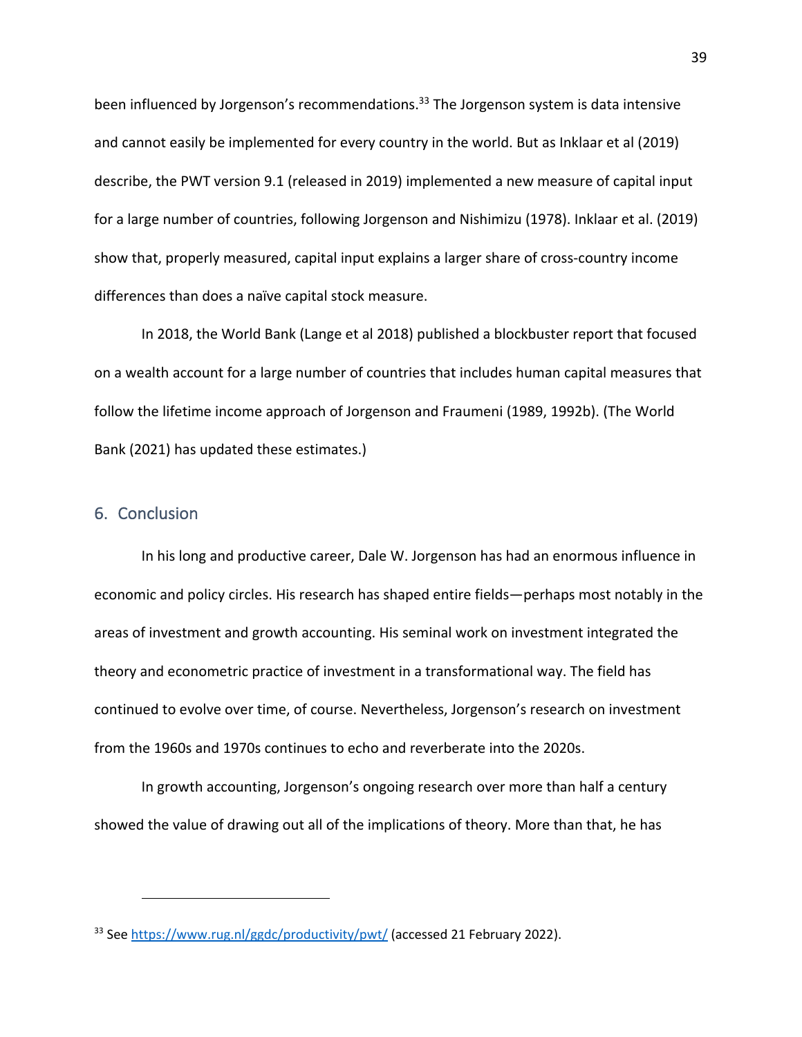been influenced by Jorgenson's recommendations.[33] The Jorgenson system is data intensive and cannot easily be implemented for every country in the world. But as Inklaar et al (2019) describe, the PWT version 9.1 (released in 2019) implemented a new measure of capital input for a large number of countries, following Jorgenson and Nishimizu (1978). Inklaar et al. (2019) show that, properly measured, capital input explains a larger share of cross-country income differences than does a naïve capital stock measure.

In 2018, the World Bank (Lange et al 2018) published a blockbuster report that focused on a wealth account for a large number of countries that includes human capital measures that follow the lifetime income approach of Jorgenson and Fraumeni (1989, 1992b). (The World Bank (2021) has updated these estimates.)

## 6. Conclusion

In his long and productive career, Dale W. Jorgenson has had an enormous influence in economic and policy circles. His research has shaped entire fields—perhaps most notably in the areas of investment and growth accounting. His seminal work on investment integrated the theory and econometric practice of investment in a transformational way. The field has continued to evolve over time, of course. Nevertheless, Jorgenson's research on investment from the 1960s and 1970s continues to echo and reverberate into the 2020s.

In growth accounting, Jorgenson's ongoing research over more than half a century showed the value of drawing out all of the implications of theory. More than that, he has

---

[33] See https://www.rug.nl/ggdc/productivity/pwt/ (accessed 21 February 2022).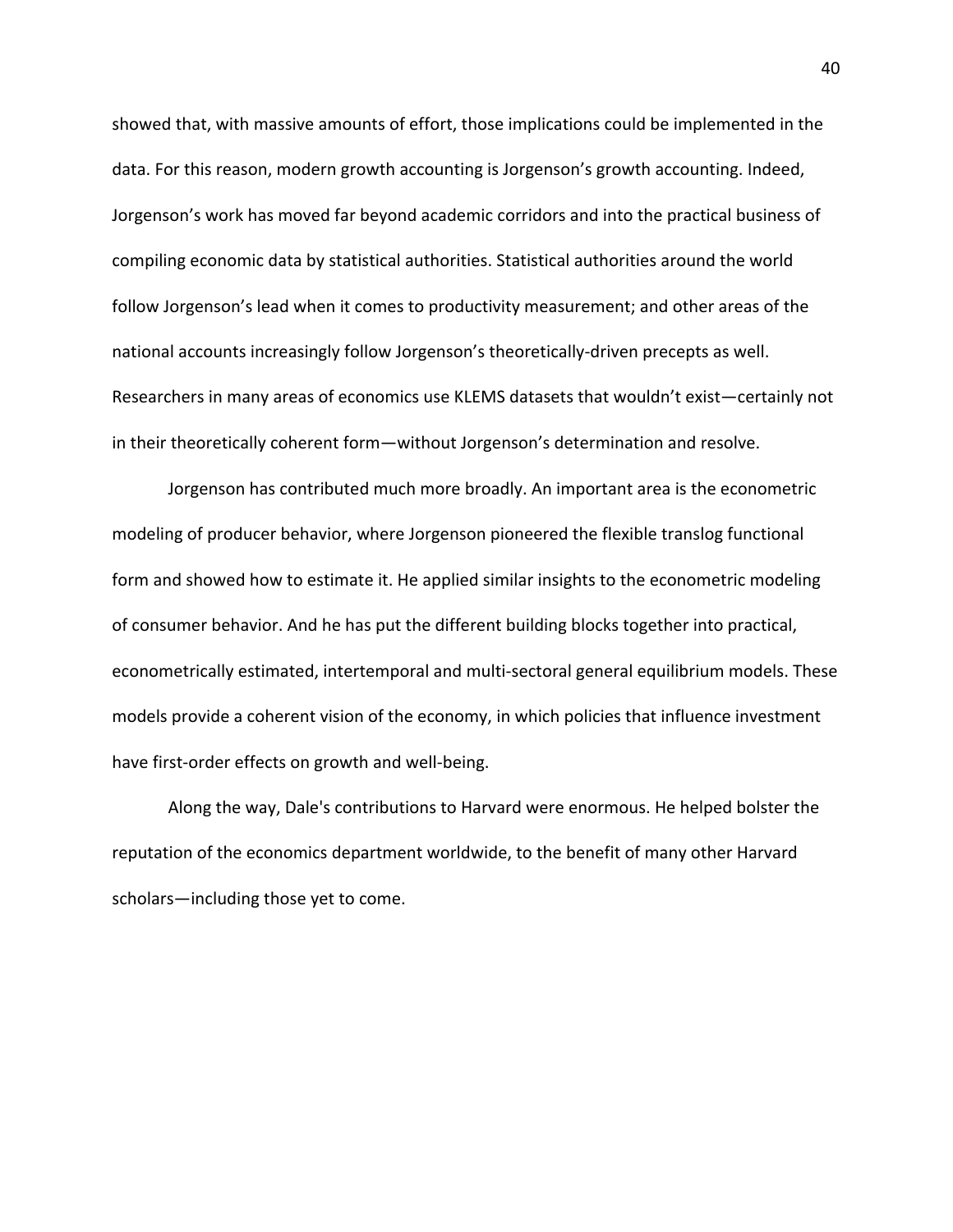showed that, with massive amounts of effort, those implications could be implemented in the data. For this reason, modern growth accounting is Jorgenson's growth accounting. Indeed, Jorgenson's work has moved far beyond academic corridors and into the practical business of compiling economic data by statistical authorities. Statistical authorities around the world follow Jorgenson's lead when it comes to productivity measurement; and other areas of the national accounts increasingly follow Jorgenson's theoretically-driven precepts as well. Researchers in many areas of economics use KLEMS datasets that wouldn't exist—certainly not in their theoretically coherent form—without Jorgenson's determination and resolve.

Jorgenson has contributed much more broadly. An important area is the econometric modeling of producer behavior, where Jorgenson pioneered the flexible translog functional form and showed how to estimate it. He applied similar insights to the econometric modeling of consumer behavior. And he has put the different building blocks together into practical, econometrically estimated, intertemporal and multi-sectoral general equilibrium models. These models provide a coherent vision of the economy, in which policies that influence investment have first-order effects on growth and well-being.

Along the way, Dale's contributions to Harvard were enormous. He helped bolster the reputation of the economics department worldwide, to the benefit of many other Harvard scholars—including those yet to come.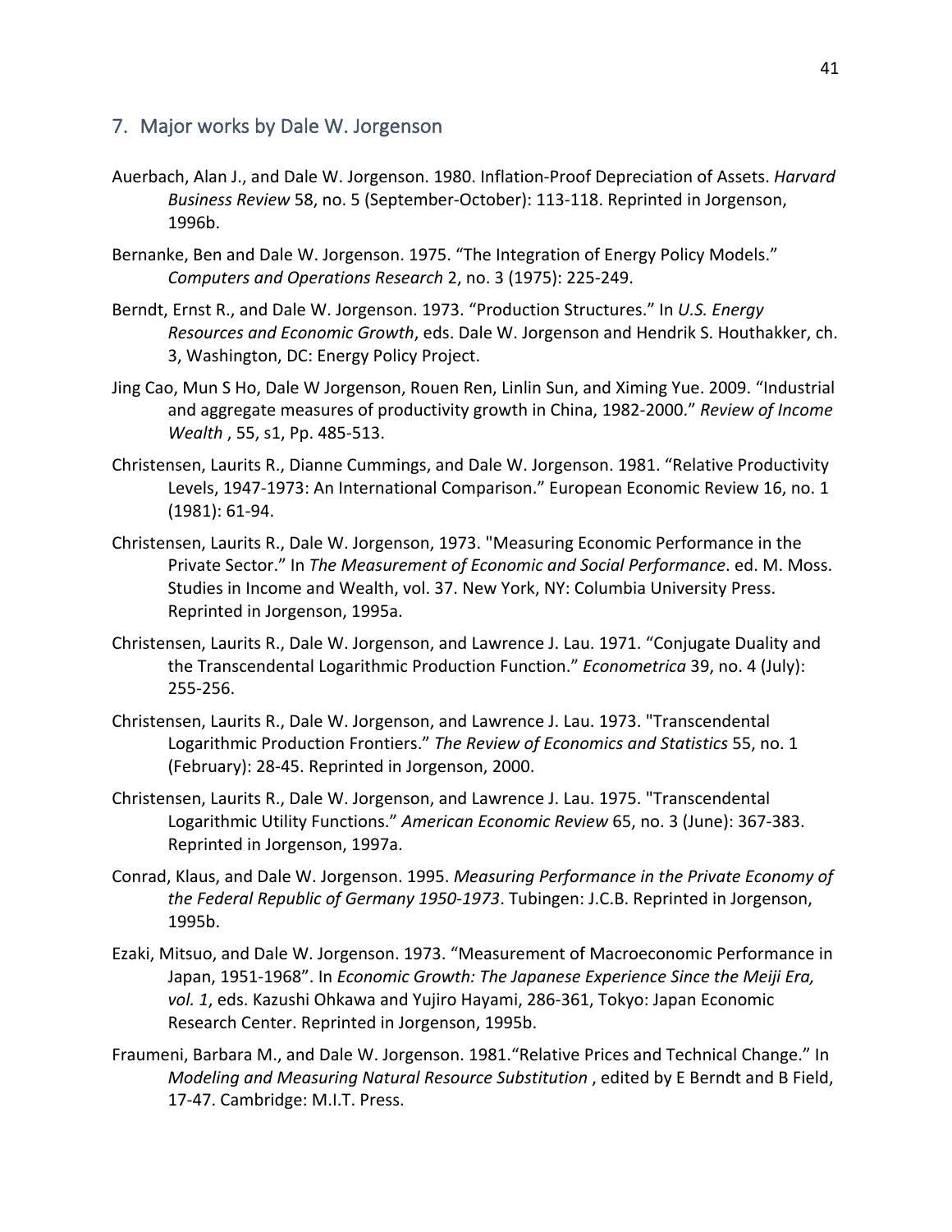## 7. Major works by Dale W. Jorgenson

Auerbach, Alan J., and Dale W. Jorgenson. 1980. Inflation-Proof Depreciation of Assets. *Harvard Business Review* 58, no. 5 (September-October): 113-118. Reprinted in Jorgenson, 1996b.

Bernanke, Ben and Dale W. Jorgenson. 1975. "The Integration of Energy Policy Models." *Computers and Operations Research* 2, no. 3 (1975): 225-249.

Berndt, Ernst R., and Dale W. Jorgenson. 1973. "Production Structures." In *U.S. Energy Resources and Economic Growth*, eds. Dale W. Jorgenson and Hendrik S. Houthakker, ch. 3, Washington, DC: Energy Policy Project.

Jing Cao, Mun S Ho, Dale W Jorgenson, Rouen Ren, Linlin Sun, and Ximing Yue. 2009. "Industrial and aggregate measures of productivity growth in China, 1982-2000." *Review of Income Wealth* , 55, s1, Pp. 485-513.

Christensen, Laurits R., Dianne Cummings, and Dale W. Jorgenson. 1981. "Relative Productivity Levels, 1947-1973: An International Comparison." European Economic Review 16, no. 1 (1981): 61-94.

Christensen, Laurits R., Dale W. Jorgenson, 1973. "Measuring Economic Performance in the Private Sector." In *The Measurement of Economic and Social Performance*. ed. M. Moss. Studies in Income and Wealth, vol. 37. New York, NY: Columbia University Press. Reprinted in Jorgenson, 1995a.

Christensen, Laurits R., Dale W. Jorgenson, and Lawrence J. Lau. 1971. "Conjugate Duality and the Transcendental Logarithmic Production Function." *Econometrica* 39, no. 4 (July): 255-256.

Christensen, Laurits R., Dale W. Jorgenson, and Lawrence J. Lau. 1973. "Transcendental Logarithmic Production Frontiers." *The Review of Economics and Statistics* 55, no. 1 (February): 28-45. Reprinted in Jorgenson, 2000.

Christensen, Laurits R., Dale W. Jorgenson, and Lawrence J. Lau. 1975. "Transcendental Logarithmic Utility Functions." *American Economic Review* 65, no. 3 (June): 367-383. Reprinted in Jorgenson, 1997a.

Conrad, Klaus, and Dale W. Jorgenson. 1995. *Measuring Performance in the Private Economy of the Federal Republic of Germany 1950-1973*. Tubingen: J.C.B. Reprinted in Jorgenson, 1995b.

Ezaki, Mitsuo, and Dale W. Jorgenson. 1973. "Measurement of Macroeconomic Performance in Japan, 1951-1968". In *Economic Growth: The Japanese Experience Since the Meiji Era, vol. 1*, eds. Kazushi Ohkawa and Yujiro Hayami, 286-361, Tokyo: Japan Economic Research Center. Reprinted in Jorgenson, 1995b.

Fraumeni, Barbara M., and Dale W. Jorgenson. 1981."Relative Prices and Technical Change." In *Modeling and Measuring Natural Resource Substitution* , edited by E Berndt and B Field, 17-47. Cambridge: M.I.T. Press.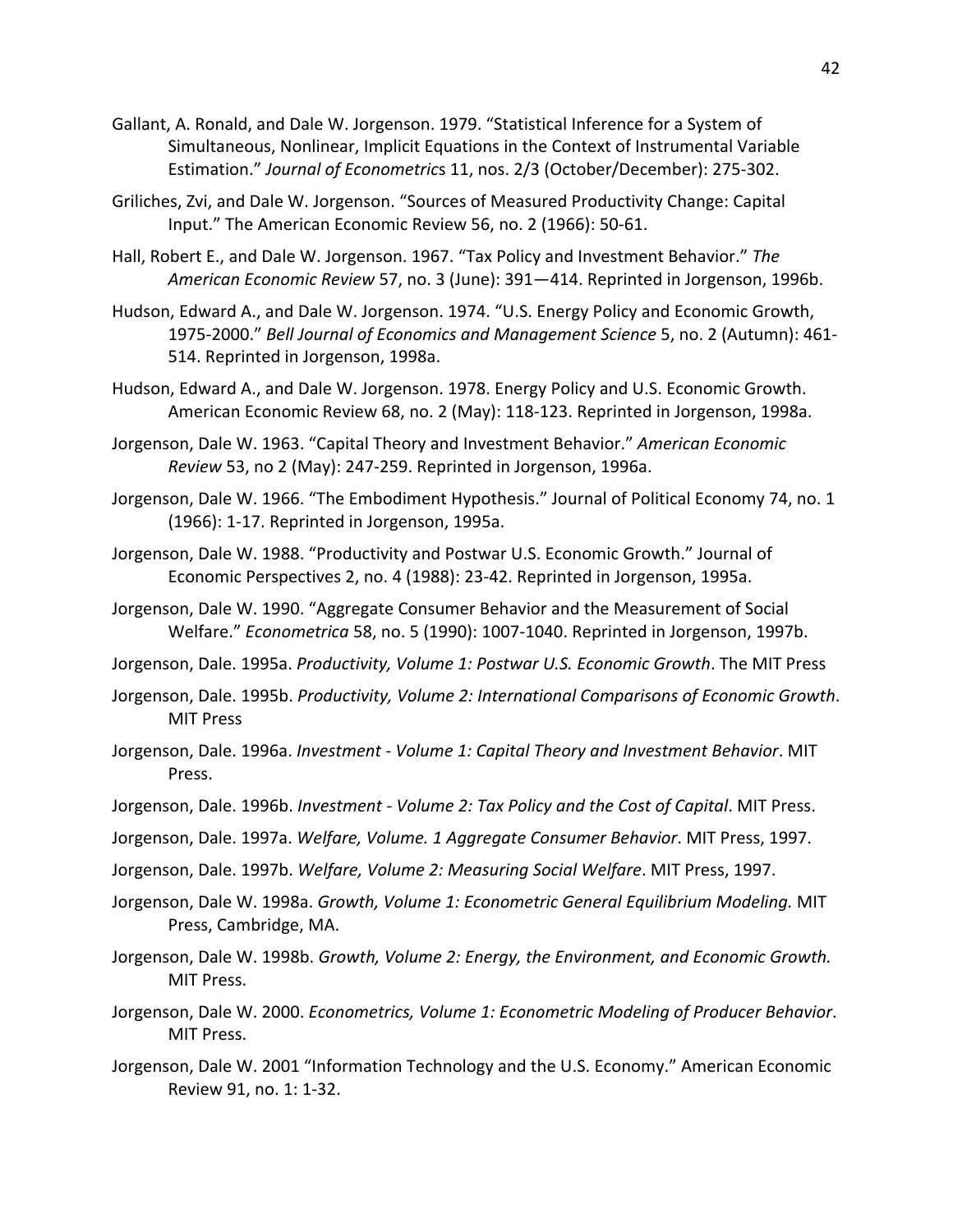Gallant, A. Ronald, and Dale W. Jorgenson. 1979. "Statistical Inference for a System of Simultaneous, Nonlinear, Implicit Equations in the Context of Instrumental Variable Estimation." *Journal of Econometric*s 11, nos. 2/3 (October/December): 275-302.

Griliches, Zvi, and Dale W. Jorgenson. "Sources of Measured Productivity Change: Capital Input." The American Economic Review 56, no. 2 (1966): 50-61.

Hall, Robert E., and Dale W. Jorgenson. 1967. "Tax Policy and Investment Behavior." *The American Economic Review* 57, no. 3 (June): 391—414. Reprinted in Jorgenson, 1996b.

Hudson, Edward A., and Dale W. Jorgenson. 1974. "U.S. Energy Policy and Economic Growth, 1975-2000." *Bell Journal of Economics and Management Science* 5, no. 2 (Autumn): 461-514. Reprinted in Jorgenson, 1998a.

Hudson, Edward A., and Dale W. Jorgenson. 1978. Energy Policy and U.S. Economic Growth. American Economic Review 68, no. 2 (May): 118-123. Reprinted in Jorgenson, 1998a.

Jorgenson, Dale W. 1963. "Capital Theory and Investment Behavior." *American Economic Review* 53, no 2 (May): 247-259. Reprinted in Jorgenson, 1996a.

Jorgenson, Dale W. 1966. "The Embodiment Hypothesis." Journal of Political Economy 74, no. 1 (1966): 1-17. Reprinted in Jorgenson, 1995a.

Jorgenson, Dale W. 1988. "Productivity and Postwar U.S. Economic Growth." Journal of Economic Perspectives 2, no. 4 (1988): 23-42. Reprinted in Jorgenson, 1995a.

Jorgenson, Dale W. 1990. "Aggregate Consumer Behavior and the Measurement of Social Welfare." *Econometrica* 58, no. 5 (1990): 1007-1040. Reprinted in Jorgenson, 1997b.

Jorgenson, Dale. 1995a. *Productivity, Volume 1: Postwar U.S. Economic Growth*. The MIT Press

Jorgenson, Dale. 1995b. *Productivity, Volume 2: International Comparisons of Economic Growth*. MIT Press

Jorgenson, Dale. 1996a. *Investment - Volume 1: Capital Theory and Investment Behavior*. MIT Press.

Jorgenson, Dale. 1996b. *Investment - Volume 2: Tax Policy and the Cost of Capital*. MIT Press.

Jorgenson, Dale. 1997a. *Welfare, Volume. 1 Aggregate Consumer Behavior*. MIT Press, 1997.

Jorgenson, Dale. 1997b. *Welfare, Volume 2: Measuring Social Welfare*. MIT Press, 1997.

Jorgenson, Dale W. 1998a. *Growth, Volume 1: Econometric General Equilibrium Modeling.* MIT Press, Cambridge, MA.

Jorgenson, Dale W. 1998b. *Growth, Volume 2: Energy, the Environment, and Economic Growth.* MIT Press.

Jorgenson, Dale W. 2000. *Econometrics, Volume 1: Econometric Modeling of Producer Behavior*. MIT Press.

Jorgenson, Dale W. 2001 "Information Technology and the U.S. Economy." American Economic Review 91, no. 1: 1-32.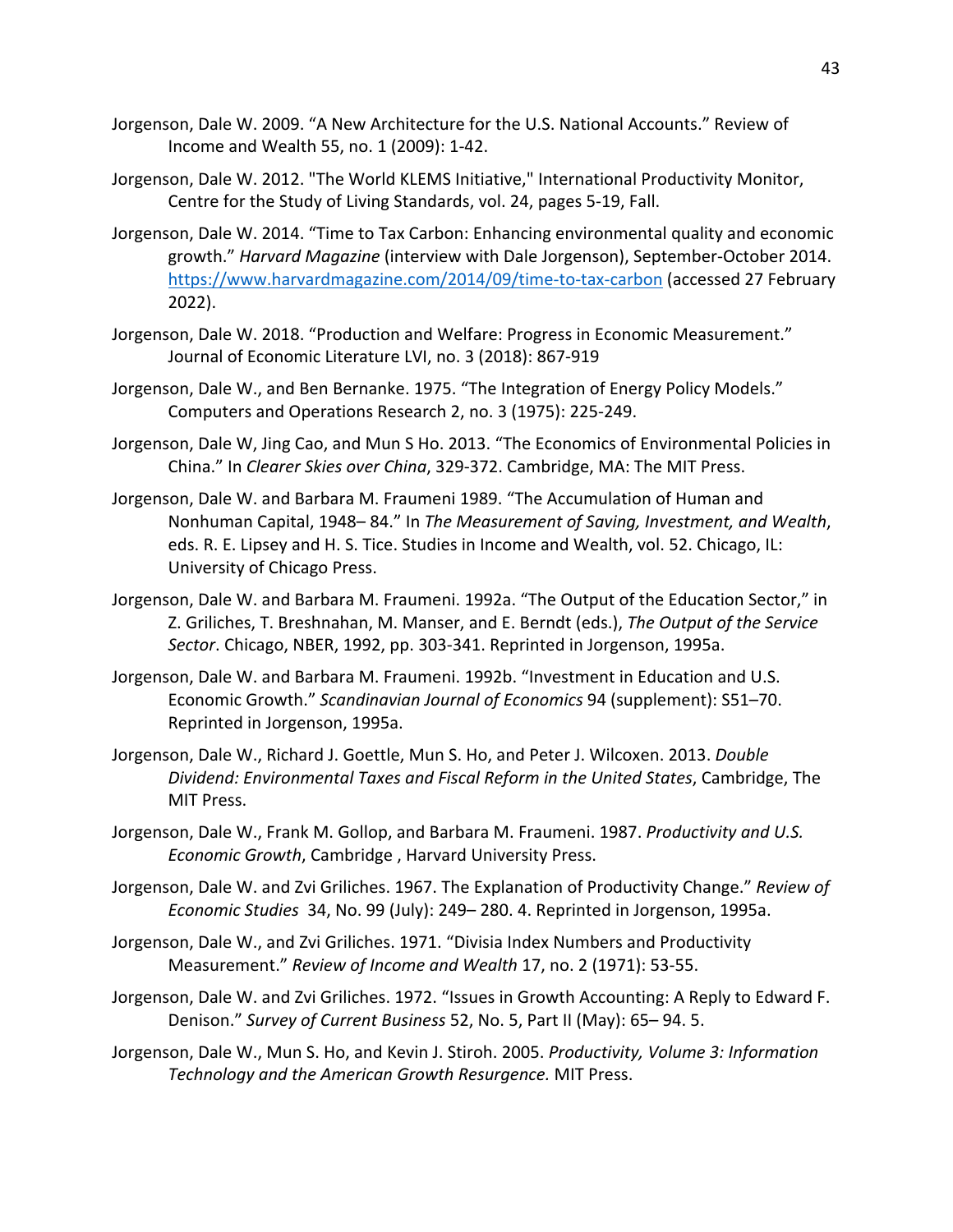Jorgenson, Dale W. 2009. “A New Architecture for the U.S. National Accounts.” Review of Income and Wealth 55, no. 1 (2009): 1-42.

Jorgenson, Dale W. 2012. "The World KLEMS Initiative," International Productivity Monitor, Centre for the Study of Living Standards, vol. 24, pages 5-19, Fall.

Jorgenson, Dale W. 2014. “Time to Tax Carbon: Enhancing environmental quality and economic growth.” *Harvard Magazine* (interview with Dale Jorgenson), September-October 2014. https://www.harvardmagazine.com/2014/09/time-to-tax-carbon (accessed 27 February 2022).

Jorgenson, Dale W. 2018. “Production and Welfare: Progress in Economic Measurement.” Journal of Economic Literature LVI, no. 3 (2018): 867-919

Jorgenson, Dale W., and Ben Bernanke. 1975. “The Integration of Energy Policy Models.” Computers and Operations Research 2, no. 3 (1975): 225-249.

Jorgenson, Dale W, Jing Cao, and Mun S Ho. 2013. “The Economics of Environmental Policies in China.” In *Clearer Skies over China*, 329-372. Cambridge, MA: The MIT Press.

Jorgenson, Dale W. and Barbara M. Fraumeni 1989. “The Accumulation of Human and Nonhuman Capital, 1948– 84.” In *The Measurement of Saving, Investment, and Wealth*, eds. R. E. Lipsey and H. S. Tice. Studies in Income and Wealth, vol. 52. Chicago, IL: University of Chicago Press.

Jorgenson, Dale W. and Barbara M. Fraumeni. 1992a. “The Output of the Education Sector,” in Z. Griliches, T. Breshnahan, M. Manser, and E. Berndt (eds.), *The Output of the Service Sector*. Chicago, NBER, 1992, pp. 303-341. Reprinted in Jorgenson, 1995a.

Jorgenson, Dale W. and Barbara M. Fraumeni. 1992b. “Investment in Education and U.S. Economic Growth.” *Scandinavian Journal of Economics* 94 (supplement): S51–70. Reprinted in Jorgenson, 1995a.

Jorgenson, Dale W., Richard J. Goettle, Mun S. Ho, and Peter J. Wilcoxen. 2013. *Double Dividend: Environmental Taxes and Fiscal Reform in the United States*, Cambridge, The MIT Press.

Jorgenson, Dale W., Frank M. Gollop, and Barbara M. Fraumeni. 1987. *Productivity and U.S. Economic Growth*, Cambridge , Harvard University Press.

Jorgenson, Dale W. and Zvi Griliches. 1967. The Explanation of Productivity Change.” *Review of Economic Studies* 34, No. 99 (July): 249– 280. 4. Reprinted in Jorgenson, 1995a.

Jorgenson, Dale W., and Zvi Griliches. 1971. “Divisia Index Numbers and Productivity Measurement.” *Review of Income and Wealth* 17, no. 2 (1971): 53-55.

Jorgenson, Dale W. and Zvi Griliches. 1972. “Issues in Growth Accounting: A Reply to Edward F. Denison.” *Survey of Current Business* 52, No. 5, Part II (May): 65– 94. 5.

Jorgenson, Dale W., Mun S. Ho, and Kevin J. Stiroh. 2005. *Productivity, Volume 3: Information Technology and the American Growth Resurgence.* MIT Press.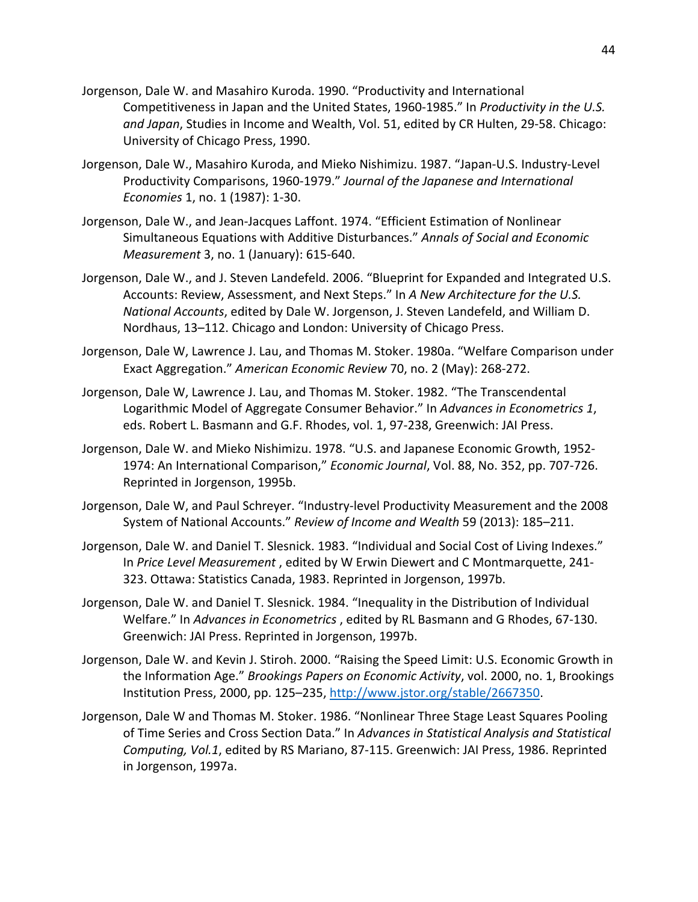Jorgenson, Dale W. and Masahiro Kuroda. 1990. “Productivity and International Competitiveness in Japan and the United States, 1960-1985.” In *Productivity in the U.S. and Japan*, Studies in Income and Wealth, Vol. 51, edited by CR Hulten, 29-58. Chicago: University of Chicago Press, 1990.

Jorgenson, Dale W., Masahiro Kuroda, and Mieko Nishimizu. 1987. “Japan-U.S. Industry-Level Productivity Comparisons, 1960-1979.” *Journal of the Japanese and International Economies* 1, no. 1 (1987): 1-30.

Jorgenson, Dale W., and Jean-Jacques Laffont. 1974. “Efficient Estimation of Nonlinear Simultaneous Equations with Additive Disturbances.” *Annals of Social and Economic Measurement* 3, no. 1 (January): 615-640.

Jorgenson, Dale W., and J. Steven Landefeld. 2006. “Blueprint for Expanded and Integrated U.S. Accounts: Review, Assessment, and Next Steps.” In *A New Architecture for the U.S. National Accounts*, edited by Dale W. Jorgenson, J. Steven Landefeld, and William D. Nordhaus, 13–112. Chicago and London: University of Chicago Press.

Jorgenson, Dale W, Lawrence J. Lau, and Thomas M. Stoker. 1980a. “Welfare Comparison under Exact Aggregation.” *American Economic Review* 70, no. 2 (May): 268-272.

Jorgenson, Dale W, Lawrence J. Lau, and Thomas M. Stoker. 1982. “The Transcendental Logarithmic Model of Aggregate Consumer Behavior.” In *Advances in Econometrics 1*, eds. Robert L. Basmann and G.F. Rhodes, vol. 1, 97-238, Greenwich: JAI Press.

Jorgenson, Dale W. and Mieko Nishimizu. 1978. “U.S. and Japanese Economic Growth, 1952-1974: An International Comparison,” *Economic Journal*, Vol. 88, No. 352, pp. 707-726. Reprinted in Jorgenson, 1995b.

Jorgenson, Dale W, and Paul Schreyer. “Industry-level Productivity Measurement and the 2008 System of National Accounts.” *Review of Income and Wealth* 59 (2013): 185–211.

Jorgenson, Dale W. and Daniel T. Slesnick. 1983. “Individual and Social Cost of Living Indexes.” In *Price Level Measurement* , edited by W Erwin Diewert and C Montmarquette, 241-323. Ottawa: Statistics Canada, 1983. Reprinted in Jorgenson, 1997b.

Jorgenson, Dale W. and Daniel T. Slesnick. 1984. “Inequality in the Distribution of Individual Welfare.” In *Advances in Econometrics* , edited by RL Basmann and G Rhodes, 67-130. Greenwich: JAI Press. Reprinted in Jorgenson, 1997b.

Jorgenson, Dale W. and Kevin J. Stiroh. 2000. “Raising the Speed Limit: U.S. Economic Growth in the Information Age.” *Brookings Papers on Economic Activity*, vol. 2000, no. 1, Brookings Institution Press, 2000, pp. 125–235, http://www.jstor.org/stable/2667350.

Jorgenson, Dale W and Thomas M. Stoker. 1986. “Nonlinear Three Stage Least Squares Pooling of Time Series and Cross Section Data.” In *Advances in Statistical Analysis and Statistical Computing, Vol.1*, edited by RS Mariano, 87-115. Greenwich: JAI Press, 1986. Reprinted in Jorgenson, 1997a.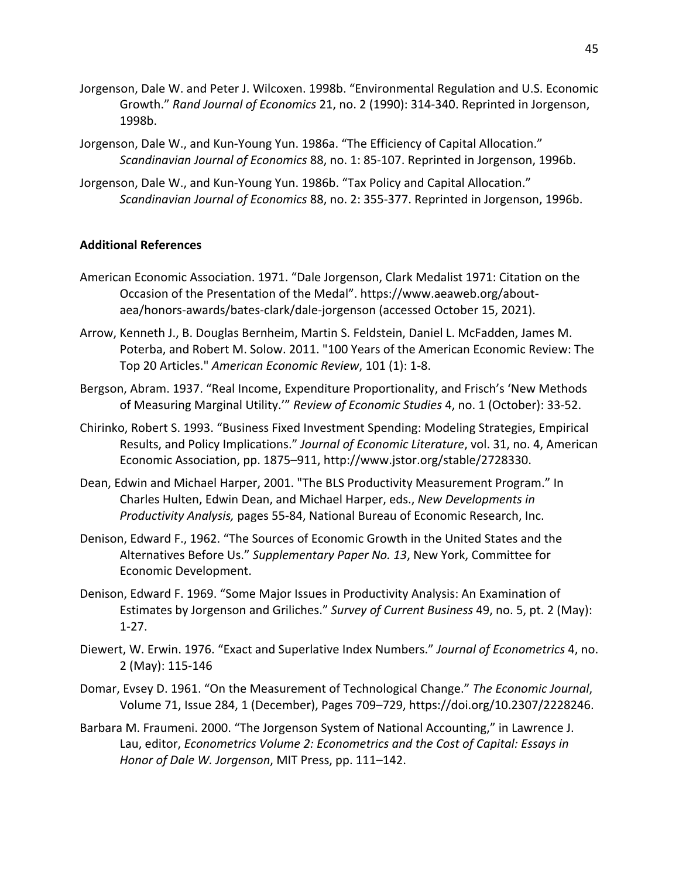Jorgenson, Dale W. and Peter J. Wilcoxen. 1998b. "Environmental Regulation and U.S. Economic Growth." *Rand Journal of Economics* 21, no. 2 (1990): 314-340. Reprinted in Jorgenson, 1998b.

Jorgenson, Dale W., and Kun-Young Yun. 1986a. "The Efficiency of Capital Allocation." *Scandinavian Journal of Economics* 88, no. 1: 85-107. Reprinted in Jorgenson, 1996b.

Jorgenson, Dale W., and Kun-Young Yun. 1986b. "Tax Policy and Capital Allocation." *Scandinavian Journal of Economics* 88, no. 2: 355-377. Reprinted in Jorgenson, 1996b.

**Additional References**

American Economic Association. 1971. "Dale Jorgenson, Clark Medalist 1971: Citation on the Occasion of the Presentation of the Medal". https://www.aeaweb.org/about-aea/honors-awards/bates-clark/dale-jorgenson (accessed October 15, 2021).

Arrow, Kenneth J., B. Douglas Bernheim, Martin S. Feldstein, Daniel L. McFadden, James M. Poterba, and Robert M. Solow. 2011. "100 Years of the American Economic Review: The Top 20 Articles." *American Economic Review*, 101 (1): 1-8.

Bergson, Abram. 1937. "Real Income, Expenditure Proportionality, and Frisch's 'New Methods of Measuring Marginal Utility.'" *Review of Economic Studies* 4, no. 1 (October): 33-52.

Chirinko, Robert S. 1993. "Business Fixed Investment Spending: Modeling Strategies, Empirical Results, and Policy Implications." *Journal of Economic Literature*, vol. 31, no. 4, American Economic Association, pp. 1875–911, http://www.jstor.org/stable/2728330.

Dean, Edwin and Michael Harper, 2001. "The BLS Productivity Measurement Program." In Charles Hulten, Edwin Dean, and Michael Harper, eds., *New Developments in Productivity Analysis,* pages 55-84, National Bureau of Economic Research, Inc.

Denison, Edward F., 1962. "The Sources of Economic Growth in the United States and the Alternatives Before Us." *Supplementary Paper No. 13*, New York, Committee for Economic Development.

Denison, Edward F. 1969. "Some Major Issues in Productivity Analysis: An Examination of Estimates by Jorgenson and Griliches." *Survey of Current Business* 49, no. 5, pt. 2 (May): 1-27.

Diewert, W. Erwin. 1976. "Exact and Superlative Index Numbers." *Journal of Econometrics* 4, no. 2 (May): 115-146

Domar, Evsey D. 1961. "On the Measurement of Technological Change." *The Economic Journal*, Volume 71, Issue 284, 1 (December), Pages 709–729, https://doi.org/10.2307/2228246.

Barbara M. Fraumeni. 2000. "The Jorgenson System of National Accounting," in Lawrence J. Lau, editor, *Econometrics Volume 2: Econometrics and the Cost of Capital: Essays in Honor of Dale W. Jorgenson*, MIT Press, pp. 111–142.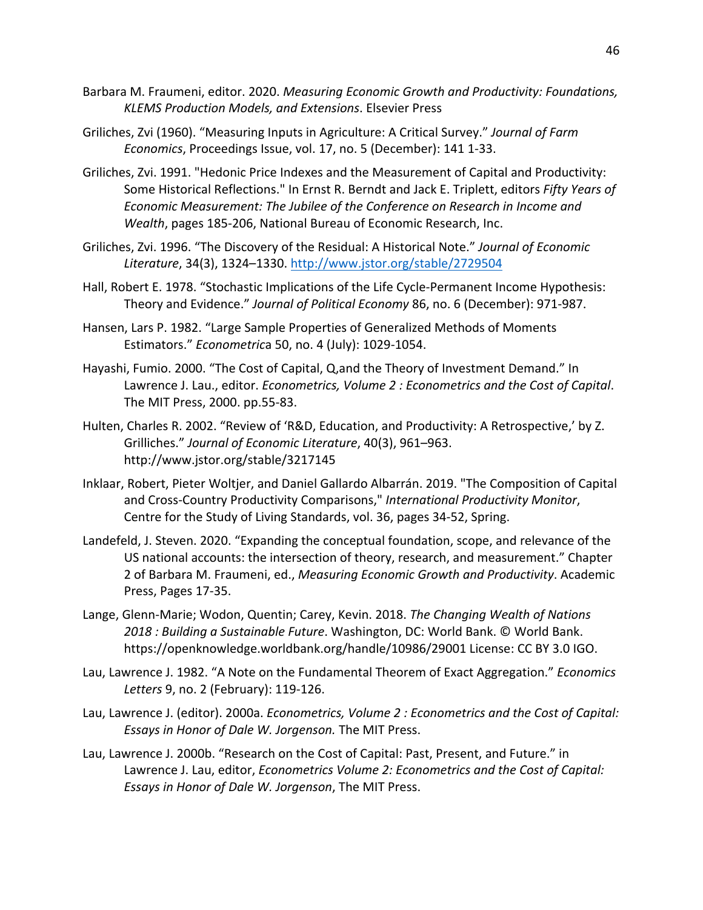Barbara M. Fraumeni, editor. 2020. *Measuring Economic Growth and Productivity: Foundations, KLEMS Production Models, and Extensions*. Elsevier Press

Griliches, Zvi (1960). "Measuring Inputs in Agriculture: A Critical Survey." *Journal of Farm Economics*, Proceedings Issue, vol. 17, no. 5 (December): 141 1-33.

Griliches, Zvi. 1991. "Hedonic Price Indexes and the Measurement of Capital and Productivity: Some Historical Reflections." In Ernst R. Berndt and Jack E. Triplett, editors *Fifty Years of Economic Measurement: The Jubilee of the Conference on Research in Income and Wealth*, pages 185-206, National Bureau of Economic Research, Inc.

Griliches, Zvi. 1996. "The Discovery of the Residual: A Historical Note." *Journal of Economic Literature*, 34(3), 1324–1330. http://www.jstor.org/stable/2729504

Hall, Robert E. 1978. "Stochastic Implications of the Life Cycle-Permanent Income Hypothesis: Theory and Evidence." *Journal of Political Economy* 86, no. 6 (December): 971-987.

Hansen, Lars P. 1982. "Large Sample Properties of Generalized Methods of Moments Estimators." *Econometrica* 50, no. 4 (July): 1029-1054.

Hayashi, Fumio. 2000. "The Cost of Capital, Q,and the Theory of Investment Demand." In Lawrence J. Lau., editor. *Econometrics, Volume 2 : Econometrics and the Cost of Capital*. The MIT Press, 2000. pp.55-83.

Hulten, Charles R. 2002. "Review of 'R&D, Education, and Productivity: A Retrospective,' by Z. Grilliches." *Journal of Economic Literature*, 40(3), 961–963. http://www.jstor.org/stable/3217145

Inklaar, Robert, Pieter Woltjer, and Daniel Gallardo Albarrán. 2019. "The Composition of Capital and Cross-Country Productivity Comparisons," *International Productivity Monitor*, Centre for the Study of Living Standards, vol. 36, pages 34-52, Spring.

Landefeld, J. Steven. 2020. "Expanding the conceptual foundation, scope, and relevance of the US national accounts: the intersection of theory, research, and measurement." Chapter 2 of Barbara M. Fraumeni, ed., *Measuring Economic Growth and Productivity*. Academic Press, Pages 17-35.

Lange, Glenn-Marie; Wodon, Quentin; Carey, Kevin. 2018. *The Changing Wealth of Nations 2018 : Building a Sustainable Future*. Washington, DC: World Bank. © World Bank. https://openknowledge.worldbank.org/handle/10986/29001 License: CC BY 3.0 IGO.

Lau, Lawrence J. 1982. "A Note on the Fundamental Theorem of Exact Aggregation." *Economics Letters* 9, no. 2 (February): 119-126.

Lau, Lawrence J. (editor). 2000a. *Econometrics, Volume 2 : Econometrics and the Cost of Capital: Essays in Honor of Dale W. Jorgenson.* The MIT Press.

Lau, Lawrence J. 2000b. "Research on the Cost of Capital: Past, Present, and Future." in Lawrence J. Lau, editor, *Econometrics Volume 2: Econometrics and the Cost of Capital: Essays in Honor of Dale W. Jorgenson*, The MIT Press.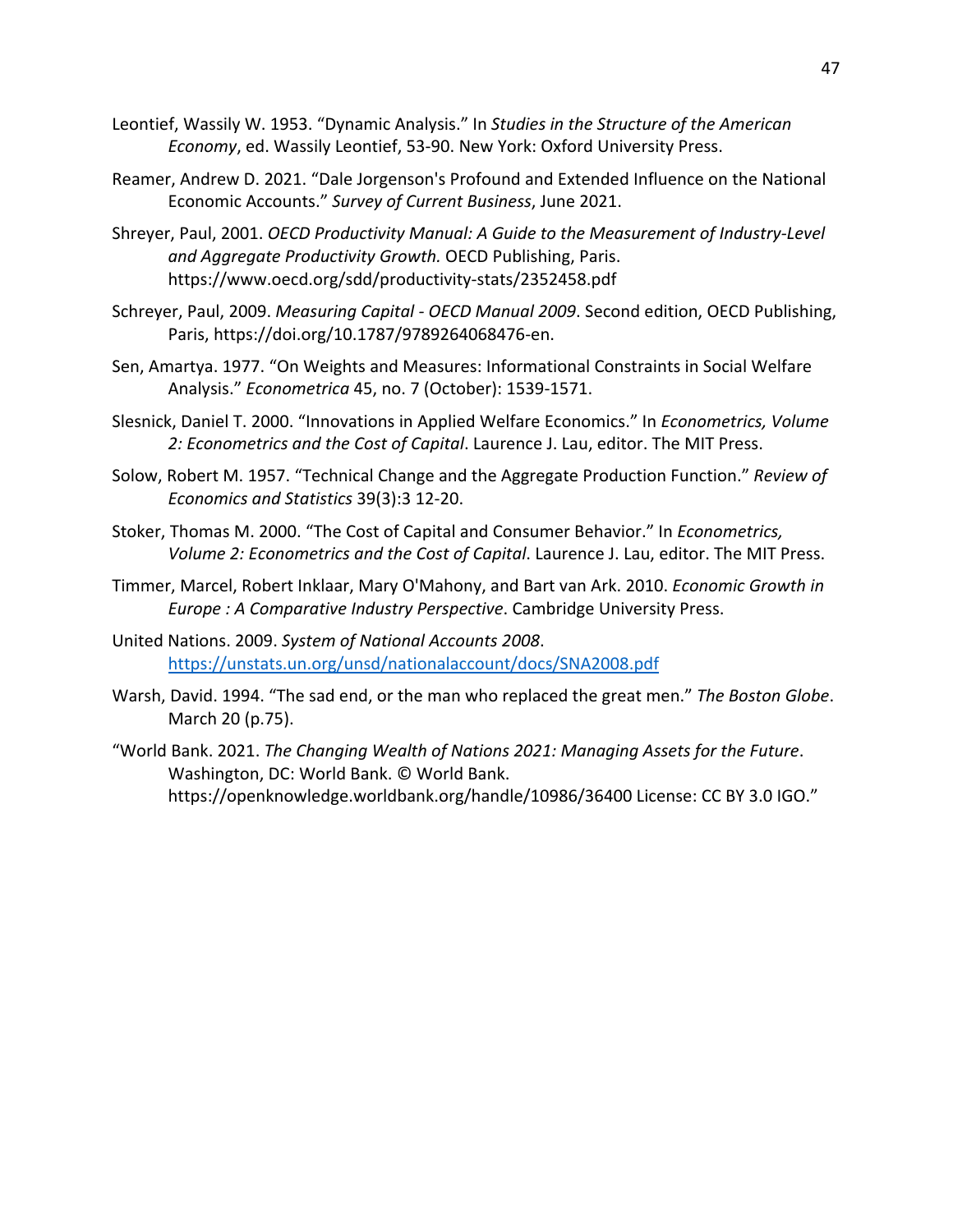Leontief, Wassily W. 1953. “Dynamic Analysis.” In *Studies in the Structure of the American Economy*, ed. Wassily Leontief, 53-90. New York: Oxford University Press.

Reamer, Andrew D. 2021. “Dale Jorgenson's Profound and Extended Influence on the National Economic Accounts.” *Survey of Current Business*, June 2021.

Shreyer, Paul, 2001. *OECD Productivity Manual: A Guide to the Measurement of Industry-Level and Aggregate Productivity Growth.* OECD Publishing, Paris. https://www.oecd.org/sdd/productivity-stats/2352458.pdf

Schreyer, Paul, 2009. *Measuring Capital - OECD Manual 2009*. Second edition, OECD Publishing, Paris, https://doi.org/10.1787/9789264068476-en.

Sen, Amartya. 1977. “On Weights and Measures: Informational Constraints in Social Welfare Analysis.” *Econometrica* 45, no. 7 (October): 1539-1571.

Slesnick, Daniel T. 2000. “Innovations in Applied Welfare Economics.” In *Econometrics, Volume 2: Econometrics and the Cost of Capital*. Laurence J. Lau, editor. The MIT Press.

Solow, Robert M. 1957. “Technical Change and the Aggregate Production Function.” *Review of Economics and Statistics* 39(3):3 12-20.

Stoker, Thomas M. 2000. “The Cost of Capital and Consumer Behavior.” In *Econometrics, Volume 2: Econometrics and the Cost of Capital*. Laurence J. Lau, editor. The MIT Press.

Timmer, Marcel, Robert Inklaar, Mary O'Mahony, and Bart van Ark. 2010. *Economic Growth in Europe : A Comparative Industry Perspective*. Cambridge University Press.

United Nations. 2009. *System of National Accounts 2008*. https://unstats.un.org/unsd/nationalaccount/docs/SNA2008.pdf

Warsh, David. 1994. “The sad end, or the man who replaced the great men.” *The Boston Globe*. March 20 (p.75).

“World Bank. 2021. *The Changing Wealth of Nations 2021: Managing Assets for the Future*. Washington, DC: World Bank. © World Bank. https://openknowledge.worldbank.org/handle/10986/36400 License: CC BY 3.0 IGO.”